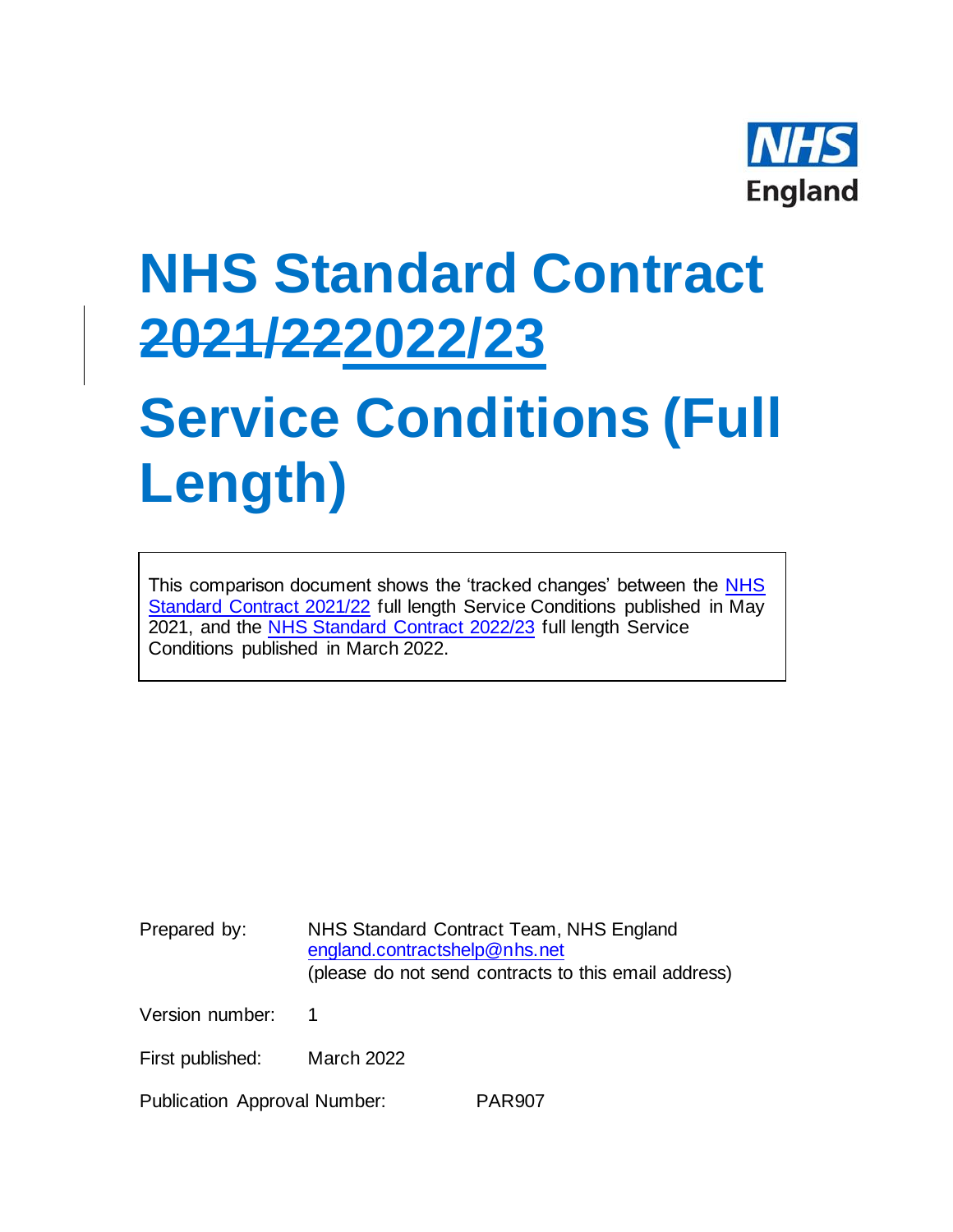NHS England

# NHS Standard Contract ~~2021/22~~2022/23

# Service Conditions (Full Length)

This comparison document shows the 'tracked changes' between the NHS Standard Contract 2021/22 full length Service Conditions published in May 2021, and the NHS Standard Contract 2022/23 full length Service Conditions published in March 2022.

| | |
|---|---|
| Prepared by: | NHS Standard Contract Team, NHS England<br>england.contractshelp@nhs.net<br>(please do not send contracts to this email address) |
| Version number: | 1 |
| First published: | March 2022 |
| Publication Approval Number: | PAR907 |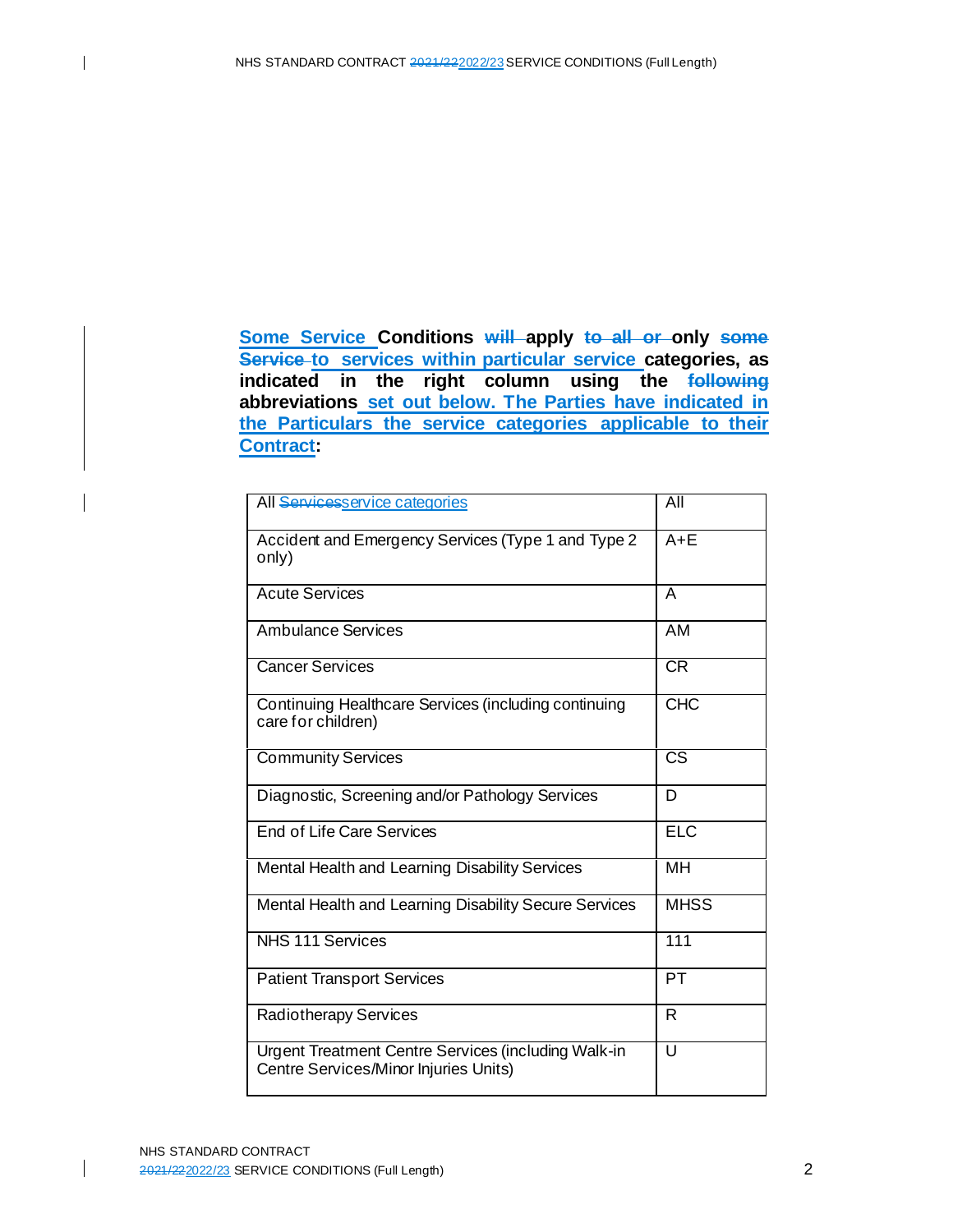**Some Service Conditions ~~will~~ apply ~~to all or~~ only ~~some Service~~ to services within particular service categories, as indicated in the right column using the ~~following~~ abbreviations set out below. The Parties have indicated in the Particulars the service categories applicable to their Contract:**

| | |
|---|---|
| All ~~Services~~service categories | All |
| Accident and Emergency Services (Type 1 and Type 2 only) | A+E |
| Acute Services | A |
| Ambulance Services | AM |
| Cancer Services | CR |
| Continuing Healthcare Services (including continuing care for children) | CHC |
| Community Services | CS |
| Diagnostic, Screening and/or Pathology Services | D |
| End of Life Care Services | ELC |
| Mental Health and Learning Disability Services | MH |
| Mental Health and Learning Disability Secure Services | MHSS |
| NHS 111 Services | 111 |
| Patient Transport Services | PT |
| Radiotherapy Services | R |
| Urgent Treatment Centre Services (including Walk-in Centre Services/Minor Injuries Units) | U |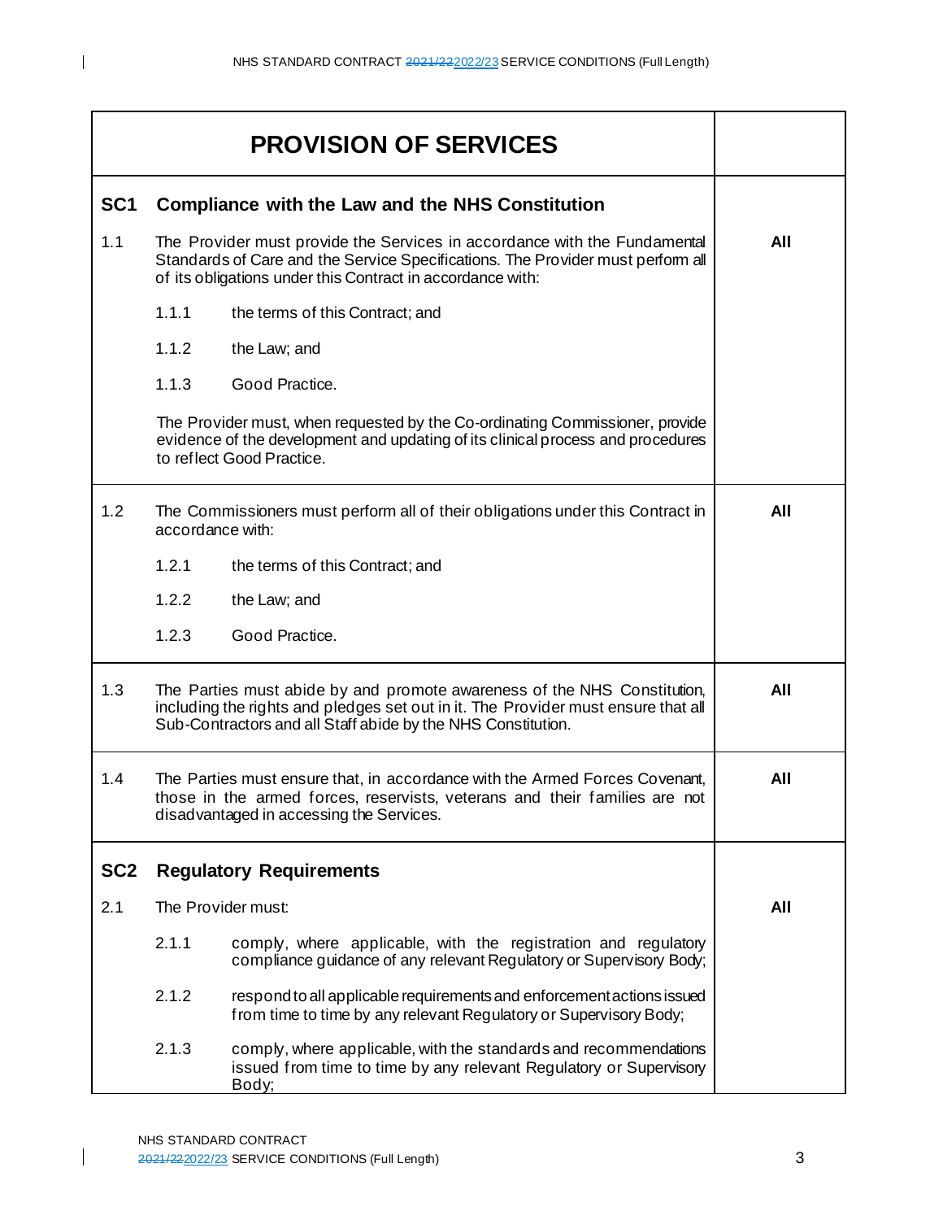## PROVISION OF SERVICES

### SC1 Compliance with the Law and the NHS Constitution

| | |
|---|---|
| 1.1 The Provider must provide the Services in accordance with the Fundamental Standards of Care and the Service Specifications. The Provider must perform all of its obligations under this Contract in accordance with:<br><br>1.1.1 the terms of this Contract; and<br><br>1.1.2 the Law; and<br><br>1.1.3 Good Practice.<br><br>The Provider must, when requested by the Co-ordinating Commissioner, provide evidence of the development and updating of its clinical process and procedures to reflect Good Practice. | **All** |
| 1.2 The Commissioners must perform all of their obligations under this Contract in accordance with:<br><br>1.2.1 the terms of this Contract; and<br><br>1.2.2 the Law; and<br><br>1.2.3 Good Practice. | **All** |
| 1.3 The Parties must abide by and promote awareness of the NHS Constitution, including the rights and pledges set out in it. The Provider must ensure that all Sub-Contractors and all Staff abide by the NHS Constitution. | **All** |
| 1.4 The Parties must ensure that, in accordance with the Armed Forces Covenant, those in the armed forces, reservists, veterans and their families are not disadvantaged in accessing the Services. | **All** |

### SC2 Regulatory Requirements

| | |
|---|---|
| 2.1 The Provider must:<br><br>2.1.1 comply, where applicable, with the registration and regulatory compliance guidance of any relevant Regulatory or Supervisory Body;<br><br>2.1.2 respond to all applicable requirements and enforcement actions issued from time to time by any relevant Regulatory or Supervisory Body;<br><br>2.1.3 comply, where applicable, with the standards and recommendations issued from time to time by any relevant Regulatory or Supervisory Body; | **All** |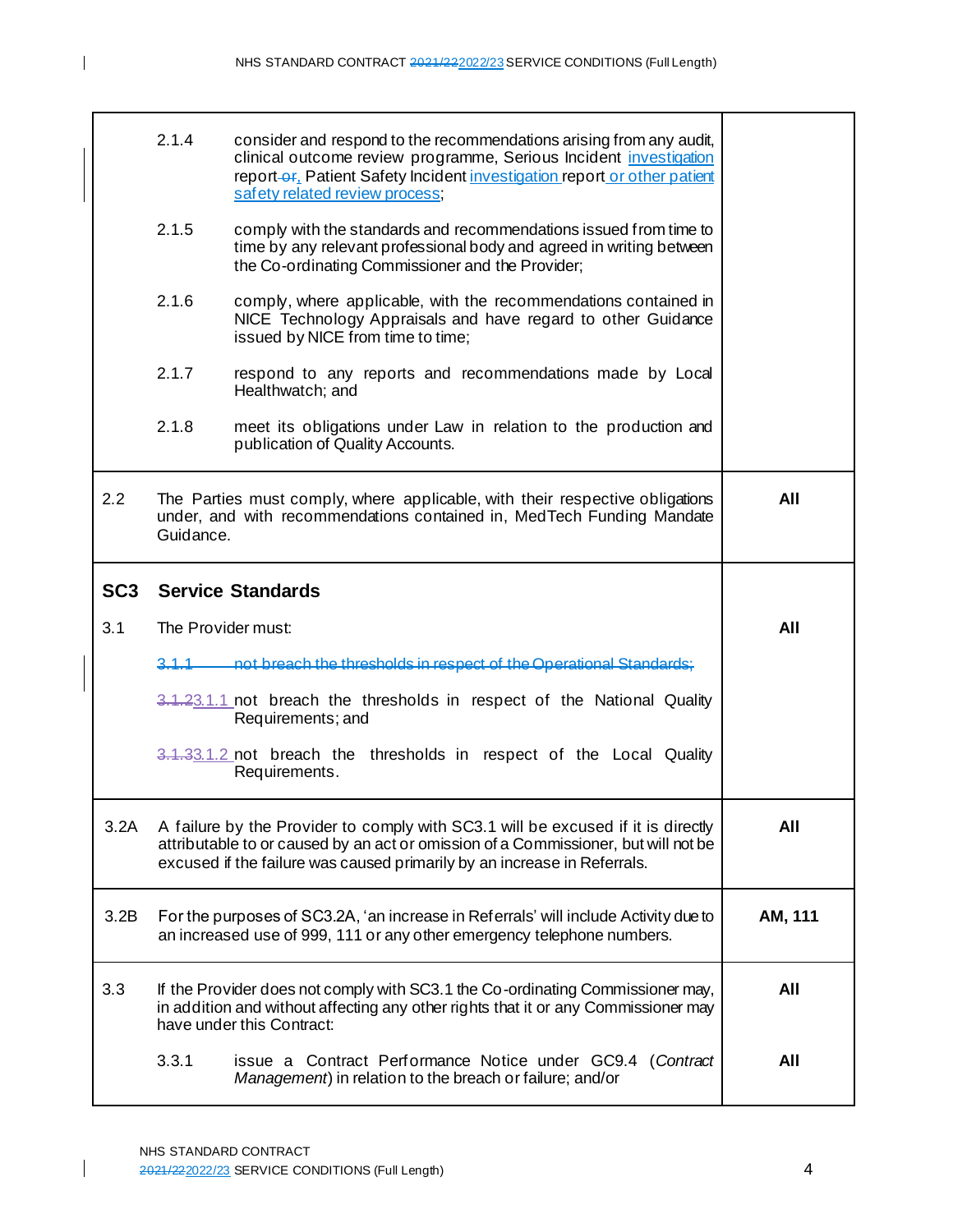| | | |
|---|---|---|
| | 2.1.4 consider and respond to the recommendations arising from any audit, clinical outcome review programme, Serious Incident investigation report ~~or~~, Patient Safety Incident investigation report or other patient safety related review process; | |
| | 2.1.5 comply with the standards and recommendations issued from time to time by any relevant professional body and agreed in writing between the Co-ordinating Commissioner and the Provider; | |
| | 2.1.6 comply, where applicable, with the recommendations contained in NICE Technology Appraisals and have regard to other Guidance issued by NICE from time to time; | |
| | 2.1.7 respond to any reports and recommendations made by Local Healthwatch; and | |
| | 2.1.8 meet its obligations under Law in relation to the production and publication of Quality Accounts. | |
| 2.2 | The Parties must comply, where applicable, with their respective obligations under, and with recommendations contained in, MedTech Funding Mandate Guidance. | **All** |
| **SC3** | **Service Standards** | |
| 3.1 | The Provider must: | **All** |
| | ~~3.1.1 not breach the thresholds in respect of the Operational Standards;~~ | |
| | ~~3.1.2~~3.1.1 not breach the thresholds in respect of the National Quality Requirements; and | |
| | ~~3.1.3~~3.1.2 not breach the thresholds in respect of the Local Quality Requirements. | |
| 3.2A | A failure by the Provider to comply with SC3.1 will be excused if it is directly attributable to or caused by an act or omission of a Commissioner, but will not be excused if the failure was caused primarily by an increase in Referrals. | **All** |
| 3.2B | For the purposes of SC3.2A, 'an increase in Referrals' will include Activity due to an increased use of 999, 111 or any other emergency telephone numbers. | **AM, 111** |
| 3.3 | If the Provider does not comply with SC3.1 the Co-ordinating Commissioner may, in addition and without affecting any other rights that it or any Commissioner may have under this Contract: | **All** |
| | 3.3.1 issue a Contract Performance Notice under GC9.4 (*Contract Management*) in relation to the breach or failure; and/or | **All** |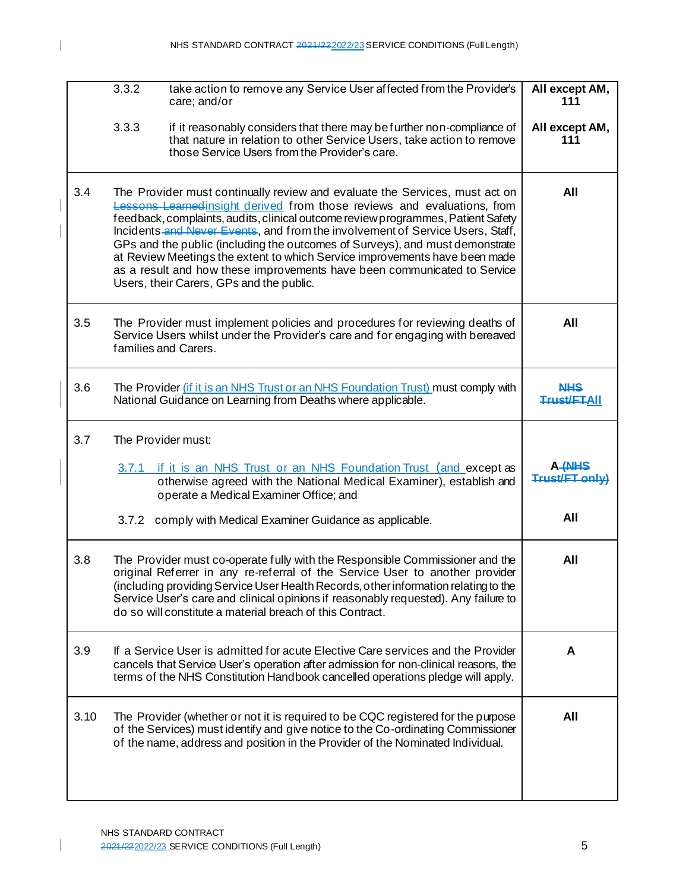| | | |
|---|---|---|
| | 3.3.2 take action to remove any Service User affected from the Provider's care; and/or | **All except AM, 111** |
| | 3.3.3 if it reasonably considers that there may be further non-compliance of that nature in relation to other Service Users, take action to remove those Service Users from the Provider's care. | **All except AM, 111** |
| 3.4 | The Provider must continually review and evaluate the Services, must act on ~~Lessons Learned~~insight derived from those reviews and evaluations, from feedback, complaints, audits, clinical outcome review programmes, Patient Safety Incidents ~~and Never Events~~, and from the involvement of Service Users, Staff, GPs and the public (including the outcomes of Surveys), and must demonstrate at Review Meetings the extent to which Service improvements have been made as a result and how these improvements have been communicated to Service Users, their Carers, GPs and the public. | **All** |
| 3.5 | The Provider must implement policies and procedures for reviewing deaths of Service Users whilst under the Provider's care and for engaging with bereaved families and Carers. | **All** |
| 3.6 | The Provider (if it is an NHS Trust or an NHS Foundation Trust) must comply with National Guidance on Learning from Deaths where applicable. | **~~NHS Trust/FT~~All** |
| 3.7 | The Provider must: | |
| | 3.7.1 if it is an NHS Trust or an NHS Foundation Trust (and except as otherwise agreed with the National Medical Examiner), establish and operate a Medical Examiner Office; and | **A ~~(NHS Trust/FT only)~~** |
| | 3.7.2 comply with Medical Examiner Guidance as applicable. | **All** |
| 3.8 | The Provider must co-operate fully with the Responsible Commissioner and the original Referrer in any re-referral of the Service User to another provider (including providing Service User Health Records, other information relating to the Service User's care and clinical opinions if reasonably requested). Any failure to do so will constitute a material breach of this Contract. | **All** |
| 3.9 | If a Service User is admitted for acute Elective Care services and the Provider cancels that Service User's operation after admission for non-clinical reasons, the terms of the NHS Constitution Handbook cancelled operations pledge will apply. | **A** |
| 3.10 | The Provider (whether or not it is required to be CQC registered for the purpose of the Services) must identify and give notice to the Co-ordinating Commissioner of the name, address and position in the Provider of the Nominated Individual. | **All** |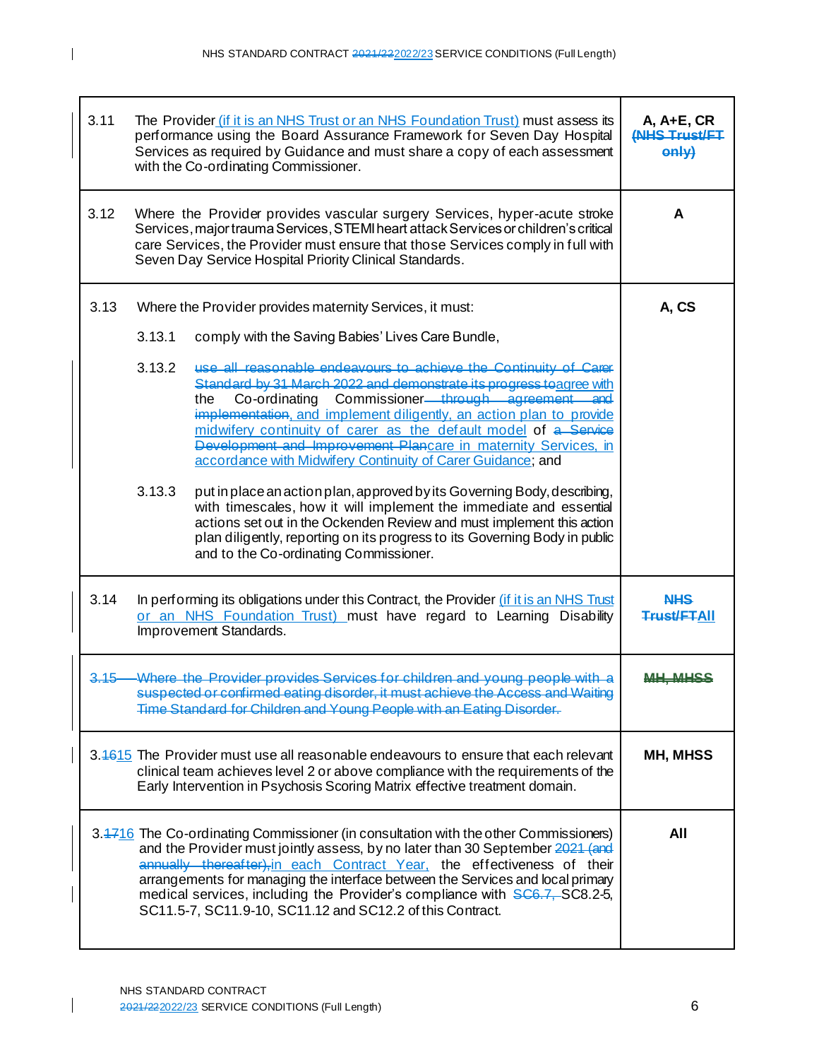| | | |
|---|---|---|
| 3.11 | The Provider (if it is an NHS Trust or an NHS Foundation Trust) must assess its performance using the Board Assurance Framework for Seven Day Hospital Services as required by Guidance and must share a copy of each assessment with the Co-ordinating Commissioner. | **A, A+E, CR** ~~**(NHS Trust/FT only)**~~ |
| 3.12 | Where the Provider provides vascular surgery Services, hyper-acute stroke Services, major trauma Services, STEMI heart attack Services or children's critical care Services, the Provider must ensure that those Services comply in full with Seven Day Service Hospital Priority Clinical Standards. | **A** |
| 3.13 | Where the Provider provides maternity Services, it must:<br><br>3.13.1 comply with the Saving Babies' Lives Care Bundle,<br><br>3.13.2 ~~use all reasonable endeavours to achieve the Continuity of Carer Standard by 31 March 2022 and demonstrate its progress to~~agree with the Co-ordinating Commissioner ~~through agreement and implementation~~, and implement diligently, an action plan to provide midwifery continuity of carer as the default model of ~~a Service Development and Improvement Plan~~care in maternity Services, in accordance with Midwifery Continuity of Carer Guidance; and<br><br>3.13.3 put in place an action plan, approved by its Governing Body, describing, with timescales, how it will implement the immediate and essential actions set out in the Ockenden Review and must implement this action plan diligently, reporting on its progress to its Governing Body in public and to the Co-ordinating Commissioner. | **A, CS** |
| 3.14 | In performing its obligations under this Contract, the Provider (if it is an NHS Trust or an NHS Foundation Trust) must have regard to Learning Disability Improvement Standards. | ~~**NHS Trust/FT**~~**All** |
| ~~3.15~~ | ~~Where the Provider provides Services for children and young people with a suspected or confirmed eating disorder, it must achieve the Access and Waiting Time Standard for Children and Young People with an Eating Disorder.~~ | ~~**MH, MHSS**~~ |
| 3.~~16~~15 | The Provider must use all reasonable endeavours to ensure that each relevant clinical team achieves level 2 or above compliance with the requirements of the Early Intervention in Psychosis Scoring Matrix effective treatment domain. | **MH, MHSS** |
| 3.~~17~~16 | The Co-ordinating Commissioner (in consultation with the other Commissioners) and the Provider must jointly assess, by no later than 30 September ~~2021 (and annually thereafter),~~in each Contract Year, the effectiveness of their arrangements for managing the interface between the Services and local primary medical services, including the Provider's compliance with ~~SC6.7,~~ SC8.2-5, SC11.5-7, SC11.9-10, SC11.12 and SC12.2 of this Contract. | **All** |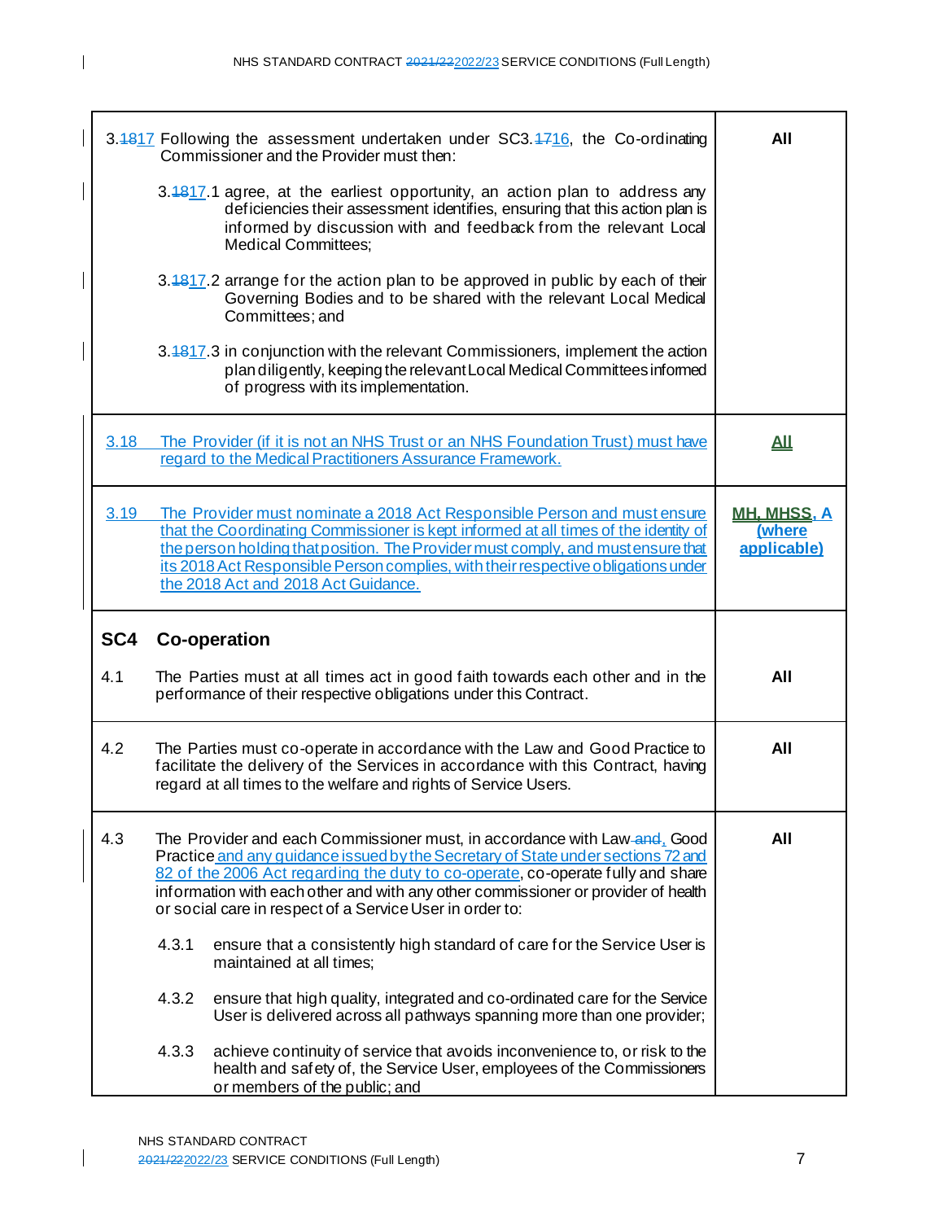| | |
|---|---|
| 3.~~18~~17 Following the assessment undertaken under SC3.~~17~~16, the Co-ordinating Commissioner and the Provider must then:<br><br>3.~~18~~17.1 agree, at the earliest opportunity, an action plan to address any deficiencies their assessment identifies, ensuring that this action plan is informed by discussion with and feedback from the relevant Local Medical Committees;<br><br>3.~~18~~17.2 arrange for the action plan to be approved in public by each of their Governing Bodies and to be shared with the relevant Local Medical Committees; and<br><br>3.~~18~~17.3 in conjunction with the relevant Commissioners, implement the action plan diligently, keeping the relevant Local Medical Committees informed of progress with its implementation. | **All** |
| 3.18 The Provider (if it is not an NHS Trust or an NHS Foundation Trust) must have regard to the Medical Practitioners Assurance Framework. | **All** |
| 3.19 The Provider must nominate a 2018 Act Responsible Person and must ensure that the Coordinating Commissioner is kept informed at all times of the identity of the person holding that position. The Provider must comply, and must ensure that its 2018 Act Responsible Person complies, with their respective obligations under the 2018 Act and 2018 Act Guidance. | **MH, MHSS, A (where applicable)** |
| **SC4 Co-operation**<br><br>4.1 The Parties must at all times act in good faith towards each other and in the performance of their respective obligations under this Contract. | **All** |
| 4.2 The Parties must co-operate in accordance with the Law and Good Practice to facilitate the delivery of the Services in accordance with this Contract, having regard at all times to the welfare and rights of Service Users. | **All** |
| 4.3 The Provider and each Commissioner must, in accordance with Law ~~and~~, Good Practice and any guidance issued by the Secretary of State under sections 72 and 82 of the 2006 Act regarding the duty to co-operate, co-operate fully and share information with each other and with any other commissioner or provider of health or social care in respect of a Service User in order to:<br><br>4.3.1 ensure that a consistently high standard of care for the Service User is maintained at all times;<br><br>4.3.2 ensure that high quality, integrated and co-ordinated care for the Service User is delivered across all pathways spanning more than one provider;<br><br>4.3.3 achieve continuity of service that avoids inconvenience to, or risk to the health and safety of, the Service User, employees of the Commissioners or members of the public; and | **All** |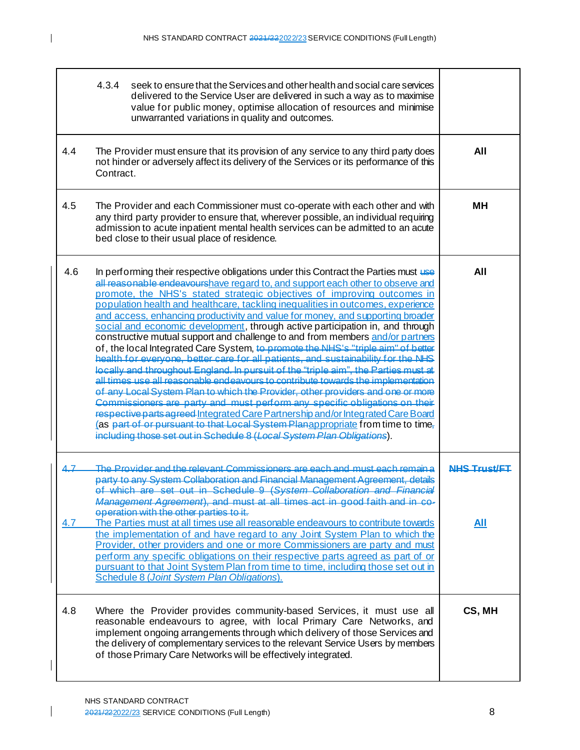| | | |
|---|---|---|
| | 4.3.4 seek to ensure that the Services and other health and social care services delivered to the Service User are delivered in such a way as to maximise value for public money, optimise allocation of resources and minimise unwarranted variations in quality and outcomes. | |
| 4.4 | The Provider must ensure that its provision of any service to any third party does not hinder or adversely affect its delivery of the Services or its performance of this Contract. | **All** |
| 4.5 | The Provider and each Commissioner must co-operate with each other and with any third party provider to ensure that, wherever possible, an individual requiring admission to acute inpatient mental health services can be admitted to an acute bed close to their usual place of residence. | **MH** |
| 4.6 | In performing their respective obligations under this Contract the Parties must ~~use all reasonable endeavours~~have regard to, and support each other to observe and promote, the NHS's stated strategic objectives of improving outcomes in population health and healthcare, tackling inequalities in outcomes, experience and access, enhancing productivity and value for money, and supporting broader social and economic development, through active participation in, and through constructive mutual support and challenge to and from members and/or partners of, the local Integrated Care System, ~~to promote the NHS's "triple aim" of better health for everyone, better care for all patients, and sustainability for the NHS locally and throughout England. In pursuit of the "triple aim", the Parties must at all times use all reasonable endeavours to contribute towards the implementation of any Local System Plan to which the Provider, other providers and one or more Commissioners are party and must perform any specific obligations on their respective parts agreed~~ Integrated Care Partnership and/or Integrated Care Board (as ~~part of or pursuant to that Local System Plan~~appropriate from time to time~~, including those set out in Schedule 8 (*Local System Plan Obligations*~~). | **All** |
| ~~4.7~~<br><br>4.7 | ~~The Provider and the relevant Commissioners are each and must each remain a party to any System Collaboration and Financial Management Agreement, details of which are set out in Schedule 9 (*System Collaboration and Financial Management Agreement*), and must at all times act in good faith and in co-operation with the other parties to it.~~<br><br>The Parties must at all times use all reasonable endeavours to contribute towards the implementation of and have regard to any Joint System Plan to which the Provider, other providers and one or more Commissioners are party and must perform any specific obligations on their respective parts agreed as part of or pursuant to that Joint System Plan from time to time, including those set out in Schedule 8 (*Joint System Plan Obligations*). | ~~**NHS Trust/FT**~~<br><br>**All** |
| 4.8 | Where the Provider provides community-based Services, it must use all reasonable endeavours to agree, with local Primary Care Networks, and implement ongoing arrangements through which delivery of those Services and the delivery of complementary services to the relevant Service Users by members of those Primary Care Networks will be effectively integrated. | **CS, MH** |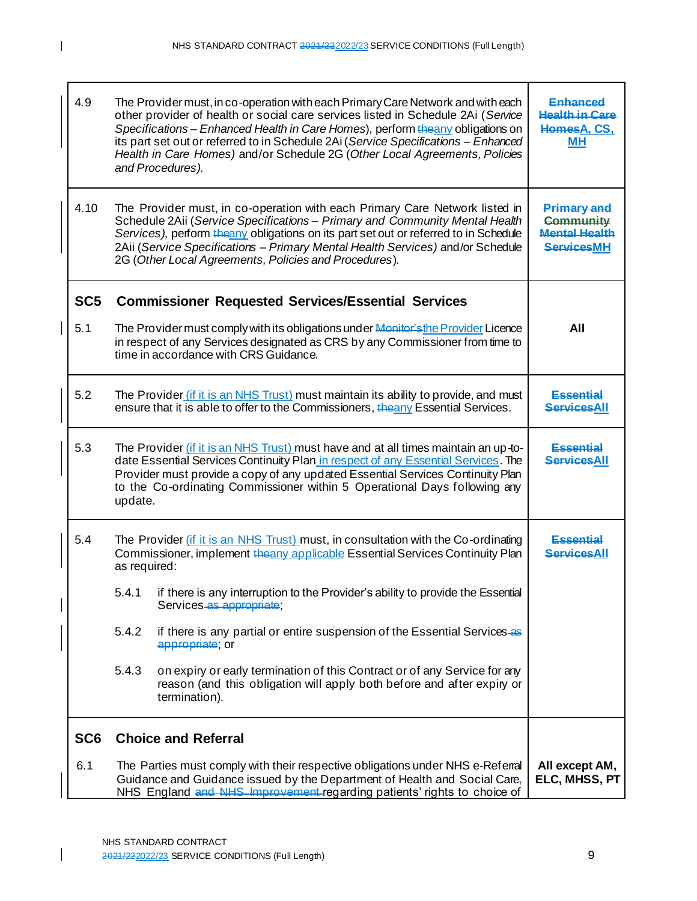| | | |
|---|---|---|
| 4.9 | The Provider must, in co-operation with each Primary Care Network and with each other provider of health or social care services listed in Schedule 2Ai (*Service Specifications – Enhanced Health in Care Homes*), perform theany obligations on its part set out or referred to in Schedule 2Ai (*Service Specifications – Enhanced Health in Care Homes)* and/or Schedule 2G (*Other Local Agreements, Policies and Procedures).* | **Enhanced Health in Care HomesA, CS, MH** |
| 4.10 | The Provider must, in co-operation with each Primary Care Network listed in Schedule 2Aii (*Service Specifications – Primary and Community Mental Health Services),* perform theany obligations on its part set out or referred to in Schedule 2Aii (*Service Specifications – Primary Mental Health Services)* and/or Schedule 2G (*Other Local Agreements, Policies and Procedures*). | **Primary and Community Mental Health ServicesMH** |
| **SC5** | **Commissioner Requested Services/Essential Services** | |
| 5.1 | The Provider must comply with its obligations under Monitor'sthe Provider Licence in respect of any Services designated as CRS by any Commissioner from time to time in accordance with CRS Guidance. | **All** |
| 5.2 | The Provider (if it is an NHS Trust) must maintain its ability to provide, and must ensure that it is able to offer to the Commissioners, theany Essential Services. | **Essential ServicesAll** |
| 5.3 | The Provider (if it is an NHS Trust) must have and at all times maintain an up-to-date Essential Services Continuity Plan in respect of any Essential Services. The Provider must provide a copy of any updated Essential Services Continuity Plan to the Co-ordinating Commissioner within 5 Operational Days following any update. | **Essential ServicesAll** |
| 5.4 | The Provider (if it is an NHS Trust) must, in consultation with the Co-ordinating Commissioner, implement theany applicable Essential Services Continuity Plan as required:<br><br>5.4.1 if there is any interruption to the Provider's ability to provide the Essential Services as appropriate;<br><br>5.4.2 if there is any partial or entire suspension of the Essential Services as appropriate; or<br><br>5.4.3 on expiry or early termination of this Contract or of any Service for any reason (and this obligation will apply both before and after expiry or termination). | **Essential ServicesAll** |
| **SC6** | **Choice and Referral** | |
| 6.1 | The Parties must comply with their respective obligations under NHS e-Referral Guidance and Guidance issued by the Department of Health and Social Care, NHS England and NHS Improvement regarding patients' rights to choice of | **All except AM, ELC, MHSS, PT** |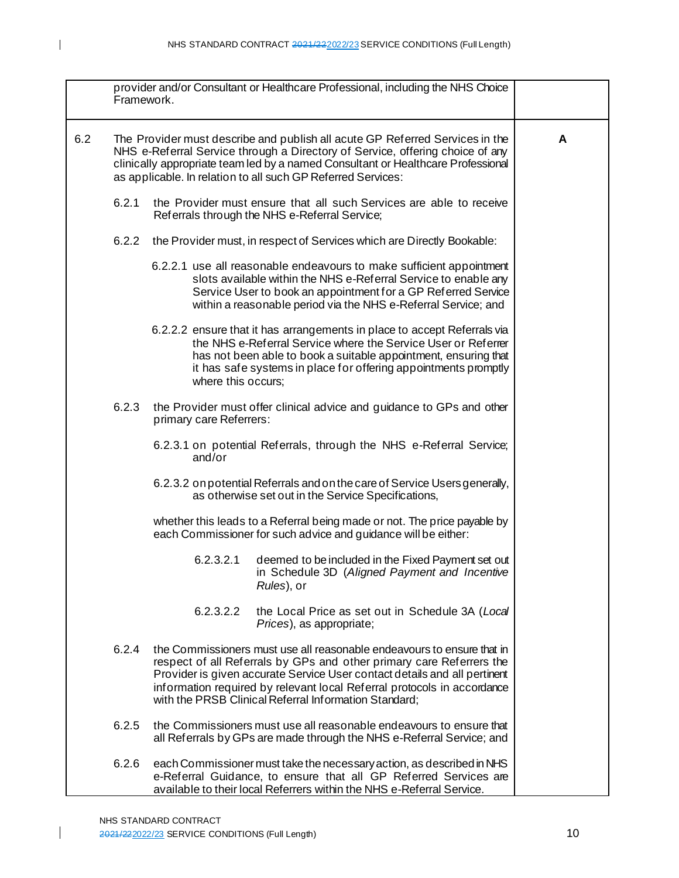| | | |
|---|---|---|
| | provider and/or Consultant or Healthcare Professional, including the NHS Choice Framework. | |
| 6.2 | The Provider must describe and publish all acute GP Referred Services in the NHS e-Referral Service through a Directory of Service, offering choice of any clinically appropriate team led by a named Consultant or Healthcare Professional as applicable. In relation to all such GP Referred Services:<br><br>6.2.1 the Provider must ensure that all such Services are able to receive Referrals through the NHS e-Referral Service;<br><br>6.2.2 the Provider must, in respect of Services which are Directly Bookable:<br><br>6.2.2.1 use all reasonable endeavours to make sufficient appointment slots available within the NHS e-Referral Service to enable any Service User to book an appointment for a GP Referred Service within a reasonable period via the NHS e-Referral Service; and<br><br>6.2.2.2 ensure that it has arrangements in place to accept Referrals via the NHS e-Referral Service where the Service User or Referrer has not been able to book a suitable appointment, ensuring that it has safe systems in place for offering appointments promptly where this occurs;<br><br>6.2.3 the Provider must offer clinical advice and guidance to GPs and other primary care Referrers:<br><br>6.2.3.1 on potential Referrals, through the NHS e-Referral Service; and/or<br><br>6.2.3.2 on potential Referrals and on the care of Service Users generally, as otherwise set out in the Service Specifications,<br><br>whether this leads to a Referral being made or not. The price payable by each Commissioner for such advice and guidance will be either:<br><br>6.2.3.2.1 deemed to be included in the Fixed Payment set out in Schedule 3D (*Aligned Payment and Incentive Rules*), or<br><br>6.2.3.2.2 the Local Price as set out in Schedule 3A (*Local Prices*), as appropriate;<br><br>6.2.4 the Commissioners must use all reasonable endeavours to ensure that in respect of all Referrals by GPs and other primary care Referrers the Provider is given accurate Service User contact details and all pertinent information required by relevant local Referral protocols in accordance with the PRSB Clinical Referral Information Standard;<br><br>6.2.5 the Commissioners must use all reasonable endeavours to ensure that all Referrals by GPs are made through the NHS e-Referral Service; and<br><br>6.2.6 each Commissioner must take the necessary action, as described in NHS e-Referral Guidance, to ensure that all GP Referred Services are available to their local Referrers within the NHS e-Referral Service. | **A** |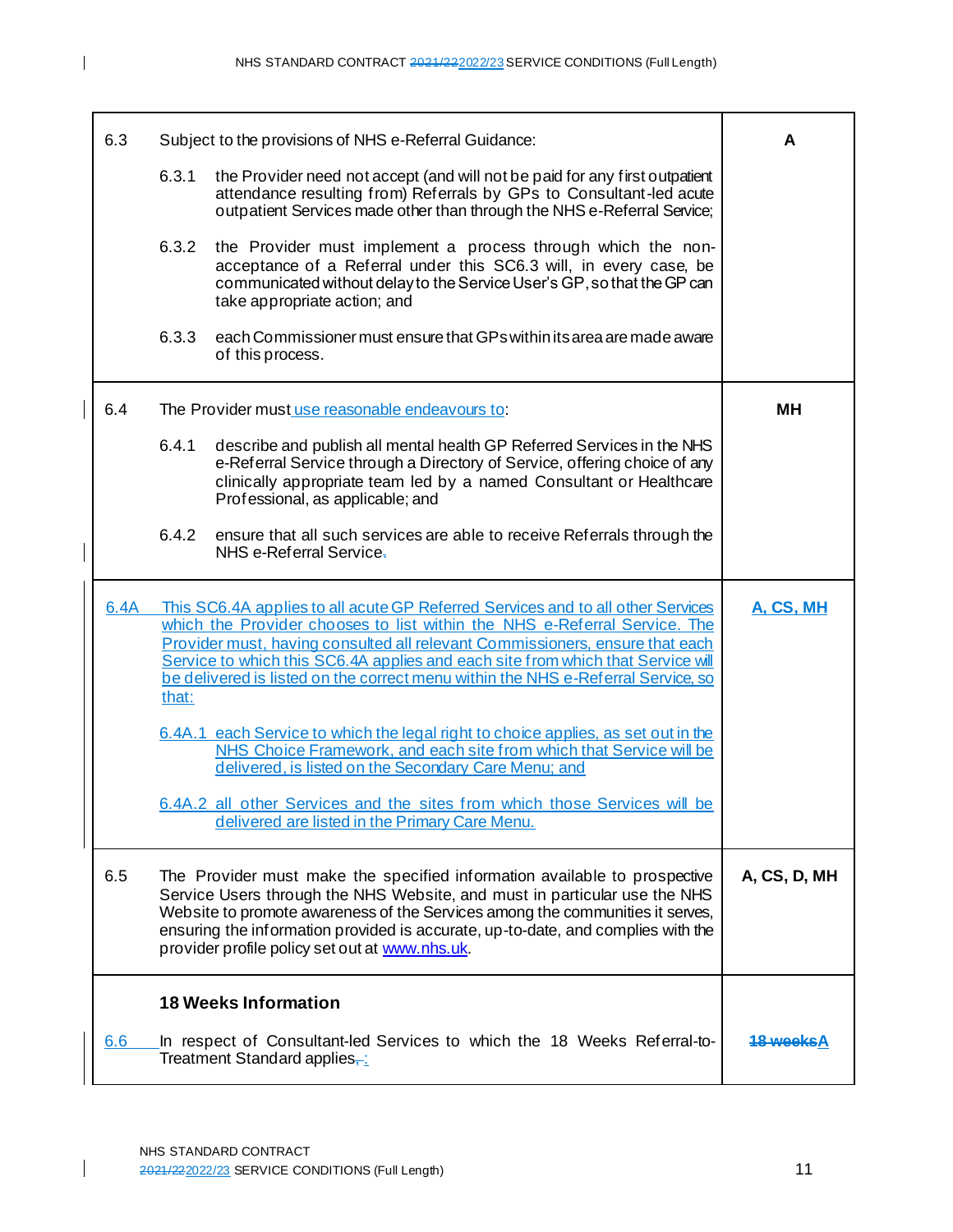| | |
|---|---|
| 6.3 Subject to the provisions of NHS e-Referral Guidance:<br><br>6.3.1 the Provider need not accept (and will not be paid for any first outpatient attendance resulting from) Referrals by GPs to Consultant-led acute outpatient Services made other than through the NHS e-Referral Service;<br><br>6.3.2 the Provider must implement a process through which the non-acceptance of a Referral under this SC6.3 will, in every case, be communicated without delay to the Service User's GP, so that the GP can take appropriate action; and<br><br>6.3.3 each Commissioner must ensure that GPs within its area are made aware of this process. | A |
| 6.4 The Provider must use reasonable endeavours to:<br><br>6.4.1 describe and publish all mental health GP Referred Services in the NHS e-Referral Service through a Directory of Service, offering choice of any clinically appropriate team led by a named Consultant or Healthcare Professional, as applicable; and<br><br>6.4.2 ensure that all such services are able to receive Referrals through the NHS e-Referral Service. | MH |
| 6.4A This SC6.4A applies to all acute GP Referred Services and to all other Services which the Provider chooses to list within the NHS e-Referral Service. The Provider must, having consulted all relevant Commissioners, ensure that each Service to which this SC6.4A applies and each site from which that Service will be delivered is listed on the correct menu within the NHS e-Referral Service, so that:<br><br>6.4A.1 each Service to which the legal right to choice applies, as set out in the NHS Choice Framework, and each site from which that Service will be delivered, is listed on the Secondary Care Menu; and<br><br>6.4A.2 all other Services and the sites from which those Services will be delivered are listed in the Primary Care Menu. | A, CS, MH |
| 6.5 The Provider must make the specified information available to prospective Service Users through the NHS Website, and must in particular use the NHS Website to promote awareness of the Services among the communities it serves, ensuring the information provided is accurate, up-to-date, and complies with the provider profile policy set out at www.nhs.uk. | A, CS, D, MH |
| **18 Weeks Information**<br><br>6.6 In respect of Consultant-led Services to which the 18 Weeks Referral-to-Treatment Standard applies~~,~~: | ~~18 weeks~~A |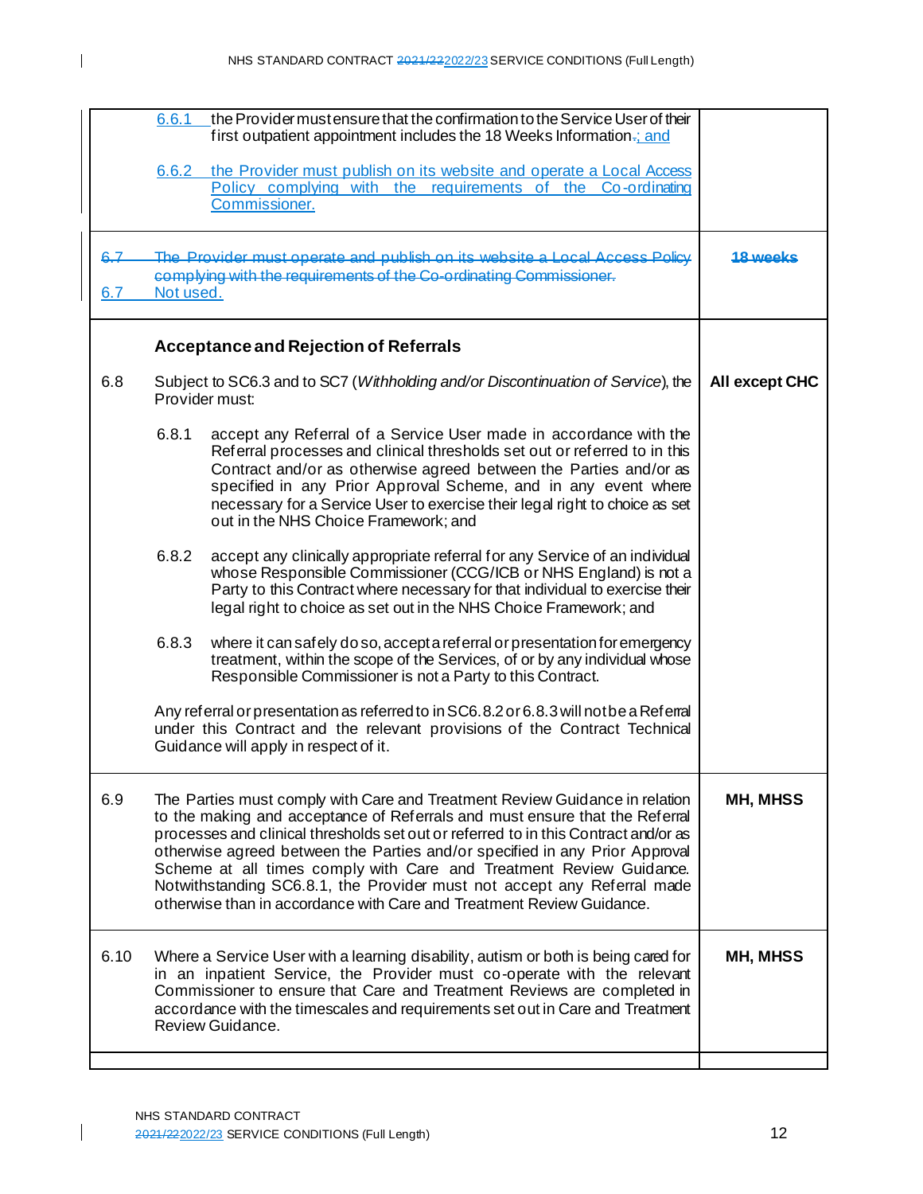| | | |
|---|---|---|
| | 6.6.1 the Provider must ensure that the confirmation to the Service User of their first outpatient appointment includes the 18 Weeks Information.; and<br><br>6.6.2 the Provider must publish on its website and operate a Local Access Policy complying with the requirements of the Co-ordinating Commissioner. | |
| ~~6.7~~<br>6.7 | ~~The Provider must operate and publish on its website a Local Access Policy complying with the requirements of the Co-ordinating Commissioner.~~<br>Not used. | ~~**18 weeks**~~ |
| | **Acceptance and Rejection of Referrals** | |
| 6.8 | Subject to SC6.3 and to SC7 (*Withholding and/or Discontinuation of Service*), the Provider must:<br><br>6.8.1 accept any Referral of a Service User made in accordance with the Referral processes and clinical thresholds set out or referred to in this Contract and/or as otherwise agreed between the Parties and/or as specified in any Prior Approval Scheme, and in any event where necessary for a Service User to exercise their legal right to choice as set out in the NHS Choice Framework; and<br><br>6.8.2 accept any clinically appropriate referral for any Service of an individual whose Responsible Commissioner (CCG/ICB or NHS England) is not a Party to this Contract where necessary for that individual to exercise their legal right to choice as set out in the NHS Choice Framework; and<br><br>6.8.3 where it can safely do so, accept a referral or presentation for emergency treatment, within the scope of the Services, of or by any individual whose Responsible Commissioner is not a Party to this Contract.<br><br>Any referral or presentation as referred to in SC6.8.2 or 6.8.3 will not be a Referral under this Contract and the relevant provisions of the Contract Technical Guidance will apply in respect of it. | **All except CHC** |
| 6.9 | The Parties must comply with Care and Treatment Review Guidance in relation to the making and acceptance of Referrals and must ensure that the Referral processes and clinical thresholds set out or referred to in this Contract and/or as otherwise agreed between the Parties and/or specified in any Prior Approval Scheme at all times comply with Care and Treatment Review Guidance. Notwithstanding SC6.8.1, the Provider must not accept any Referral made otherwise than in accordance with Care and Treatment Review Guidance. | **MH, MHSS** |
| 6.10 | Where a Service User with a learning disability, autism or both is being cared for in an inpatient Service, the Provider must co-operate with the relevant Commissioner to ensure that Care and Treatment Reviews are completed in accordance with the timescales and requirements set out in Care and Treatment Review Guidance. | **MH, MHSS** |
| | | |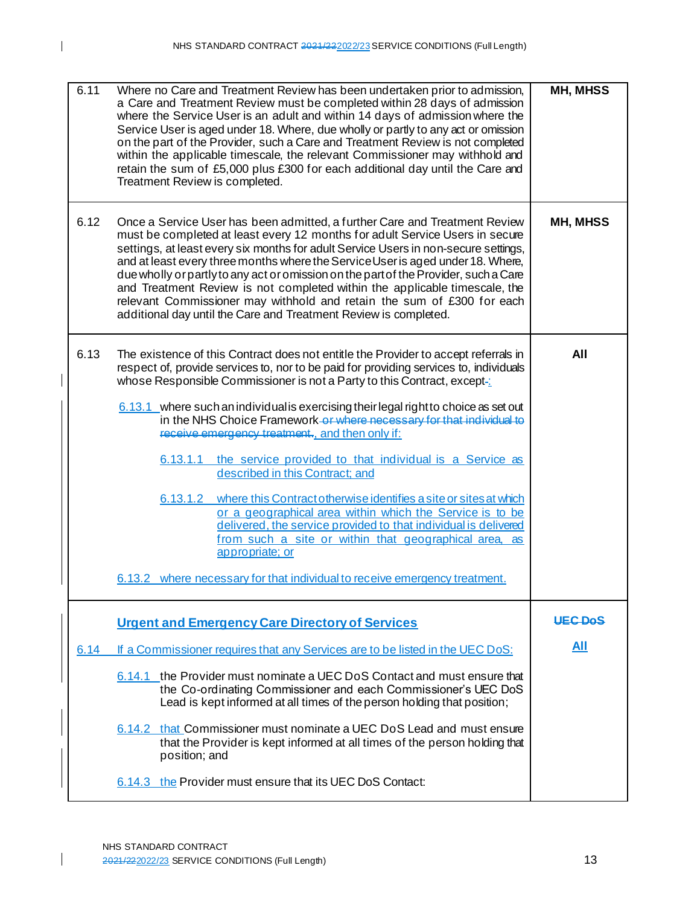| | | |
|---|---|---|
| 6.11 | Where no Care and Treatment Review has been undertaken prior to admission, a Care and Treatment Review must be completed within 28 days of admission where the Service User is an adult and within 14 days of admission where the Service User is aged under 18. Where, due wholly or partly to any act or omission on the part of the Provider, such a Care and Treatment Review is not completed within the applicable timescale, the relevant Commissioner may withhold and retain the sum of £5,000 plus £300 for each additional day until the Care and Treatment Review is completed. | **MH, MHSS** |
| 6.12 | Once a Service User has been admitted, a further Care and Treatment Review must be completed at least every 12 months for adult Service Users in secure settings, at least every six months for adult Service Users in non-secure settings, and at least every three months where the Service User is aged under 18. Where, due wholly or partly to any act or omission on the part of the Provider, such a Care and Treatment Review is not completed within the applicable timescale, the relevant Commissioner may withhold and retain the sum of £300 for each additional day until the Care and Treatment Review is completed. | **MH, MHSS** |
| 6.13 | The existence of this Contract does not entitle the Provider to accept referrals in respect of, provide services to, nor to be paid for providing services to, individuals whose Responsible Commissioner is not a Party to this Contract, except~~.~~:<br><br>6.13.1 where such an individual is exercising their legal right to choice as set out in the NHS Choice Framework ~~or where necessary for that individual to receive emergency treatment.~~, and then only if:<br><br>6.13.1.1 the service provided to that individual is a Service as described in this Contract; and<br><br>6.13.1.2 where this Contract otherwise identifies a site or sites at which or a geographical area within which the Service is to be delivered, the service provided to that individual is delivered from such a site or within that geographical area, as appropriate; or<br><br>6.13.2 where necessary for that individual to receive emergency treatment. | **All** |
| | **Urgent and Emergency Care Directory of Services**<br><br>6.14 If a Commissioner requires that any Services are to be listed in the UEC DoS:<br><br>6.14.1 the Provider must nominate a UEC DoS Contact and must ensure that the Co-ordinating Commissioner and each Commissioner's UEC DoS Lead is kept informed at all times of the person holding that position;<br><br>6.14.2 that Commissioner must nominate a UEC DoS Lead and must ensure that the Provider is kept informed at all times of the person holding that position; and<br><br>6.14.3 the Provider must ensure that its UEC DoS Contact: | ~~**UEC DoS**~~<br><br>**All** |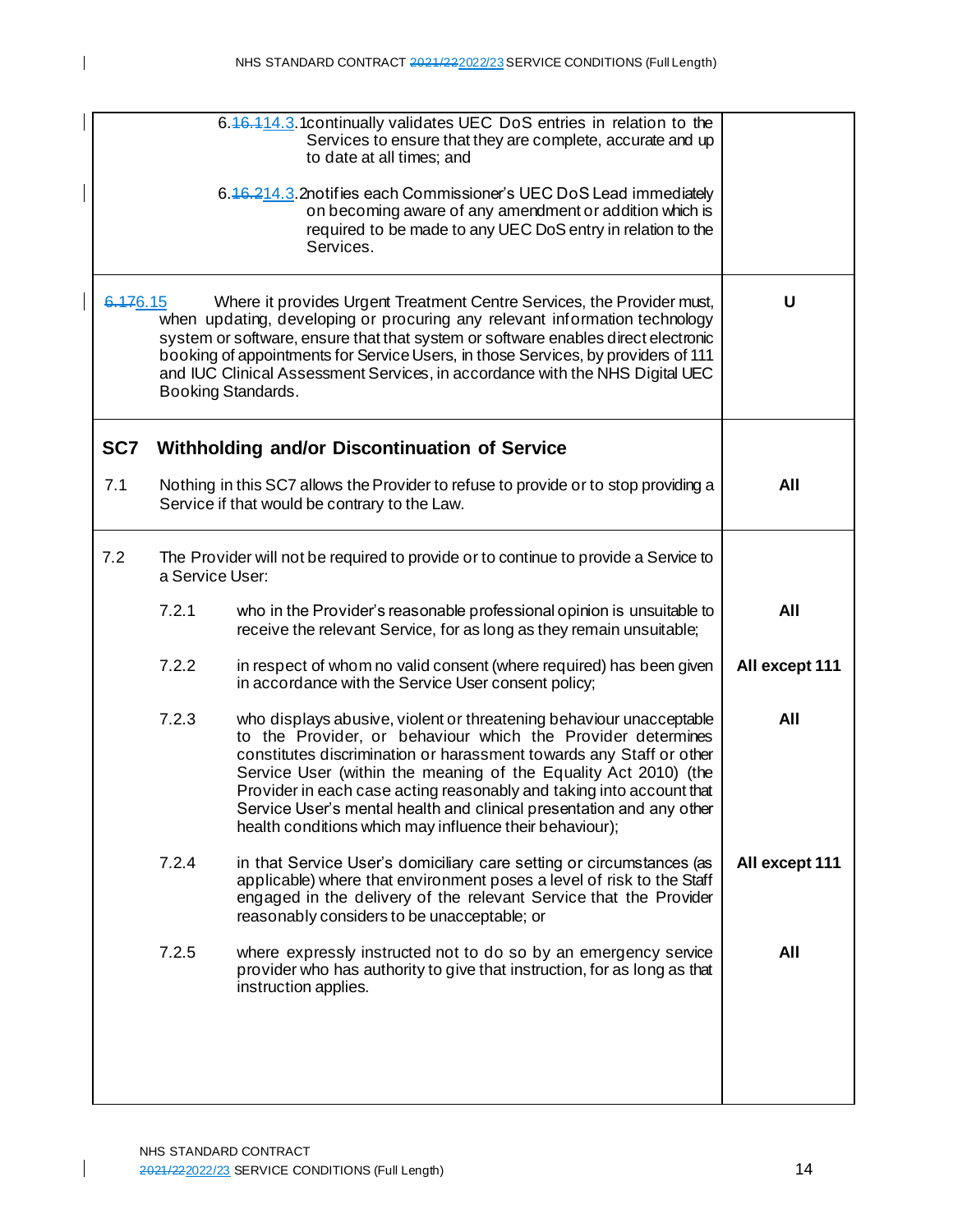| | |
|---|---|
| 6.~~16.1~~14.3.1 continually validates UEC DoS entries in relation to the Services to ensure that they are complete, accurate and up to date at all times; and<br><br>6.~~16.2~~14.3.2 notifies each Commissioner's UEC DoS Lead immediately on becoming aware of any amendment or addition which is required to be made to any UEC DoS entry in relation to the Services. | |
| ~~6.17~~6.15 Where it provides Urgent Treatment Centre Services, the Provider must, when updating, developing or procuring any relevant information technology system or software, ensure that that system or software enables direct electronic booking of appointments for Service Users, in those Services, by providers of 111 and IUC Clinical Assessment Services, in accordance with the NHS Digital UEC Booking Standards. | **U** |
| **SC7 Withholding and/or Discontinuation of Service**<br><br>7.1 Nothing in this SC7 allows the Provider to refuse to provide or to stop providing a Service if that would be contrary to the Law. | <br><br>**All** |
| 7.2 The Provider will not be required to provide or to continue to provide a Service to a Service User: | |
| 7.2.1 who in the Provider's reasonable professional opinion is unsuitable to receive the relevant Service, for as long as they remain unsuitable; | **All** |
| 7.2.2 in respect of whom no valid consent (where required) has been given in accordance with the Service User consent policy; | **All except 111** |
| 7.2.3 who displays abusive, violent or threatening behaviour unacceptable to the Provider, or behaviour which the Provider determines constitutes discrimination or harassment towards any Staff or other Service User (within the meaning of the Equality Act 2010) (the Provider in each case acting reasonably and taking into account that Service User's mental health and clinical presentation and any other health conditions which may influence their behaviour); | **All** |
| 7.2.4 in that Service User's domiciliary care setting or circumstances (as applicable) where that environment poses a level of risk to the Staff engaged in the delivery of the relevant Service that the Provider reasonably considers to be unacceptable; or | **All except 111** |
| 7.2.5 where expressly instructed not to do so by an emergency service provider who has authority to give that instruction, for as long as that instruction applies. | **All** |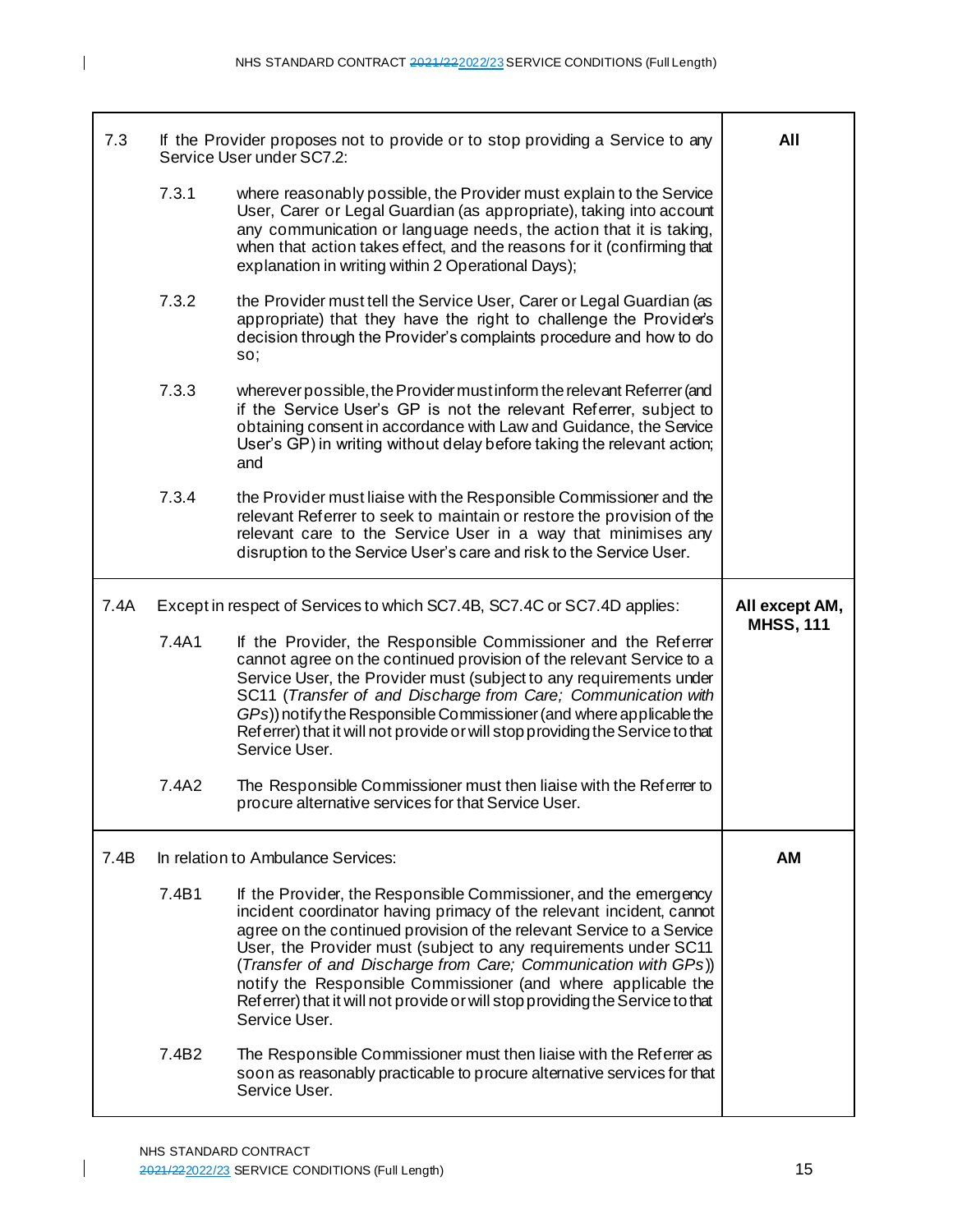| | | |
|---|---|---|
| 7.3 | If the Provider proposes not to provide or to stop providing a Service to any Service User under SC7.2:<br><br>7.3.1 where reasonably possible, the Provider must explain to the Service User, Carer or Legal Guardian (as appropriate), taking into account any communication or language needs, the action that it is taking, when that action takes effect, and the reasons for it (confirming that explanation in writing within 2 Operational Days);<br><br>7.3.2 the Provider must tell the Service User, Carer or Legal Guardian (as appropriate) that they have the right to challenge the Provider's decision through the Provider's complaints procedure and how to do so;<br><br>7.3.3 wherever possible, the Provider must inform the relevant Referrer (and if the Service User's GP is not the relevant Referrer, subject to obtaining consent in accordance with Law and Guidance, the Service User's GP) in writing without delay before taking the relevant action; and<br><br>7.3.4 the Provider must liaise with the Responsible Commissioner and the relevant Referrer to seek to maintain or restore the provision of the relevant care to the Service User in a way that minimises any disruption to the Service User's care and risk to the Service User. | **All** |
| 7.4A | Except in respect of Services to which SC7.4B, SC7.4C or SC7.4D applies:<br><br>7.4A1 If the Provider, the Responsible Commissioner and the Referrer cannot agree on the continued provision of the relevant Service to a Service User, the Provider must (subject to any requirements under SC11 (*Transfer of and Discharge from Care; Communication with GPs*)) notify the Responsible Commissioner (and where applicable the Referrer) that it will not provide or will stop providing the Service to that Service User.<br><br>7.4A2 The Responsible Commissioner must then liaise with the Referrer to procure alternative services for that Service User. | **All except AM, MHSS, 111** |
| 7.4B | In relation to Ambulance Services:<br><br>7.4B1 If the Provider, the Responsible Commissioner, and the emergency incident coordinator having primacy of the relevant incident, cannot agree on the continued provision of the relevant Service to a Service User, the Provider must (subject to any requirements under SC11 (*Transfer of and Discharge from Care; Communication with GPs*)) notify the Responsible Commissioner (and where applicable the Referrer) that it will not provide or will stop providing the Service to that Service User.<br><br>7.4B2 The Responsible Commissioner must then liaise with the Referrer as soon as reasonably practicable to procure alternative services for that Service User. | **AM** |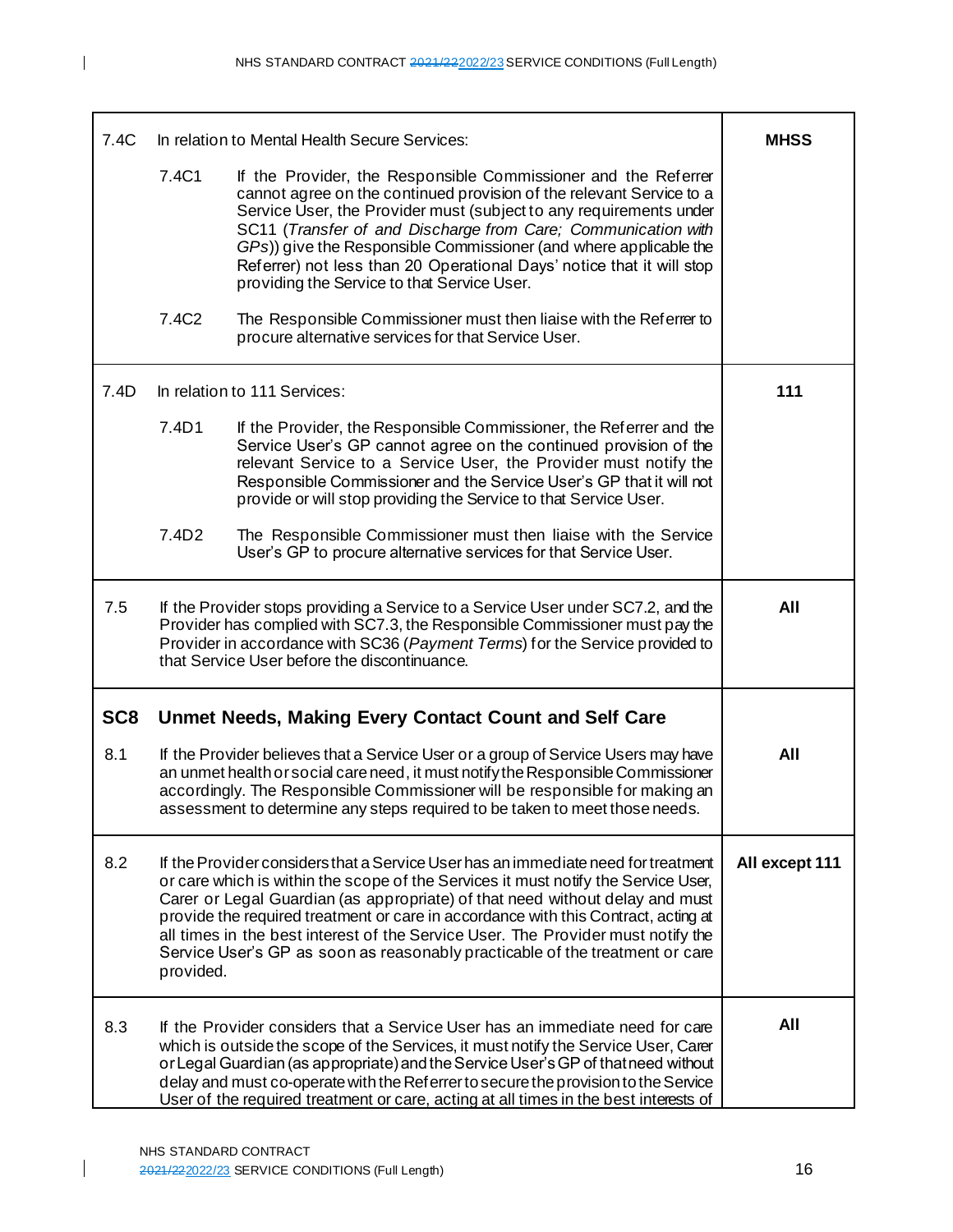| | | |
|---|---|---|
| 7.4C | In relation to Mental Health Secure Services:<br><br>7.4C1 If the Provider, the Responsible Commissioner and the Referrer cannot agree on the continued provision of the relevant Service to a Service User, the Provider must (subject to any requirements under SC11 (*Transfer of and Discharge from Care; Communication with GPs*)) give the Responsible Commissioner (and where applicable the Referrer) not less than 20 Operational Days' notice that it will stop providing the Service to that Service User.<br><br>7.4C2 The Responsible Commissioner must then liaise with the Referrer to procure alternative services for that Service User. | **MHSS** |
| 7.4D | In relation to 111 Services:<br><br>7.4D1 If the Provider, the Responsible Commissioner, the Referrer and the Service User's GP cannot agree on the continued provision of the relevant Service to a Service User, the Provider must notify the Responsible Commissioner and the Service User's GP that it will not provide or will stop providing the Service to that Service User.<br><br>7.4D2 The Responsible Commissioner must then liaise with the Service User's GP to procure alternative services for that Service User. | **111** |
| 7.5 | If the Provider stops providing a Service to a Service User under SC7.2, and the Provider has complied with SC7.3, the Responsible Commissioner must pay the Provider in accordance with SC36 (*Payment Terms*) for the Service provided to that Service User before the discontinuance. | **All** |
| **SC8** | **Unmet Needs, Making Every Contact Count and Self Care** | |
| 8.1 | If the Provider believes that a Service User or a group of Service Users may have an unmet health or social care need, it must notify the Responsible Commissioner accordingly. The Responsible Commissioner will be responsible for making an assessment to determine any steps required to be taken to meet those needs. | **All** |
| 8.2 | If the Provider considers that a Service User has an immediate need for treatment or care which is within the scope of the Services it must notify the Service User, Carer or Legal Guardian (as appropriate) of that need without delay and must provide the required treatment or care in accordance with this Contract, acting at all times in the best interest of the Service User. The Provider must notify the Service User's GP as soon as reasonably practicable of the treatment or care provided. | **All except 111** |
| 8.3 | If the Provider considers that a Service User has an immediate need for care which is outside the scope of the Services, it must notify the Service User, Carer or Legal Guardian (as appropriate) and the Service User's GP of that need without delay and must co-operate with the Referrer to secure the provision to the Service User of the required treatment or care, acting at all times in the best interests of | **All** |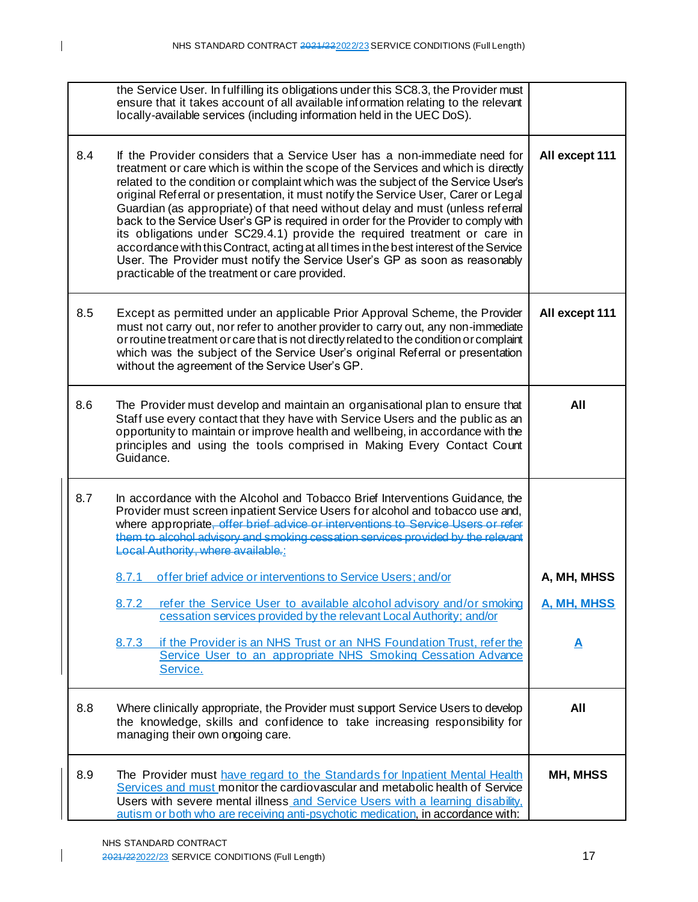| | | |
|---|---|---|
| | the Service User. In fulfilling its obligations under this SC8.3, the Provider must ensure that it takes account of all available information relating to the relevant locally-available services (including information held in the UEC DoS). | |
| 8.4 | If the Provider considers that a Service User has a non-immediate need for treatment or care which is within the scope of the Services and which is directly related to the condition or complaint which was the subject of the Service User's original Referral or presentation, it must notify the Service User, Carer or Legal Guardian (as appropriate) of that need without delay and must (unless referral back to the Service User's GP is required in order for the Provider to comply with its obligations under SC29.4.1) provide the required treatment or care in accordance with this Contract, acting at all times in the best interest of the Service User. The Provider must notify the Service User's GP as soon as reasonably practicable of the treatment or care provided. | **All except 111** |
| 8.5 | Except as permitted under an applicable Prior Approval Scheme, the Provider must not carry out, nor refer to another provider to carry out, any non-immediate or routine treatment or care that is not directly related to the condition or complaint which was the subject of the Service User's original Referral or presentation without the agreement of the Service User's GP. | **All except 111** |
| 8.6 | The Provider must develop and maintain an organisational plan to ensure that Staff use every contact that they have with Service Users and the public as an opportunity to maintain or improve health and wellbeing, in accordance with the principles and using the tools comprised in Making Every Contact Count Guidance. | **All** |
| 8.7 | In accordance with the Alcohol and Tobacco Brief Interventions Guidance, the Provider must screen inpatient Service Users for alcohol and tobacco use and, where appropriate~~, offer brief advice or interventions to Service Users or refer them to alcohol advisory and smoking cessation services provided by the relevant Local Authority, where available.~~: | |
| | 8.7.1 offer brief advice or interventions to Service Users; and/or | **A, MH, MHSS** |
| | 8.7.2 refer the Service User to available alcohol advisory and/or smoking cessation services provided by the relevant Local Authority; and/or | **A, MH, MHSS** |
| | 8.7.3 if the Provider is an NHS Trust or an NHS Foundation Trust, refer the Service User to an appropriate NHS Smoking Cessation Advance Service. | **A** |
| 8.8 | Where clinically appropriate, the Provider must support Service Users to develop the knowledge, skills and confidence to take increasing responsibility for managing their own ongoing care. | **All** |
| 8.9 | The Provider must have regard to the Standards for Inpatient Mental Health Services and must monitor the cardiovascular and metabolic health of Service Users with severe mental illness and Service Users with a learning disability, autism or both who are receiving anti-psychotic medication, in accordance with: | **MH, MHSS** |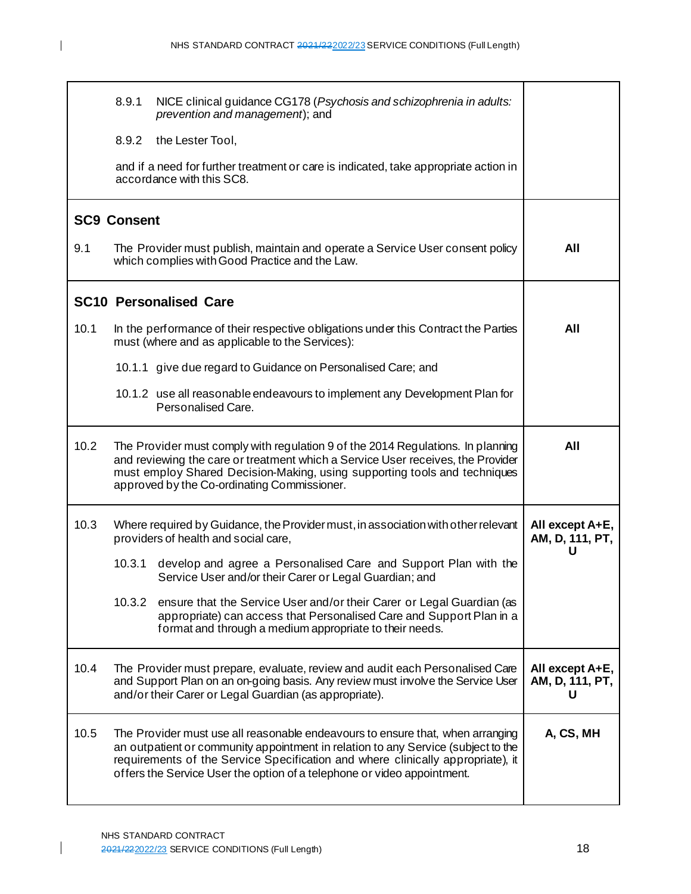| | |
|---|---|
| 8.9.1 NICE clinical guidance CG178 (*Psychosis and schizophrenia in adults: prevention and management*); and<br><br>8.9.2 the Lester Tool,<br><br>and if a need for further treatment or care is indicated, take appropriate action in accordance with this SC8. | |
| **SC9 Consent**<br><br>9.1 The Provider must publish, maintain and operate a Service User consent policy which complies with Good Practice and the Law. | **All** |
| **SC10 Personalised Care**<br><br>10.1 In the performance of their respective obligations under this Contract the Parties must (where and as applicable to the Services):<br><br>10.1.1 give due regard to Guidance on Personalised Care; and<br><br>10.1.2 use all reasonable endeavours to implement any Development Plan for Personalised Care. | **All** |
| 10.2 The Provider must comply with regulation 9 of the 2014 Regulations. In planning and reviewing the care or treatment which a Service User receives, the Provider must employ Shared Decision-Making, using supporting tools and techniques approved by the Co-ordinating Commissioner. | **All** |
| 10.3 Where required by Guidance, the Provider must, in association with other relevant providers of health and social care,<br><br>10.3.1 develop and agree a Personalised Care and Support Plan with the Service User and/or their Carer or Legal Guardian; and<br><br>10.3.2 ensure that the Service User and/or their Carer or Legal Guardian (as appropriate) can access that Personalised Care and Support Plan in a format and through a medium appropriate to their needs. | **All except A+E, AM, D, 111, PT, U** |
| 10.4 The Provider must prepare, evaluate, review and audit each Personalised Care and Support Plan on an on-going basis. Any review must involve the Service User and/or their Carer or Legal Guardian (as appropriate). | **All except A+E, AM, D, 111, PT, U** |
| 10.5 The Provider must use all reasonable endeavours to ensure that, when arranging an outpatient or community appointment in relation to any Service (subject to the requirements of the Service Specification and where clinically appropriate), it offers the Service User the option of a telephone or video appointment. | **A, CS, MH** |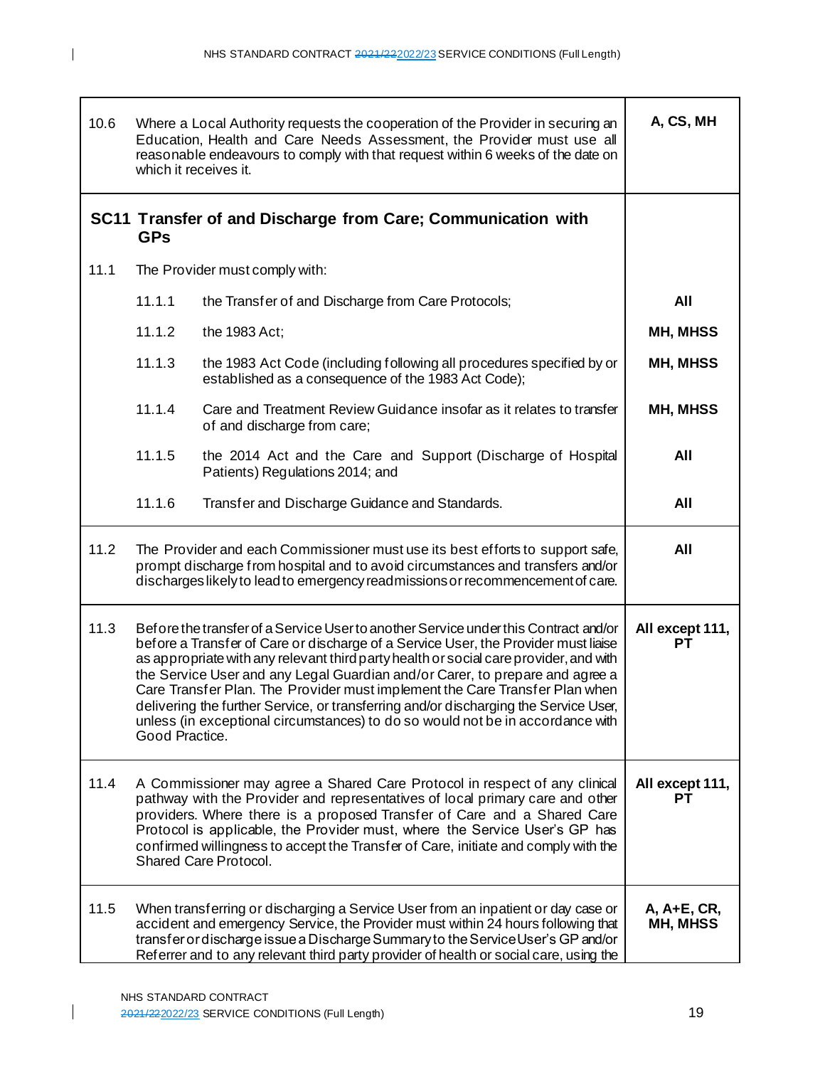| | | |
|---|---|---|
| 10.6 | Where a Local Authority requests the cooperation of the Provider in securing an Education, Health and Care Needs Assessment, the Provider must use all reasonable endeavours to comply with that request within 6 weeks of the date on which it receives it. | **A, CS, MH** |
| **SC11** | **Transfer of and Discharge from Care; Communication with GPs** | |
| 11.1 | The Provider must comply with: | |
| | 11.1.1 the Transfer of and Discharge from Care Protocols; | **All** |
| | 11.1.2 the 1983 Act; | **MH, MHSS** |
| | 11.1.3 the 1983 Act Code (including following all procedures specified by or established as a consequence of the 1983 Act Code); | **MH, MHSS** |
| | 11.1.4 Care and Treatment Review Guidance insofar as it relates to transfer of and discharge from care; | **MH, MHSS** |
| | 11.1.5 the 2014 Act and the Care and Support (Discharge of Hospital Patients) Regulations 2014; and | **All** |
| | 11.1.6 Transfer and Discharge Guidance and Standards. | **All** |
| 11.2 | The Provider and each Commissioner must use its best efforts to support safe, prompt discharge from hospital and to avoid circumstances and transfers and/or discharges likely to lead to emergency readmissions or recommencement of care. | **All** |
| 11.3 | Before the transfer of a Service User to another Service under this Contract and/or before a Transfer of Care or discharge of a Service User, the Provider must liaise as appropriate with any relevant third party health or social care provider, and with the Service User and any Legal Guardian and/or Carer, to prepare and agree a Care Transfer Plan. The Provider must implement the Care Transfer Plan when delivering the further Service, or transferring and/or discharging the Service User, unless (in exceptional circumstances) to do so would not be in accordance with Good Practice. | **All except 111, PT** |
| 11.4 | A Commissioner may agree a Shared Care Protocol in respect of any clinical pathway with the Provider and representatives of local primary care and other providers. Where there is a proposed Transfer of Care and a Shared Care Protocol is applicable, the Provider must, where the Service User's GP has confirmed willingness to accept the Transfer of Care, initiate and comply with the Shared Care Protocol. | **All except 111, PT** |
| 11.5 | When transferring or discharging a Service User from an inpatient or day case or accident and emergency Service, the Provider must within 24 hours following that transfer or discharge issue a Discharge Summary to the Service User's GP and/or Referrer and to any relevant third party provider of health or social care, using the | **A, A+E, CR, MH, MHSS** |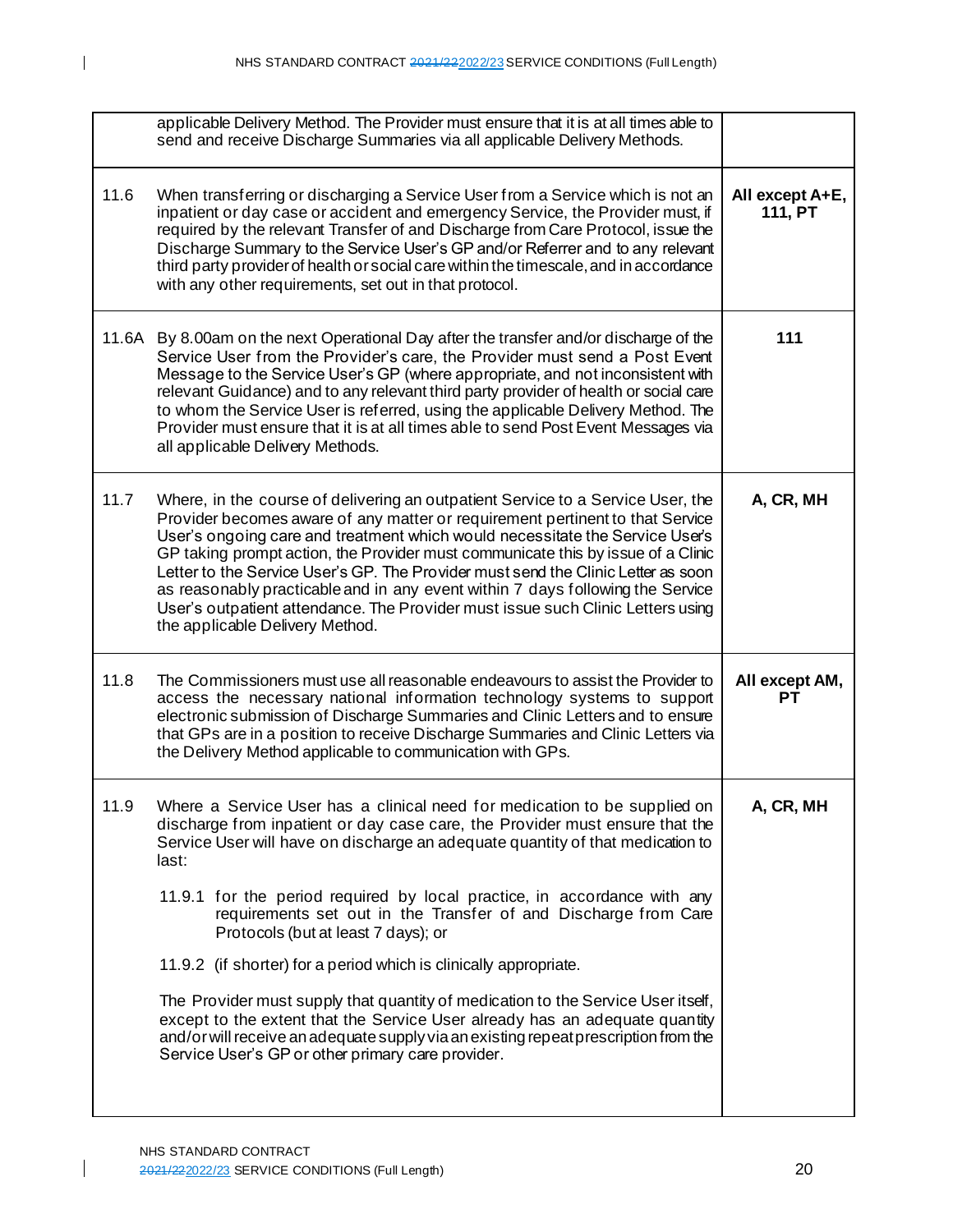| | | |
|---|---|---|
| | applicable Delivery Method. The Provider must ensure that it is at all times able to send and receive Discharge Summaries via all applicable Delivery Methods. | |
| 11.6 | When transferring or discharging a Service User from a Service which is not an inpatient or day case or accident and emergency Service, the Provider must, if required by the relevant Transfer of and Discharge from Care Protocol, issue the Discharge Summary to the Service User's GP and/or Referrer and to any relevant third party provider of health or social care within the timescale, and in accordance with any other requirements, set out in that protocol. | **All except A+E, 111, PT** |
| 11.6A | By 8.00am on the next Operational Day after the transfer and/or discharge of the Service User from the Provider's care, the Provider must send a Post Event Message to the Service User's GP (where appropriate, and not inconsistent with relevant Guidance) and to any relevant third party provider of health or social care to whom the Service User is referred, using the applicable Delivery Method. The Provider must ensure that it is at all times able to send Post Event Messages via all applicable Delivery Methods. | **111** |
| 11.7 | Where, in the course of delivering an outpatient Service to a Service User, the Provider becomes aware of any matter or requirement pertinent to that Service User's ongoing care and treatment which would necessitate the Service User's GP taking prompt action, the Provider must communicate this by issue of a Clinic Letter to the Service User's GP. The Provider must send the Clinic Letter as soon as reasonably practicable and in any event within 7 days following the Service User's outpatient attendance. The Provider must issue such Clinic Letters using the applicable Delivery Method. | **A, CR, MH** |
| 11.8 | The Commissioners must use all reasonable endeavours to assist the Provider to access the necessary national information technology systems to support electronic submission of Discharge Summaries and Clinic Letters and to ensure that GPs are in a position to receive Discharge Summaries and Clinic Letters via the Delivery Method applicable to communication with GPs. | **All except AM, PT** |
| 11.9 | Where a Service User has a clinical need for medication to be supplied on discharge from inpatient or day case care, the Provider must ensure that the Service User will have on discharge an adequate quantity of that medication to last:<br><br>11.9.1 for the period required by local practice, in accordance with any requirements set out in the Transfer of and Discharge from Care Protocols (but at least 7 days); or<br><br>11.9.2 (if shorter) for a period which is clinically appropriate.<br><br>The Provider must supply that quantity of medication to the Service User itself, except to the extent that the Service User already has an adequate quantity and/or will receive an adequate supply via an existing repeat prescription from the Service User's GP or other primary care provider. | **A, CR, MH** |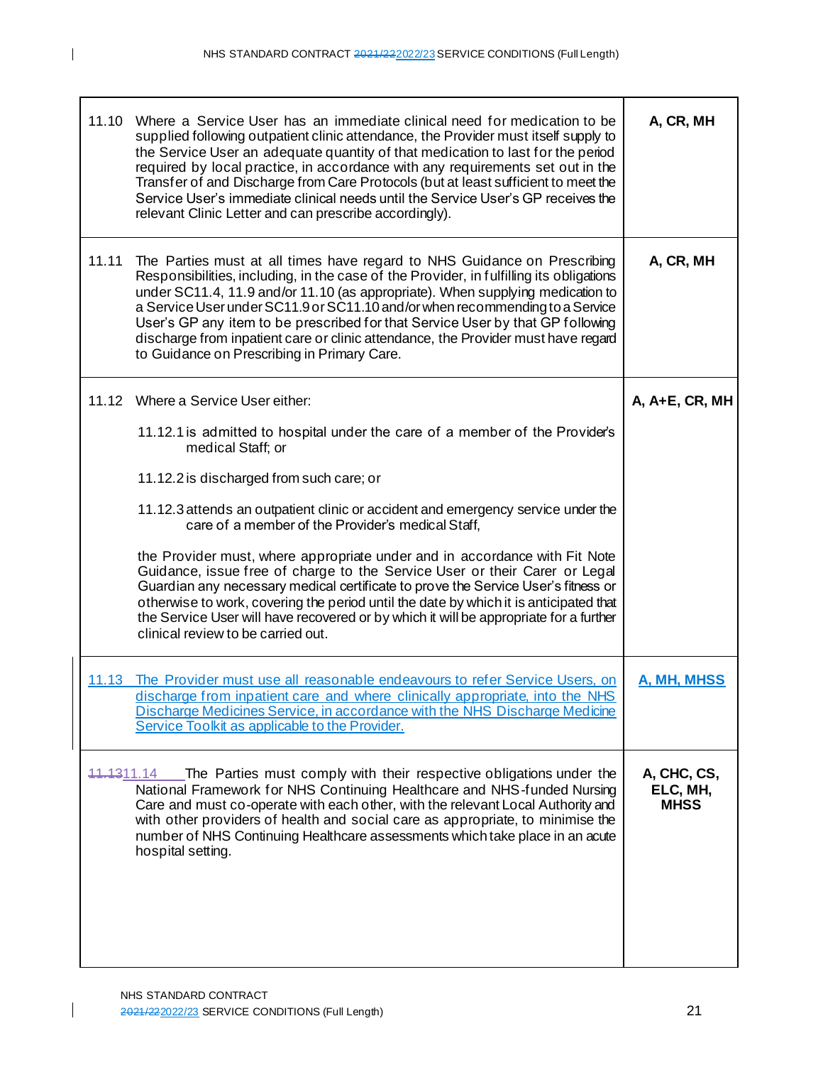| | |
|---|---|
| 11.10 Where a Service User has an immediate clinical need for medication to be supplied following outpatient clinic attendance, the Provider must itself supply to the Service User an adequate quantity of that medication to last for the period required by local practice, in accordance with any requirements set out in the Transfer of and Discharge from Care Protocols (but at least sufficient to meet the Service User's immediate clinical needs until the Service User's GP receives the relevant Clinic Letter and can prescribe accordingly). | **A, CR, MH** |
| 11.11 The Parties must at all times have regard to NHS Guidance on Prescribing Responsibilities, including, in the case of the Provider, in fulfilling its obligations under SC11.4, 11.9 and/or 11.10 (as appropriate). When supplying medication to a Service User under SC11.9 or SC11.10 and/or when recommending to a Service User's GP any item to be prescribed for that Service User by that GP following discharge from inpatient care or clinic attendance, the Provider must have regard to Guidance on Prescribing in Primary Care. | **A, CR, MH** |
| 11.12 Where a Service User either:<br><br>11.12.1 is admitted to hospital under the care of a member of the Provider's medical Staff; or<br><br>11.12.2 is discharged from such care; or<br><br>11.12.3 attends an outpatient clinic or accident and emergency service under the care of a member of the Provider's medical Staff,<br><br>the Provider must, where appropriate under and in accordance with Fit Note Guidance, issue free of charge to the Service User or their Carer or Legal Guardian any necessary medical certificate to prove the Service User's fitness or otherwise to work, covering the period until the date by which it is anticipated that the Service User will have recovered or by which it will be appropriate for a further clinical review to be carried out. | **A, A+E, CR, MH** |
| 11.13 The Provider must use all reasonable endeavours to refer Service Users, on discharge from inpatient care and where clinically appropriate, into the NHS Discharge Medicines Service, in accordance with the NHS Discharge Medicine Service Toolkit as applicable to the Provider. | **A, MH, MHSS** |
| ~~11.13~~11.14 The Parties must comply with their respective obligations under the National Framework for NHS Continuing Healthcare and NHS-funded Nursing Care and must co-operate with each other, with the relevant Local Authority and with other providers of health and social care as appropriate, to minimise the number of NHS Continuing Healthcare assessments which take place in an acute hospital setting. | **A, CHC, CS, ELC, MH, MHSS** |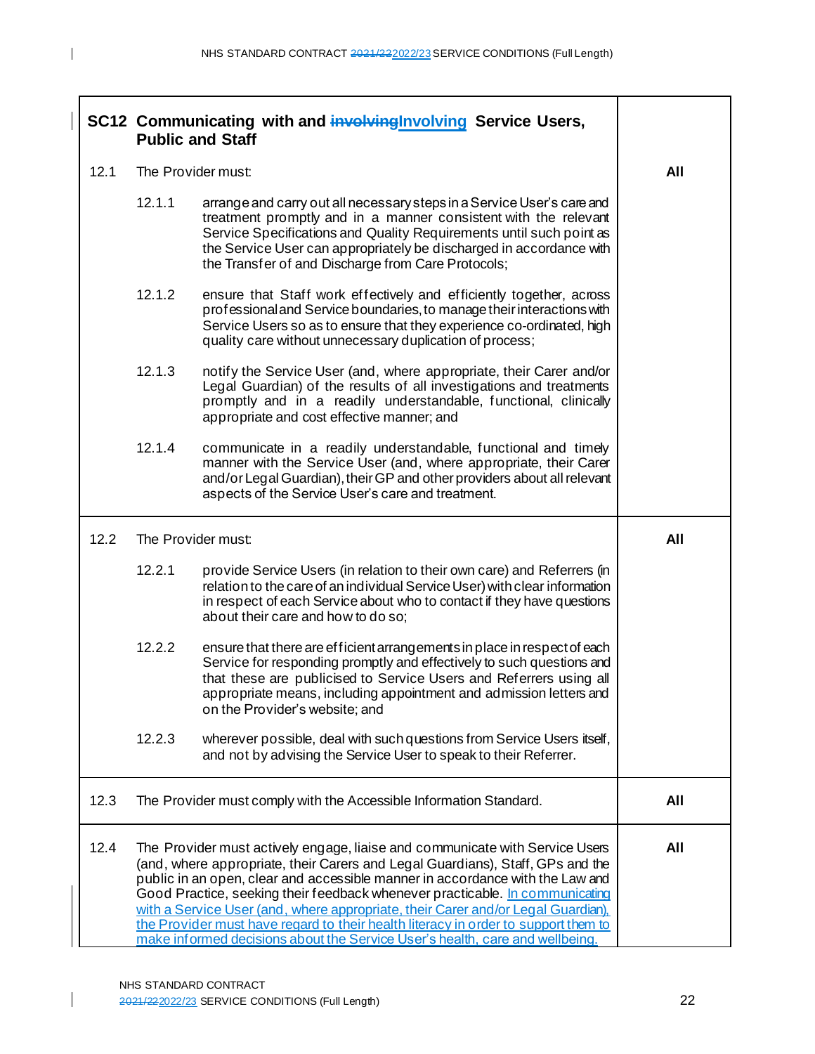## SC12 Communicating with and ~~involving~~Involving Service Users, Public and Staff

| | | |
|---|---|---|
| 12.1 | The Provider must:<br><br>12.1.1 arrange and carry out all necessary steps in a Service User's care and treatment promptly and in a manner consistent with the relevant Service Specifications and Quality Requirements until such point as the Service User can appropriately be discharged in accordance with the Transfer of and Discharge from Care Protocols;<br><br>12.1.2 ensure that Staff work effectively and efficiently together, across professional and Service boundaries, to manage their interactions with Service Users so as to ensure that they experience co-ordinated, high quality care without unnecessary duplication of process;<br><br>12.1.3 notify the Service User (and, where appropriate, their Carer and/or Legal Guardian) of the results of all investigations and treatments promptly and in a readily understandable, functional, clinically appropriate and cost effective manner; and<br><br>12.1.4 communicate in a readily understandable, functional and timely manner with the Service User (and, where appropriate, their Carer and/or Legal Guardian), their GP and other providers about all relevant aspects of the Service User's care and treatment. | **All** |
| 12.2 | The Provider must:<br><br>12.2.1 provide Service Users (in relation to their own care) and Referrers (in relation to the care of an individual Service User) with clear information in respect of each Service about who to contact if they have questions about their care and how to do so;<br><br>12.2.2 ensure that there are efficient arrangements in place in respect of each Service for responding promptly and effectively to such questions and that these are publicised to Service Users and Referrers using all appropriate means, including appointment and admission letters and on the Provider's website; and<br><br>12.2.3 wherever possible, deal with such questions from Service Users itself, and not by advising the Service User to speak to their Referrer. | **All** |
| 12.3 | The Provider must comply with the Accessible Information Standard. | **All** |
| 12.4 | The Provider must actively engage, liaise and communicate with Service Users (and, where appropriate, their Carers and Legal Guardians), Staff, GPs and the public in an open, clear and accessible manner in accordance with the Law and Good Practice, seeking their feedback whenever practicable. In communicating with a Service User (and, where appropriate, their Carer and/or Legal Guardian), the Provider must have regard to their health literacy in order to support them to make informed decisions about the Service User's health, care and wellbeing. | **All** |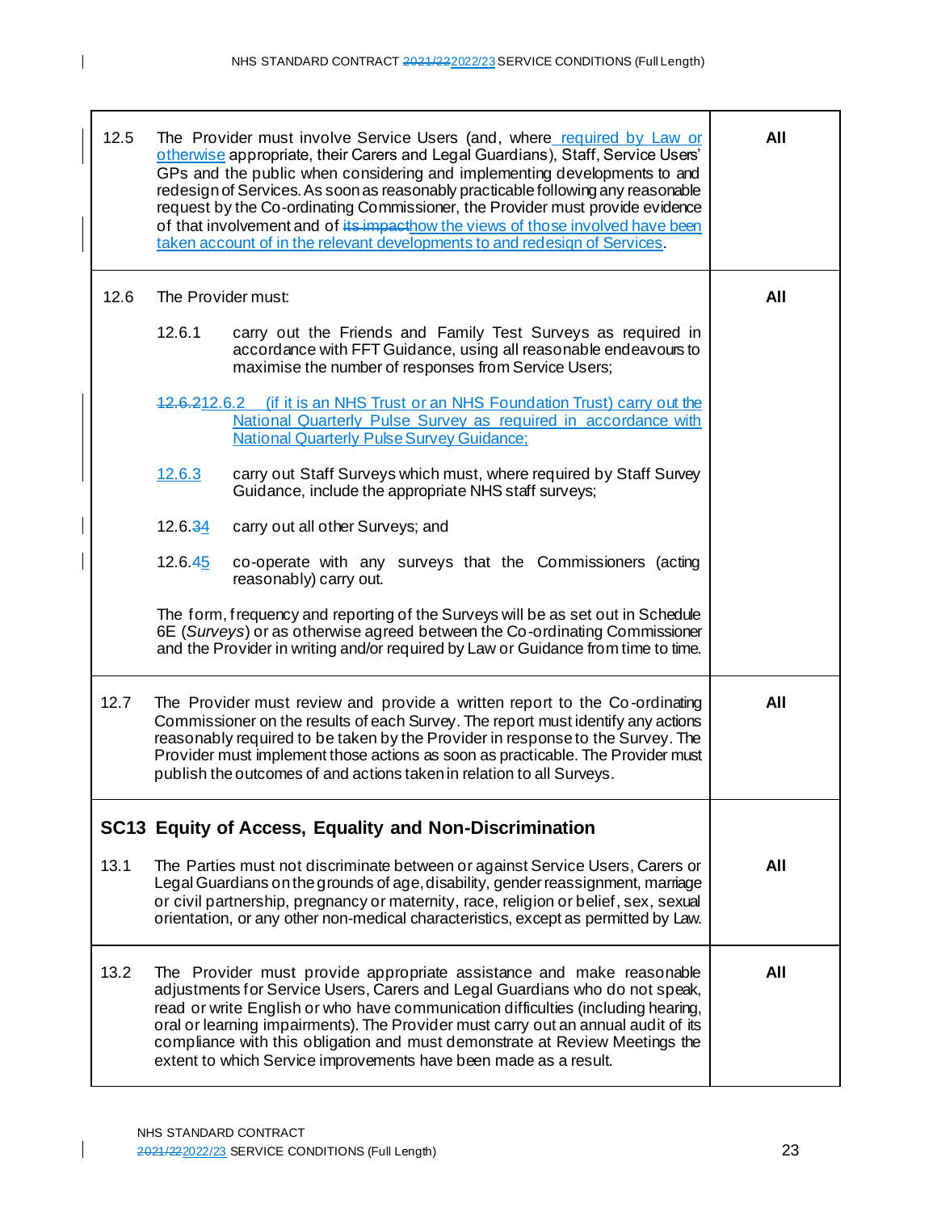| | | |
|---|---|---|
| 12.5 | The Provider must involve Service Users (and, where required by Law or otherwise appropriate, their Carers and Legal Guardians), Staff, Service Users' GPs and the public when considering and implementing developments to and redesign of Services. As soon as reasonably practicable following any reasonable request by the Co-ordinating Commissioner, the Provider must provide evidence of that involvement and of ~~its impact~~how the views of those involved have been taken account of in the relevant developments to and redesign of Services. | **All** |
| 12.6 | The Provider must:<br><br>12.6.1 carry out the Friends and Family Test Surveys as required in accordance with FFT Guidance, using all reasonable endeavours to maximise the number of responses from Service Users;<br><br>~~12.6.2~~12.6.2 (if it is an NHS Trust or an NHS Foundation Trust) carry out the National Quarterly Pulse Survey as required in accordance with National Quarterly Pulse Survey Guidance;<br><br>12.6.3 carry out Staff Surveys which must, where required by Staff Survey Guidance, include the appropriate NHS staff surveys;<br><br>12.6.~~3~~4 carry out all other Surveys; and<br><br>12.6.~~4~~5 co-operate with any surveys that the Commissioners (acting reasonably) carry out.<br><br>The form, frequency and reporting of the Surveys will be as set out in Schedule 6E (*Surveys*) or as otherwise agreed between the Co-ordinating Commissioner and the Provider in writing and/or required by Law or Guidance from time to time. | **All** |
| 12.7 | The Provider must review and provide a written report to the Co-ordinating Commissioner on the results of each Survey. The report must identify any actions reasonably required to be taken by the Provider in response to the Survey. The Provider must implement those actions as soon as practicable. The Provider must publish the outcomes of and actions taken in relation to all Surveys. | **All** |
| **SC13 Equity of Access, Equality and Non-Discrimination** | | |
| 13.1 | The Parties must not discriminate between or against Service Users, Carers or Legal Guardians on the grounds of age, disability, gender reassignment, marriage or civil partnership, pregnancy or maternity, race, religion or belief, sex, sexual orientation, or any other non-medical characteristics, except as permitted by Law. | **All** |
| 13.2 | The Provider must provide appropriate assistance and make reasonable adjustments for Service Users, Carers and Legal Guardians who do not speak, read or write English or who have communication difficulties (including hearing, oral or learning impairments). The Provider must carry out an annual audit of its compliance with this obligation and must demonstrate at Review Meetings the extent to which Service improvements have been made as a result. | **All** |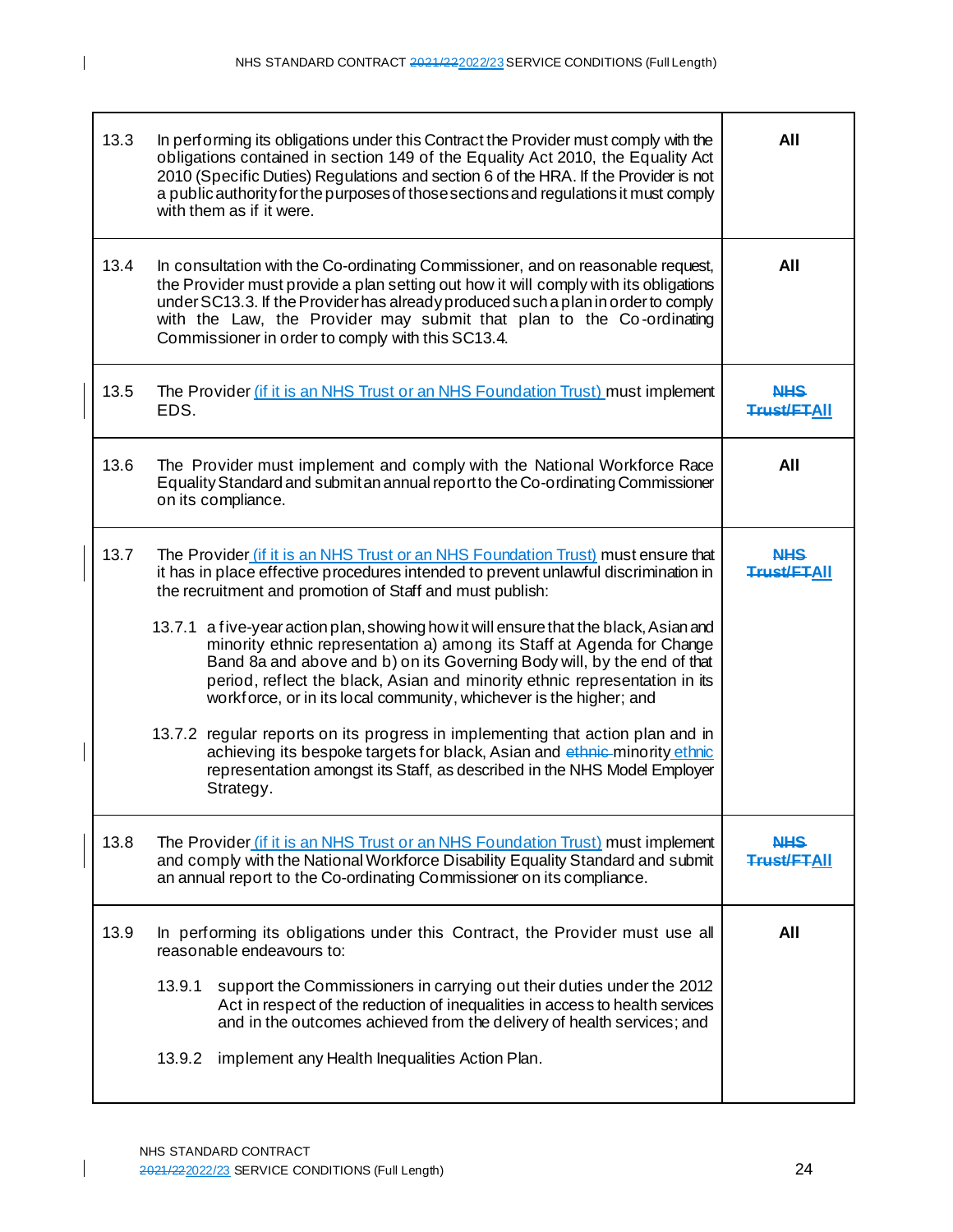| | | |
|---|---|---|
| 13.3 | In performing its obligations under this Contract the Provider must comply with the obligations contained in section 149 of the Equality Act 2010, the Equality Act 2010 (Specific Duties) Regulations and section 6 of the HRA. If the Provider is not a public authority for the purposes of those sections and regulations it must comply with them as if it were. | **All** |
| 13.4 | In consultation with the Co-ordinating Commissioner, and on reasonable request, the Provider must provide a plan setting out how it will comply with its obligations under SC13.3. If the Provider has already produced such a plan in order to comply with the Law, the Provider may submit that plan to the Co-ordinating Commissioner in order to comply with this SC13.4. | **All** |
| 13.5 | The Provider (if it is an NHS Trust or an NHS Foundation Trust) must implement EDS. | ~~**NHS Trust/FT**~~ **All** |
| 13.6 | The Provider must implement and comply with the National Workforce Race Equality Standard and submit an annual report to the Co-ordinating Commissioner on its compliance. | **All** |
| 13.7 | The Provider (if it is an NHS Trust or an NHS Foundation Trust) must ensure that it has in place effective procedures intended to prevent unlawful discrimination in the recruitment and promotion of Staff and must publish:<br><br>13.7.1 a five-year action plan, showing how it will ensure that the black, Asian and minority ethnic representation a) among its Staff at Agenda for Change Band 8a and above and b) on its Governing Body will, by the end of that period, reflect the black, Asian and minority ethnic representation in its workforce, or in its local community, whichever is the higher; and<br><br>13.7.2 regular reports on its progress in implementing that action plan and in achieving its bespoke targets for black, Asian and ~~ethnic~~ minority ethnic representation amongst its Staff, as described in the NHS Model Employer Strategy. | ~~**NHS Trust/FT**~~ **All** |
| 13.8 | The Provider (if it is an NHS Trust or an NHS Foundation Trust) must implement and comply with the National Workforce Disability Equality Standard and submit an annual report to the Co-ordinating Commissioner on its compliance. | ~~**NHS Trust/FT**~~ **All** |
| 13.9 | In performing its obligations under this Contract, the Provider must use all reasonable endeavours to:<br><br>13.9.1 support the Commissioners in carrying out their duties under the 2012 Act in respect of the reduction of inequalities in access to health services and in the outcomes achieved from the delivery of health services; and<br><br>13.9.2 implement any Health Inequalities Action Plan. | **All** |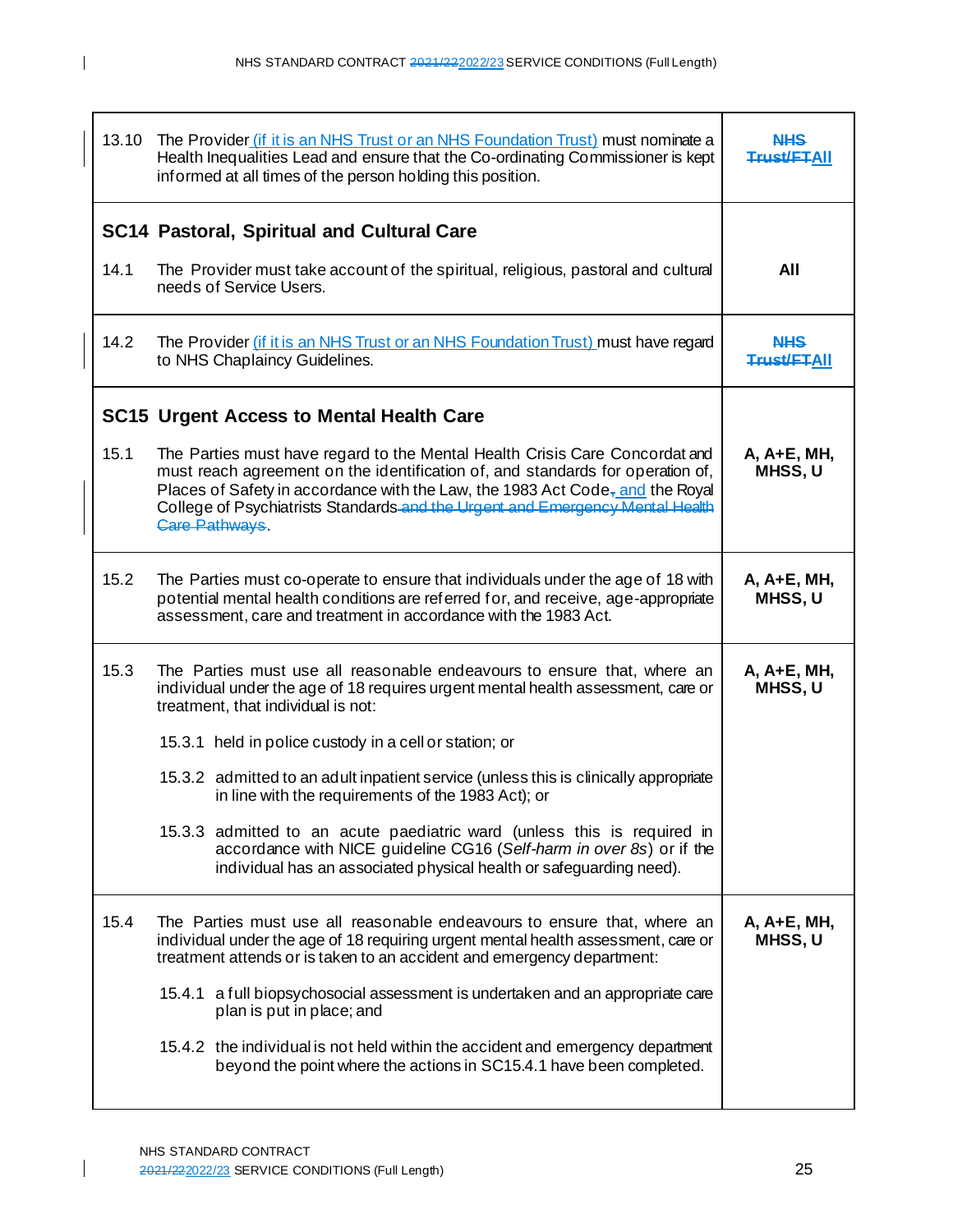| | | |
|---|---|---|
| 13.10 | The Provider (if it is an NHS Trust or an NHS Foundation Trust) must nominate a Health Inequalities Lead and ensure that the Co-ordinating Commissioner is kept informed at all times of the person holding this position. | ~~NHS Trust/FT~~ All |
| **SC14** | **Pastoral, Spiritual and Cultural Care** | |
| 14.1 | The Provider must take account of the spiritual, religious, pastoral and cultural needs of Service Users. | **All** |
| 14.2 | The Provider (if it is an NHS Trust or an NHS Foundation Trust) must have regard to NHS Chaplaincy Guidelines. | ~~NHS Trust/FT~~ All |
| **SC15** | **Urgent Access to Mental Health Care** | |
| 15.1 | The Parties must have regard to the Mental Health Crisis Care Concordat and must reach agreement on the identification of, and standards for operation of, Places of Safety in accordance with the Law, the 1983 Act Code~~,~~ and the Royal College of Psychiatrists Standards ~~and the Urgent and Emergency Mental Health Care Pathways~~. | **A, A+E, MH, MHSS, U** |
| 15.2 | The Parties must co-operate to ensure that individuals under the age of 18 with potential mental health conditions are referred for, and receive, age-appropriate assessment, care and treatment in accordance with the 1983 Act. | **A, A+E, MH, MHSS, U** |
| 15.3 | The Parties must use all reasonable endeavours to ensure that, where an individual under the age of 18 requires urgent mental health assessment, care or treatment, that individual is not:<br><br>15.3.1 held in police custody in a cell or station; or<br><br>15.3.2 admitted to an adult inpatient service (unless this is clinically appropriate in line with the requirements of the 1983 Act); or<br><br>15.3.3 admitted to an acute paediatric ward (unless this is required in accordance with NICE guideline CG16 (*Self-harm in over 8s*) or if the individual has an associated physical health or safeguarding need). | **A, A+E, MH, MHSS, U** |
| 15.4 | The Parties must use all reasonable endeavours to ensure that, where an individual under the age of 18 requiring urgent mental health assessment, care or treatment attends or is taken to an accident and emergency department:<br><br>15.4.1 a full biopsychosocial assessment is undertaken and an appropriate care plan is put in place; and<br><br>15.4.2 the individual is not held within the accident and emergency department beyond the point where the actions in SC15.4.1 have been completed. | **A, A+E, MH, MHSS, U** |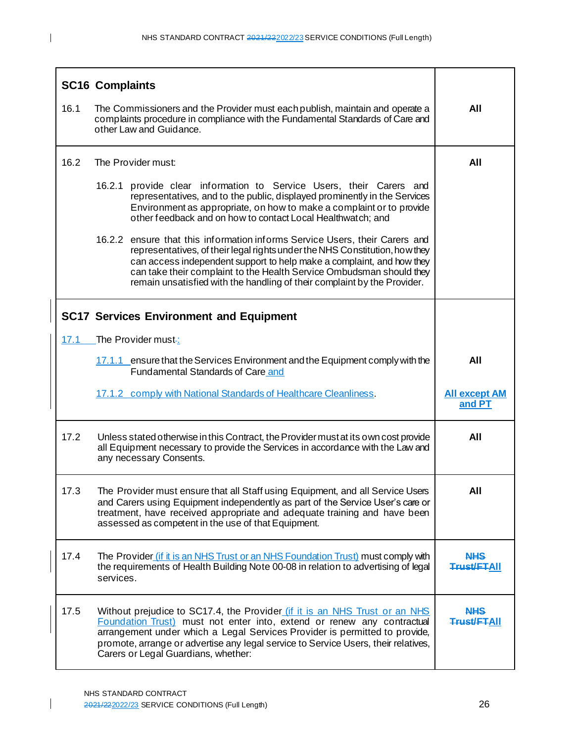| **SC16 Complaints** | |
|---|---|
| 16.1 The Commissioners and the Provider must each publish, maintain and operate a complaints procedure in compliance with the Fundamental Standards of Care and other Law and Guidance. | **All** |
| 16.2 The Provider must:<br><br>16.2.1 provide clear information to Service Users, their Carers and representatives, and to the public, displayed prominently in the Services Environment as appropriate, on how to make a complaint or to provide other feedback and on how to contact Local Healthwatch; and<br><br>16.2.2 ensure that this information informs Service Users, their Carers and representatives, of their legal rights under the NHS Constitution, how they can access independent support to help make a complaint, and how they can take their complaint to the Health Service Ombudsman should they remain unsatisfied with the handling of their complaint by the Provider. | **All** |
| **SC17 Services Environment and Equipment** | |
| 17.1 The Provider must-:<br><br>17.1.1 ensure that the Services Environment and the Equipment comply with the Fundamental Standards of Care and | **All** |
| 17.1.2 comply with National Standards of Healthcare Cleanliness. | **All except AM and PT** |
| 17.2 Unless stated otherwise in this Contract, the Provider must at its own cost provide all Equipment necessary to provide the Services in accordance with the Law and any necessary Consents. | **All** |
| 17.3 The Provider must ensure that all Staff using Equipment, and all Service Users and Carers using Equipment independently as part of the Service User's care or treatment, have received appropriate and adequate training and have been assessed as competent in the use of that Equipment. | **All** |
| 17.4 The Provider (if it is an NHS Trust or an NHS Foundation Trust) must comply with the requirements of Health Building Note 00-08 in relation to advertising of legal services. | **~~NHS Trust/FT~~All** |
| 17.5 Without prejudice to SC17.4, the Provider (if it is an NHS Trust or an NHS Foundation Trust) must not enter into, extend or renew any contractual arrangement under which a Legal Services Provider is permitted to provide, promote, arrange or advertise any legal service to Service Users, their relatives, Carers or Legal Guardians, whether: | **~~NHS Trust/FT~~All** |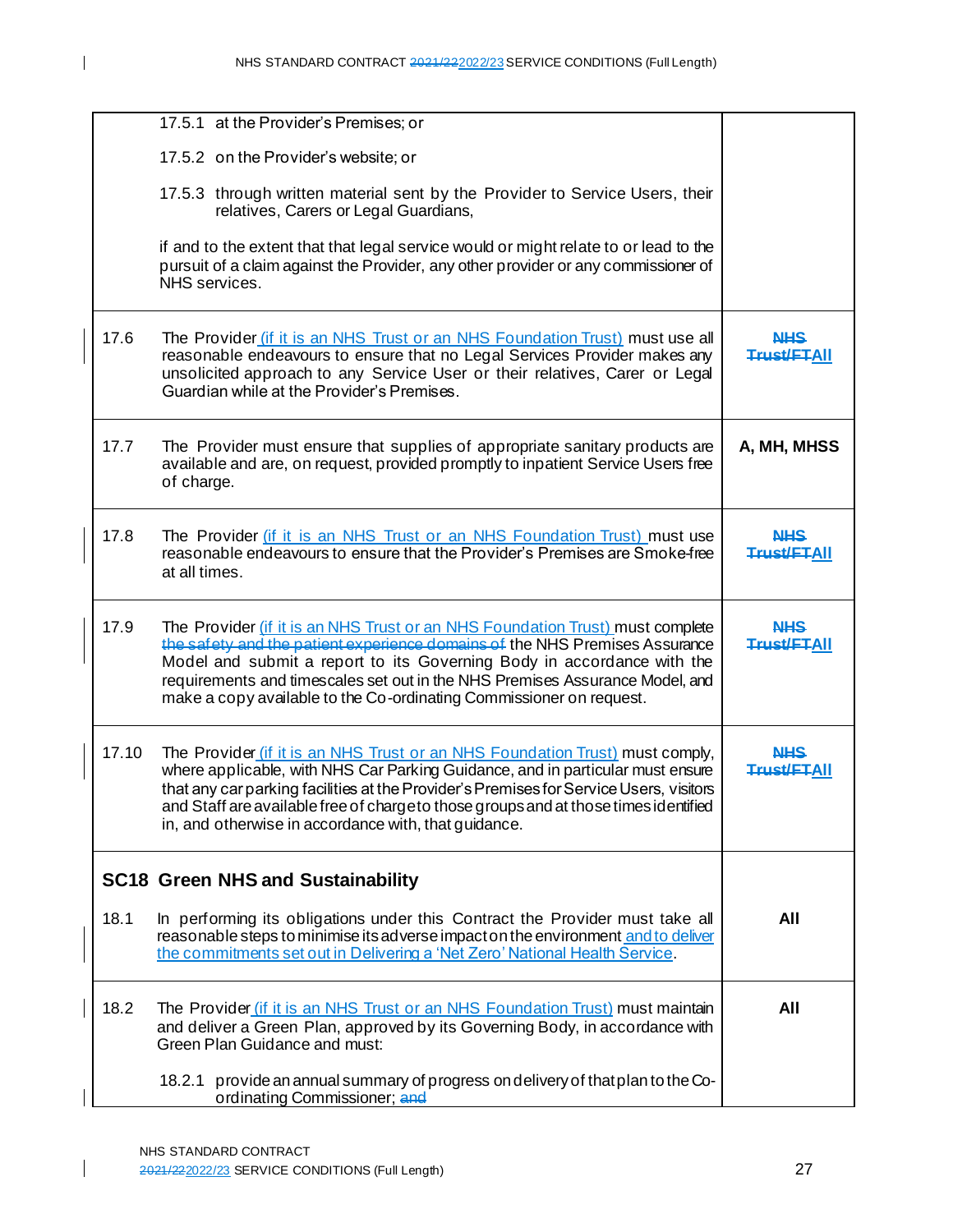| | | |
|---|---|---|
| | 17.5.1 at the Provider's Premises; or<br><br>17.5.2 on the Provider's website; or<br><br>17.5.3 through written material sent by the Provider to Service Users, their relatives, Carers or Legal Guardians,<br><br>if and to the extent that that legal service would or might relate to or lead to the pursuit of a claim against the Provider, any other provider or any commissioner of NHS services. | |
| 17.6 | The Provider (if it is an NHS Trust or an NHS Foundation Trust) must use all reasonable endeavours to ensure that no Legal Services Provider makes any unsolicited approach to any Service User or their relatives, Carer or Legal Guardian while at the Provider's Premises. | ~~NHS Trust/FT~~All |
| 17.7 | The Provider must ensure that supplies of appropriate sanitary products are available and are, on request, provided promptly to inpatient Service Users free of charge. | **A, MH, MHSS** |
| 17.8 | The Provider (if it is an NHS Trust or an NHS Foundation Trust) must use reasonable endeavours to ensure that the Provider's Premises are Smoke-free at all times. | ~~NHS Trust/FT~~All |
| 17.9 | The Provider (if it is an NHS Trust or an NHS Foundation Trust) must complete ~~the safety and the patient experience domains of~~ the NHS Premises Assurance Model and submit a report to its Governing Body in accordance with the requirements and timescales set out in the NHS Premises Assurance Model, and make a copy available to the Co-ordinating Commissioner on request. | ~~NHS Trust/FT~~All |
| 17.10 | The Provider (if it is an NHS Trust or an NHS Foundation Trust) must comply, where applicable, with NHS Car Parking Guidance, and in particular must ensure that any car parking facilities at the Provider's Premises for Service Users, visitors and Staff are available free of charge to those groups and at those times identified in, and otherwise in accordance with, that guidance. | ~~NHS Trust/FT~~All |
| **SC18** | **Green NHS and Sustainability** | |
| 18.1 | In performing its obligations under this Contract the Provider must take all reasonable steps to minimise its adverse impact on the environment and to deliver the commitments set out in Delivering a 'Net Zero' National Health Service. | **All** |
| 18.2 | The Provider (if it is an NHS Trust or an NHS Foundation Trust) must maintain and deliver a Green Plan, approved by its Governing Body, in accordance with Green Plan Guidance and must:<br><br>18.2.1 provide an annual summary of progress on delivery of that plan to the Co-ordinating Commissioner; ~~and~~ | **All** |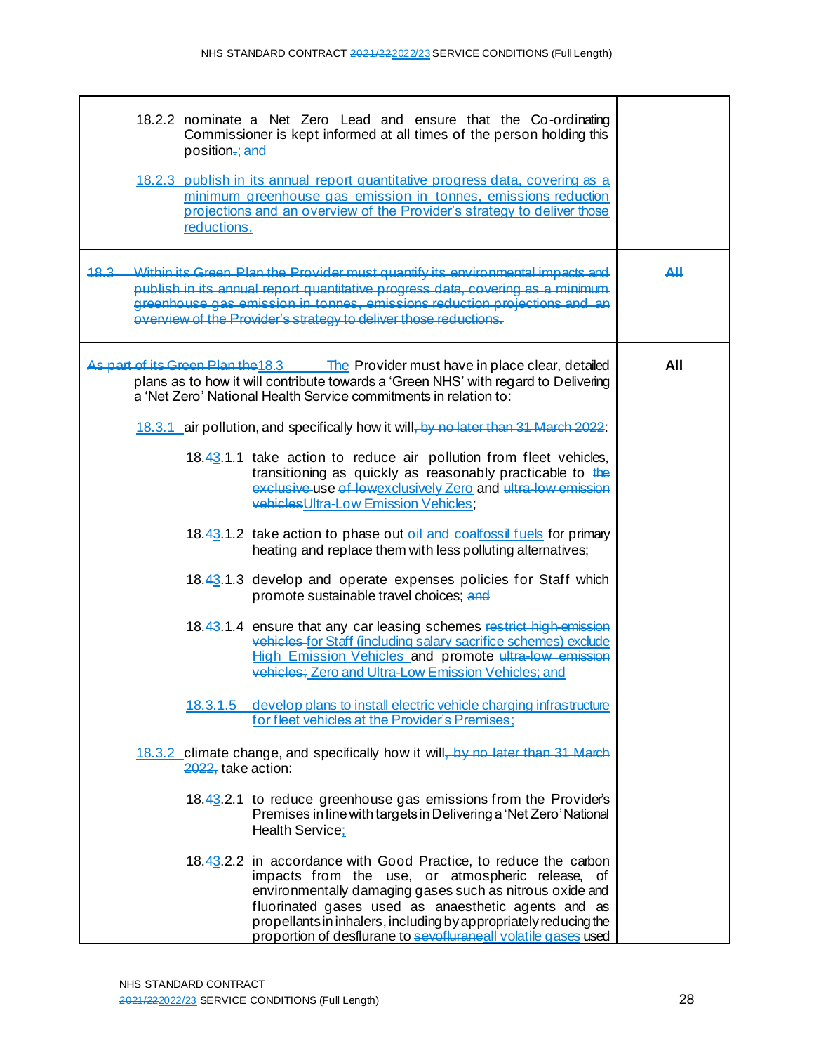| | |
|---|---|
| 18.2.2 nominate a Net Zero Lead and ensure that the Co-ordinating Commissioner is kept informed at all times of the person holding this position~~.~~; and<br><br>18.2.3 publish in its annual report quantitative progress data, covering as a minimum greenhouse gas emission in tonnes, emissions reduction projections and an overview of the Provider's strategy to deliver those reductions. | |
| ~~18.3 Within its Green Plan the Provider must quantify its environmental impacts and publish in its annual report quantitative progress data, covering as a minimum greenhouse gas emission in tonnes, emissions reduction projections and an overview of the Provider's strategy to deliver those reductions.~~ | ~~All~~ |
| ~~As part of its Green Plan the~~18.3 The Provider must have in place clear, detailed plans as to how it will contribute towards a 'Green NHS' with regard to Delivering a 'Net Zero' National Health Service commitments in relation to:<br><br>18.3.1 air pollution, and specifically how it will~~, by no later than 31 March 2022~~:<br><br>18.~~4~~3.1.1 take action to reduce air pollution from fleet vehicles, transitioning as quickly as reasonably practicable to ~~the exclusive~~ use ~~of low~~exclusively Zero and ~~ultra-low emission vehicles~~Ultra-Low Emission Vehicles;<br><br>18.~~4~~3.1.2 take action to phase out ~~oil and coal~~fossil fuels for primary heating and replace them with less polluting alternatives;<br><br>18.~~4~~3.1.3 develop and operate expenses policies for Staff which promote sustainable travel choices; ~~and~~<br><br>18.~~4~~3.1.4 ensure that any car leasing schemes ~~restrict high-emission vehicles~~ for Staff (including salary sacrifice schemes) exclude High Emission Vehicles and promote ~~ultra-low emission vehicles;~~ Zero and Ultra-Low Emission Vehicles; and<br><br>18.3.1.5 develop plans to install electric vehicle charging infrastructure for fleet vehicles at the Provider's Premises;<br><br>18.3.2 climate change, and specifically how it will~~, by no later than 31 March 2022,~~ take action:<br><br>18.~~4~~3.2.1 to reduce greenhouse gas emissions from the Provider's Premises in line with targets in Delivering a 'Net Zero' National Health Service;<br><br>18.~~4~~3.2.2 in accordance with Good Practice, to reduce the carbon impacts from the use, or atmospheric release, of environmentally damaging gases such as nitrous oxide and fluorinated gases used as anaesthetic agents and as propellants in inhalers, including by appropriately reducing the proportion of desflurane to ~~sevoflurane~~all volatile gases used | All |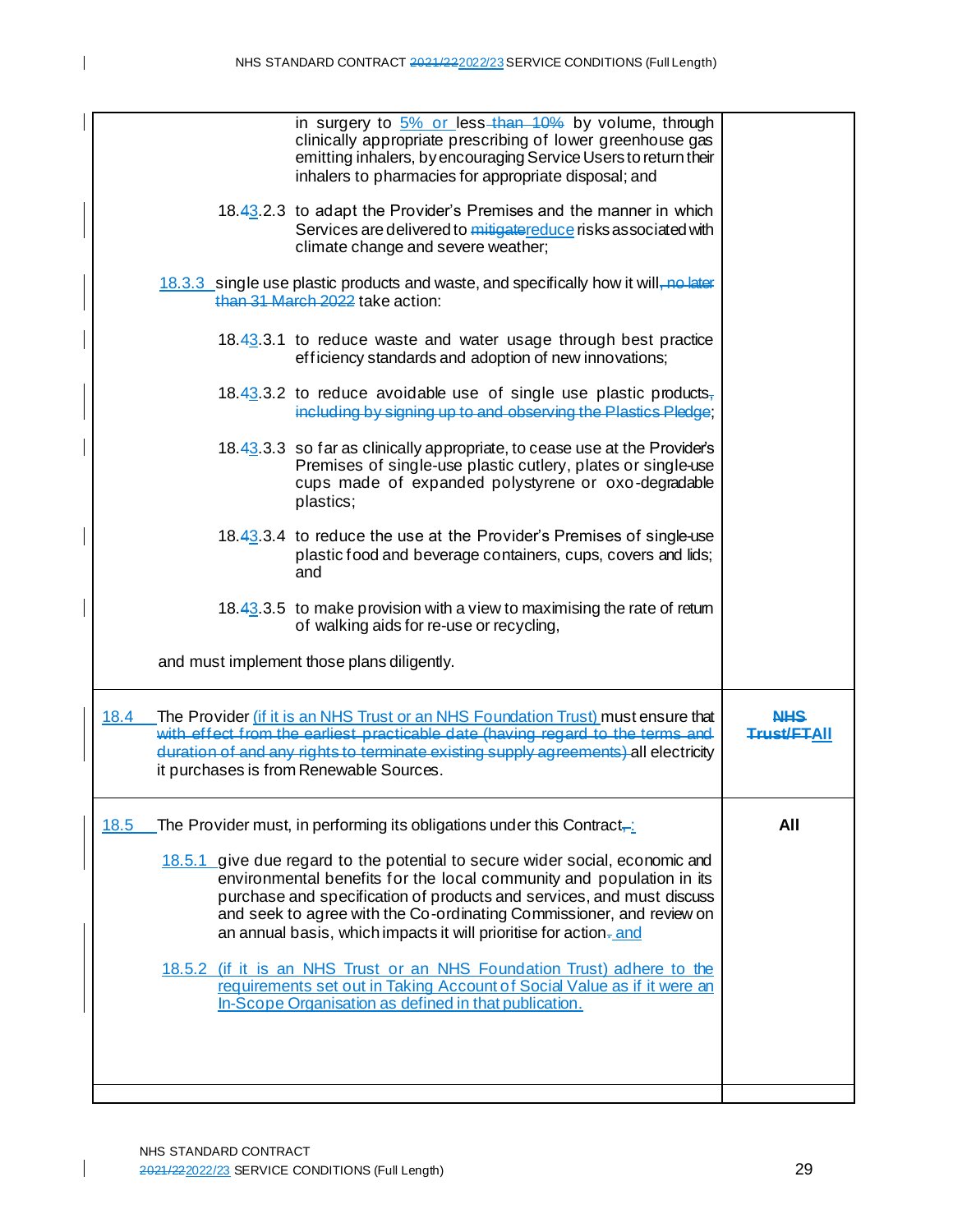| | |
|---|---|
| in surgery to 5% or less than 10% by volume, through clinically appropriate prescribing of lower greenhouse gas emitting inhalers, by encouraging Service Users to return their inhalers to pharmacies for appropriate disposal; and<br><br>18.43.2.3 to adapt the Provider's Premises and the manner in which Services are delivered to mitigatereduce risks associated with climate change and severe weather;<br><br>18.3.3 single use plastic products and waste, and specifically how it will, no later than 31 March 2022 take action:<br><br>18.43.3.1 to reduce waste and water usage through best practice efficiency standards and adoption of new innovations;<br><br>18.43.3.2 to reduce avoidable use of single use plastic products, including by signing up to and observing the Plastics Pledge;<br><br>18.43.3.3 so far as clinically appropriate, to cease use at the Provider's Premises of single-use plastic cutlery, plates or single-use cups made of expanded polystyrene or oxo-degradable plastics;<br><br>18.43.3.4 to reduce the use at the Provider's Premises of single-use plastic food and beverage containers, cups, covers and lids; and<br><br>18.43.3.5 to make provision with a view to maximising the rate of return of walking aids for re-use or recycling,<br><br>and must implement those plans diligently. | |
| 18.4 The Provider (if it is an NHS Trust or an NHS Foundation Trust) must ensure that with effect from the earliest practicable date (having regard to the terms and duration of and any rights to terminate existing supply agreements) all electricity it purchases is from Renewable Sources. | **NHS Trust/FTAll** |
| 18.5 The Provider must, in performing its obligations under this Contract,:<br><br>18.5.1 give due regard to the potential to secure wider social, economic and environmental benefits for the local community and population in its purchase and specification of products and services, and must discuss and seek to agree with the Co-ordinating Commissioner, and review on an annual basis, which impacts it will prioritise for action. and<br><br>18.5.2 (if it is an NHS Trust or an NHS Foundation Trust) adhere to the requirements set out in Taking Account of Social Value as if it were an In-Scope Organisation as defined in that publication. | **All** |
| | |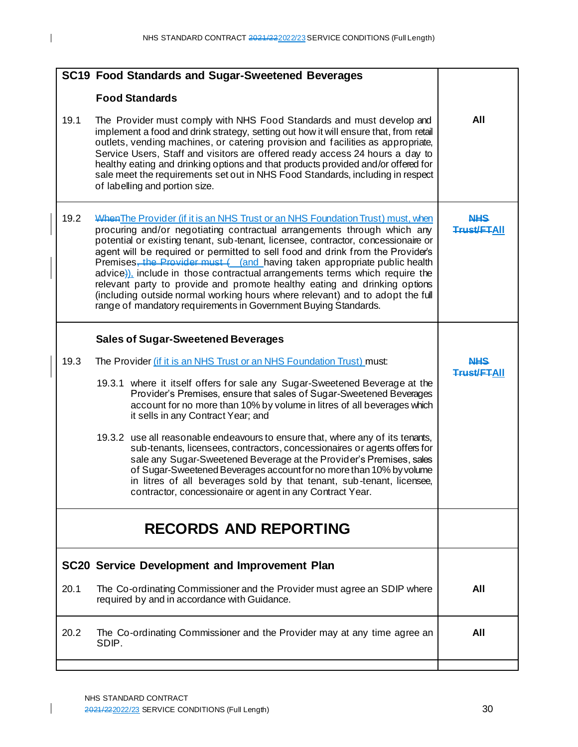| SC19 Food Standards and Sugar-Sweetened Beverages | |
|---|---|
| **Food Standards** | |
| 19.1 The Provider must comply with NHS Food Standards and must develop and implement a food and drink strategy, setting out how it will ensure that, from retail outlets, vending machines, or catering provision and facilities as appropriate, Service Users, Staff and visitors are offered ready access 24 hours a day to healthy eating and drinking options and that products provided and/or offered for sale meet the requirements set out in NHS Food Standards, including in respect of labelling and portion size. | **All** |
| 19.2 ~~When~~The Provider (if it is an NHS Trust or an NHS Foundation Trust) must, when procuring and/or negotiating contractual arrangements through which any potential or existing tenant, sub-tenant, licensee, contractor, concessionaire or agent will be required or permitted to sell food and drink from the Provider's Premises~~, the Provider must (~~ (and having taken appropriate public health advice~~)~~), include in those contractual arrangements terms which require the relevant party to provide and promote healthy eating and drinking options (including outside normal working hours where relevant) and to adopt the full range of mandatory requirements in Government Buying Standards. | ~~**NHS Trust/FT**~~**All** |
| **Sales of Sugar-Sweetened Beverages** | |
| 19.3 The Provider (if it is an NHS Trust or an NHS Foundation Trust) must:<br><br>19.3.1 where it itself offers for sale any Sugar-Sweetened Beverage at the Provider's Premises, ensure that sales of Sugar-Sweetened Beverages account for no more than 10% by volume in litres of all beverages which it sells in any Contract Year; and<br><br>19.3.2 use all reasonable endeavours to ensure that, where any of its tenants, sub-tenants, licensees, contractors, concessionaires or agents offers for sale any Sugar-Sweetened Beverage at the Provider's Premises, sales of Sugar-Sweetened Beverages account for no more than 10% by volume in litres of all beverages sold by that tenant, sub-tenant, licensee, contractor, concessionaire or agent in any Contract Year. | ~~**NHS Trust/FT**~~**All** |

# RECORDS AND REPORTING

| SC20 Service Development and Improvement Plan | |
|---|---|
| 20.1 The Co-ordinating Commissioner and the Provider must agree an SDIP where required by and in accordance with Guidance. | **All** |
| 20.2 The Co-ordinating Commissioner and the Provider may at any time agree an SDIP. | **All** |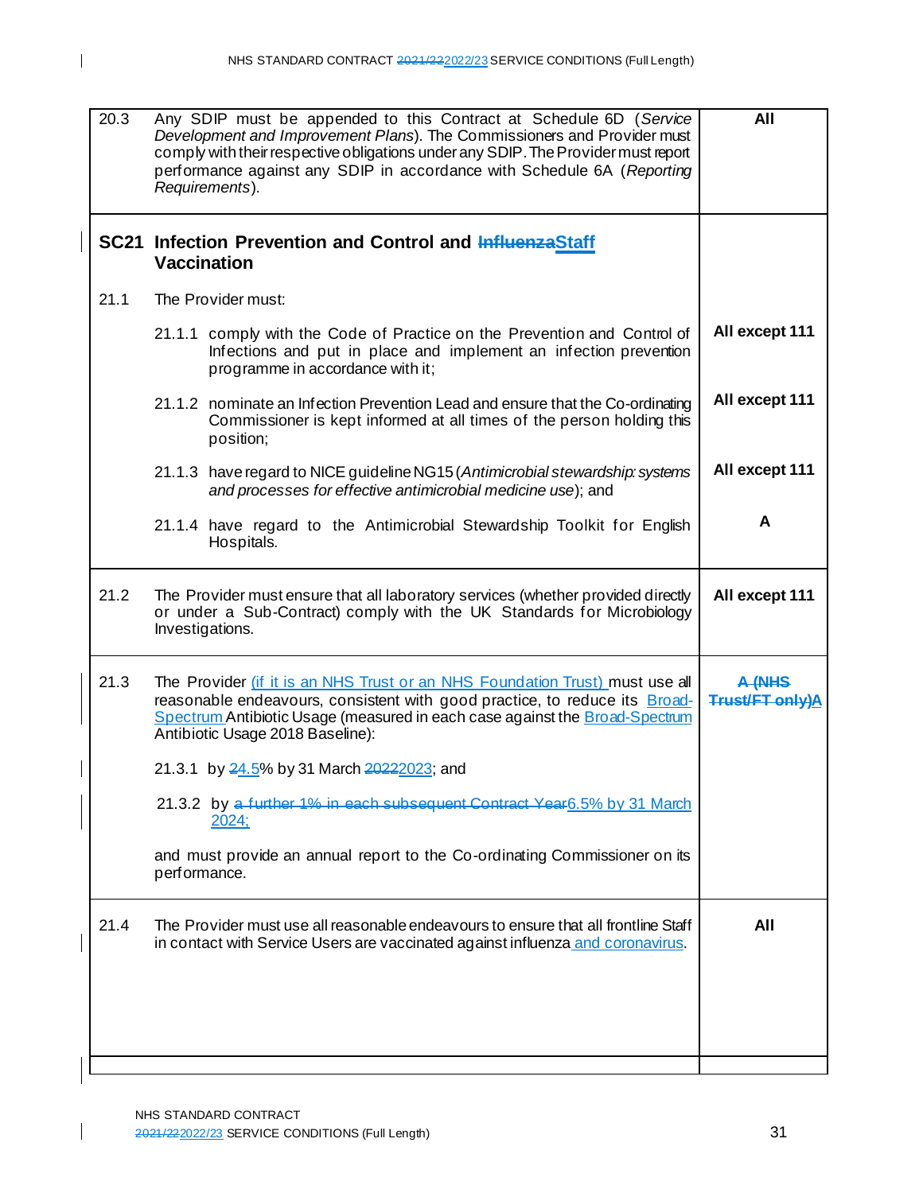| | | |
|---|---|---|
| 20.3 | Any SDIP must be appended to this Contract at Schedule 6D (*Service Development and Improvement Plans*). The Commissioners and Provider must comply with their respective obligations under any SDIP. The Provider must report performance against any SDIP in accordance with Schedule 6A (*Reporting Requirements*). | **All** |
| **SC21** | **Infection Prevention and Control and ~~Influenza~~Staff Vaccination** | |
| 21.1 | The Provider must: | |
| | 21.1.1 comply with the Code of Practice on the Prevention and Control of Infections and put in place and implement an infection prevention programme in accordance with it; | **All except 111** |
| | 21.1.2 nominate an Infection Prevention Lead and ensure that the Co-ordinating Commissioner is kept informed at all times of the person holding this position; | **All except 111** |
| | 21.1.3 have regard to NICE guideline NG15 (*Antimicrobial stewardship: systems and processes for effective antimicrobial medicine use*); and | **All except 111** |
| | 21.1.4 have regard to the Antimicrobial Stewardship Toolkit for English Hospitals. | **A** |
| 21.2 | The Provider must ensure that all laboratory services (whether provided directly or under a Sub-Contract) comply with the UK Standards for Microbiology Investigations. | **All except 111** |
| 21.3 | The Provider (if it is an NHS Trust or an NHS Foundation Trust) must use all reasonable endeavours, consistent with good practice, to reduce its Broad-Spectrum Antibiotic Usage (measured in each case against the Broad-Spectrum Antibiotic Usage 2018 Baseline):<br><br>21.3.1 by ~~2~~4.5% by 31 March ~~2022~~2023; and<br><br>21.3.2 by ~~a further 1% in each subsequent Contract Year~~6.5% by 31 March 2024;<br><br>and must provide an annual report to the Co-ordinating Commissioner on its performance. | **~~A (NHS Trust/FT only)~~A** |
| 21.4 | The Provider must use all reasonable endeavours to ensure that all frontline Staff in contact with Service Users are vaccinated against influenza and coronavirus. | **All** |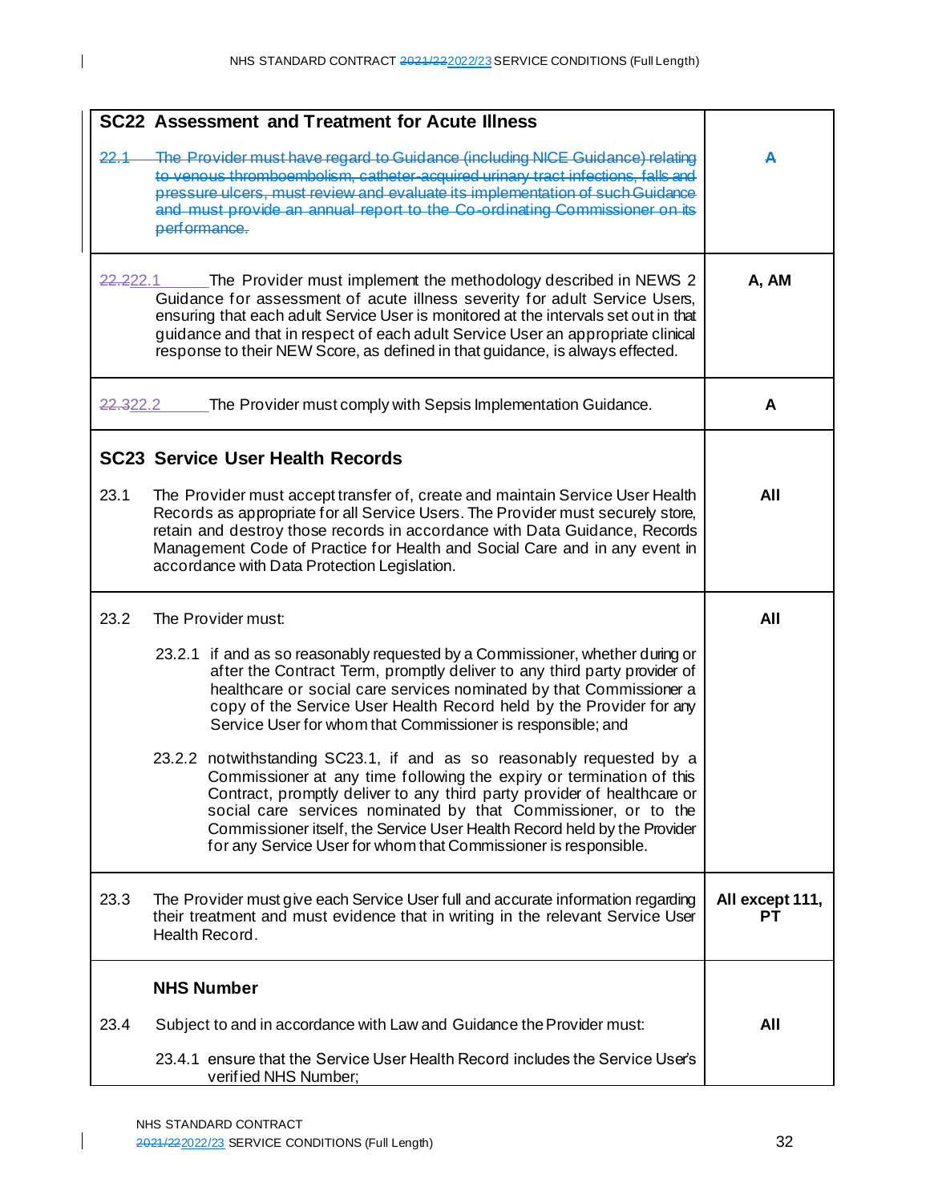| SC22 Assessment and Treatment for Acute Illness | |
|---|---|
| ~~22.1 The Provider must have regard to Guidance (including NICE Guidance) relating to venous thromboembolism, catheter-acquired urinary tract infections, falls and pressure ulcers, must review and evaluate its implementation of such Guidance and must provide an annual report to the Co-ordinating Commissioner on its performance.~~ | ~~A~~ |
| ~~22.2~~22.1 The Provider must implement the methodology described in NEWS 2 Guidance for assessment of acute illness severity for adult Service Users, ensuring that each adult Service User is monitored at the intervals set out in that guidance and that in respect of each adult Service User an appropriate clinical response to their NEW Score, as defined in that guidance, is always effected. | A, AM |
| ~~22.3~~22.2 The Provider must comply with Sepsis Implementation Guidance. | A |
| **SC23 Service User Health Records** | |
| 23.1 The Provider must accept transfer of, create and maintain Service User Health Records as appropriate for all Service Users. The Provider must securely store, retain and destroy those records in accordance with Data Guidance, Records Management Code of Practice for Health and Social Care and in any event in accordance with Data Protection Legislation. | All |
| 23.2 The Provider must:<br><br>23.2.1 if and as so reasonably requested by a Commissioner, whether during or after the Contract Term, promptly deliver to any third party provider of healthcare or social care services nominated by that Commissioner a copy of the Service User Health Record held by the Provider for any Service User for whom that Commissioner is responsible; and<br><br>23.2.2 notwithstanding SC23.1, if and as so reasonably requested by a Commissioner at any time following the expiry or termination of this Contract, promptly deliver to any third party provider of healthcare or social care services nominated by that Commissioner, or to the Commissioner itself, the Service User Health Record held by the Provider for any Service User for whom that Commissioner is responsible. | All |
| 23.3 The Provider must give each Service User full and accurate information regarding their treatment and must evidence that in writing in the relevant Service User Health Record. | All except 111, PT |
| **NHS Number**<br><br>23.4 Subject to and in accordance with Law and Guidance the Provider must:<br><br>23.4.1 ensure that the Service User Health Record includes the Service User's verified NHS Number; | All |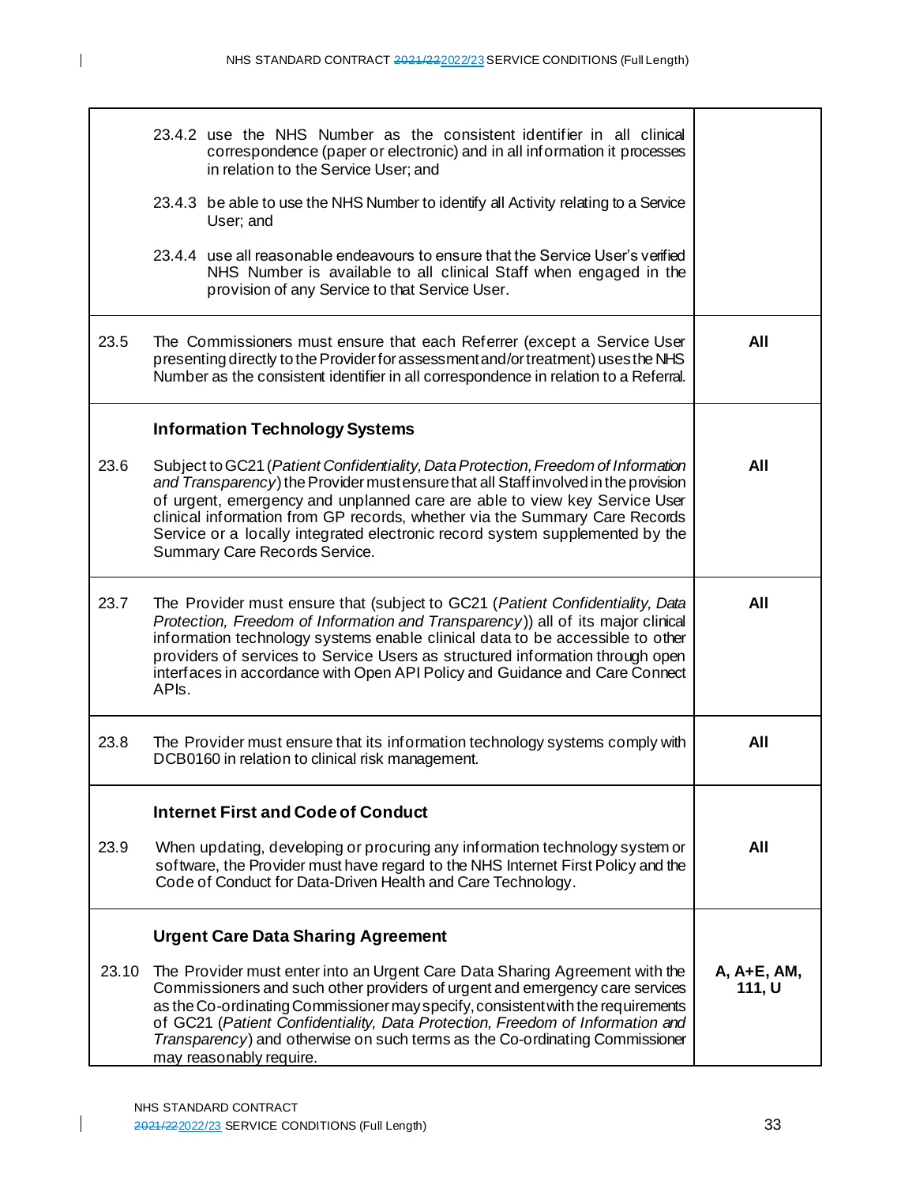| | | |
|---|---|---|
| | 23.4.2 use the NHS Number as the consistent identifier in all clinical correspondence (paper or electronic) and in all information it processes in relation to the Service User; and<br><br>23.4.3 be able to use the NHS Number to identify all Activity relating to a Service User; and<br><br>23.4.4 use all reasonable endeavours to ensure that the Service User's verified NHS Number is available to all clinical Staff when engaged in the provision of any Service to that Service User. | |
| 23.5 | The Commissioners must ensure that each Referrer (except a Service User presenting directly to the Provider for assessment and/or treatment) uses the NHS Number as the consistent identifier in all correspondence in relation to a Referral. | **All** |
| | **Information Technology Systems** | |
| 23.6 | Subject to GC21 (*Patient Confidentiality, Data Protection, Freedom of Information and Transparency*) the Provider must ensure that all Staff involved in the provision of urgent, emergency and unplanned care are able to view key Service User clinical information from GP records, whether via the Summary Care Records Service or a locally integrated electronic record system supplemented by the Summary Care Records Service. | **All** |
| 23.7 | The Provider must ensure that (subject to GC21 (*Patient Confidentiality, Data Protection, Freedom of Information and Transparency*)) all of its major clinical information technology systems enable clinical data to be accessible to other providers of services to Service Users as structured information through open interfaces in accordance with Open API Policy and Guidance and Care Connect APIs. | **All** |
| 23.8 | The Provider must ensure that its information technology systems comply with DCB0160 in relation to clinical risk management. | **All** |
| | **Internet First and Code of Conduct** | |
| 23.9 | When updating, developing or procuring any information technology system or software, the Provider must have regard to the NHS Internet First Policy and the Code of Conduct for Data-Driven Health and Care Technology. | **All** |
| | **Urgent Care Data Sharing Agreement** | |
| 23.10 | The Provider must enter into an Urgent Care Data Sharing Agreement with the Commissioners and such other providers of urgent and emergency care services as the Co-ordinating Commissioner may specify, consistent with the requirements of GC21 (*Patient Confidentiality, Data Protection, Freedom of Information and Transparency*) and otherwise on such terms as the Co-ordinating Commissioner may reasonably require. | **A, A+E, AM, 111, U** |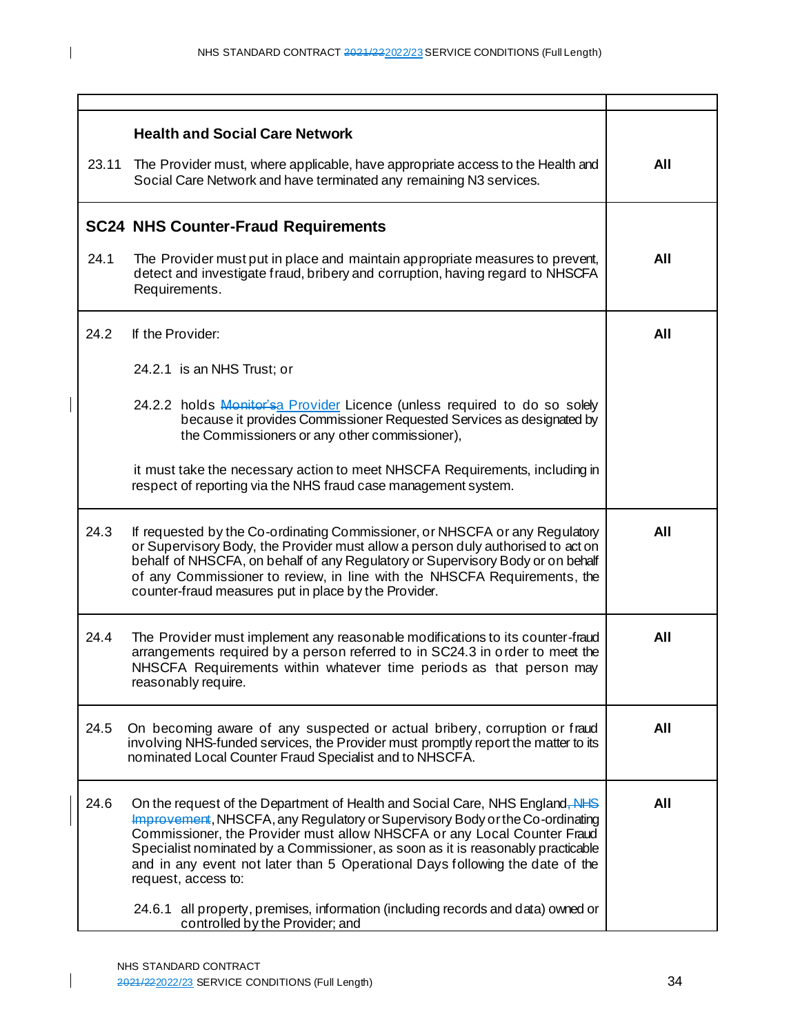| | |
|---|---|
| **Health and Social Care Network** | |
| 23.11 The Provider must, where applicable, have appropriate access to the Health and Social Care Network and have terminated any remaining N3 services. | **All** |
| **SC24 NHS Counter-Fraud Requirements** | |
| 24.1 The Provider must put in place and maintain appropriate measures to prevent, detect and investigate fraud, bribery and corruption, having regard to NHSCFA Requirements. | **All** |
| 24.2 If the Provider:<br><br>24.2.1 is an NHS Trust; or<br><br>24.2.2 holds ~~Monitor's~~a Provider Licence (unless required to do so solely because it provides Commissioner Requested Services as designated by the Commissioners or any other commissioner),<br><br>it must take the necessary action to meet NHSCFA Requirements, including in respect of reporting via the NHS fraud case management system. | **All** |
| 24.3 If requested by the Co-ordinating Commissioner, or NHSCFA or any Regulatory or Supervisory Body, the Provider must allow a person duly authorised to act on behalf of NHSCFA, on behalf of any Regulatory or Supervisory Body or on behalf of any Commissioner to review, in line with the NHSCFA Requirements, the counter-fraud measures put in place by the Provider. | **All** |
| 24.4 The Provider must implement any reasonable modifications to its counter-fraud arrangements required by a person referred to in SC24.3 in order to meet the NHSCFA Requirements within whatever time periods as that person may reasonably require. | **All** |
| 24.5 On becoming aware of any suspected or actual bribery, corruption or fraud involving NHS-funded services, the Provider must promptly report the matter to its nominated Local Counter Fraud Specialist and to NHSCFA. | **All** |
| 24.6 On the request of the Department of Health and Social Care, NHS England~~, NHS Improvement~~, NHSCFA, any Regulatory or Supervisory Body or the Co-ordinating Commissioner, the Provider must allow NHSCFA or any Local Counter Fraud Specialist nominated by a Commissioner, as soon as it is reasonably practicable and in any event not later than 5 Operational Days following the date of the request, access to:<br><br>24.6.1 all property, premises, information (including records and data) owned or controlled by the Provider; and | **All** |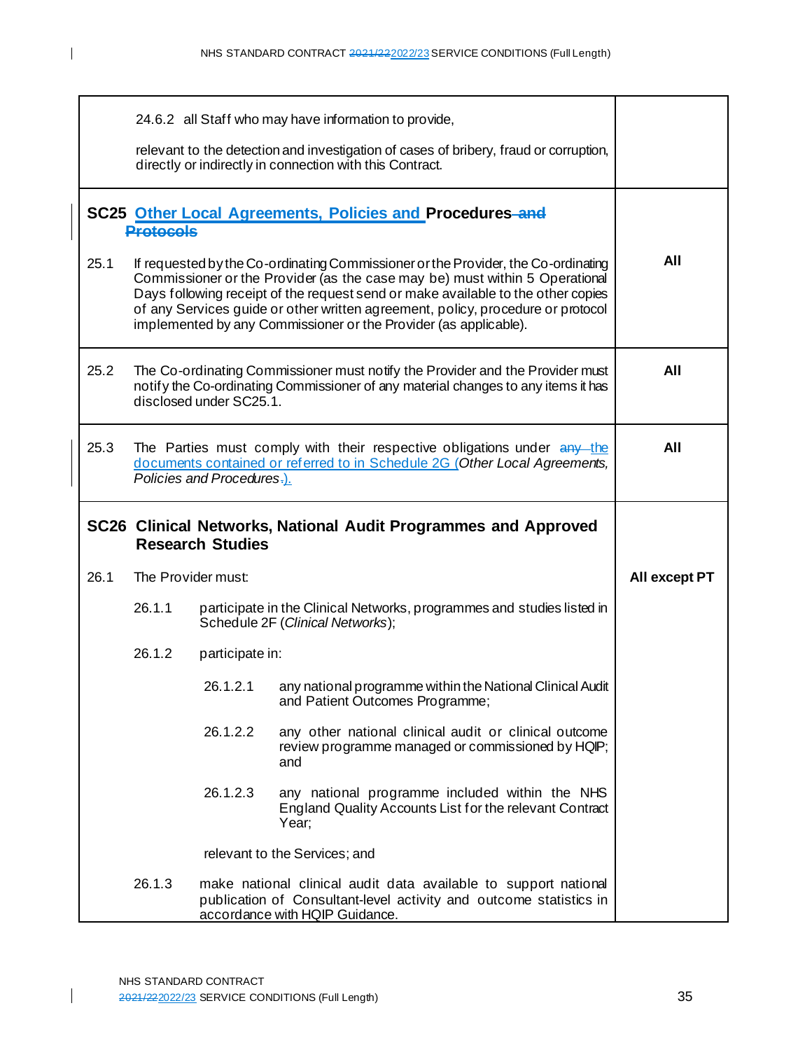| | |
|---|---|
| 24.6.2 all Staff who may have information to provide,<br><br>relevant to the detection and investigation of cases of bribery, fraud or corruption, directly or indirectly in connection with this Contract. | |
| **SC25 Other Local Agreements, Policies and Procedures ~~and Protocols~~** | |
| 25.1 If requested by the Co-ordinating Commissioner or the Provider, the Co-ordinating Commissioner or the Provider (as the case may be) must within 5 Operational Days following receipt of the request send or make available to the other copies of any Services guide or other written agreement, policy, procedure or protocol implemented by any Commissioner or the Provider (as applicable). | **All** |
| 25.2 The Co-ordinating Commissioner must notify the Provider and the Provider must notify the Co-ordinating Commissioner of any material changes to any items it has disclosed under SC25.1. | **All** |
| 25.3 The Parties must comply with their respective obligations under ~~any~~ the documents contained or referred to in Schedule 2G (*Other Local Agreements, Policies and Procedures*~~.~~). | **All** |
| **SC26 Clinical Networks, National Audit Programmes and Approved Research Studies** | |
| 26.1 The Provider must:<br><br>26.1.1 participate in the Clinical Networks, programmes and studies listed in Schedule 2F (*Clinical Networks*);<br><br>26.1.2 participate in:<br><br>26.1.2.1 any national programme within the National Clinical Audit and Patient Outcomes Programme;<br><br>26.1.2.2 any other national clinical audit or clinical outcome review programme managed or commissioned by HQIP; and<br><br>26.1.2.3 any national programme included within the NHS England Quality Accounts List for the relevant Contract Year;<br><br>relevant to the Services; and<br><br>26.1.3 make national clinical audit data available to support national publication of Consultant-level activity and outcome statistics in accordance with HQIP Guidance. | **All except PT** |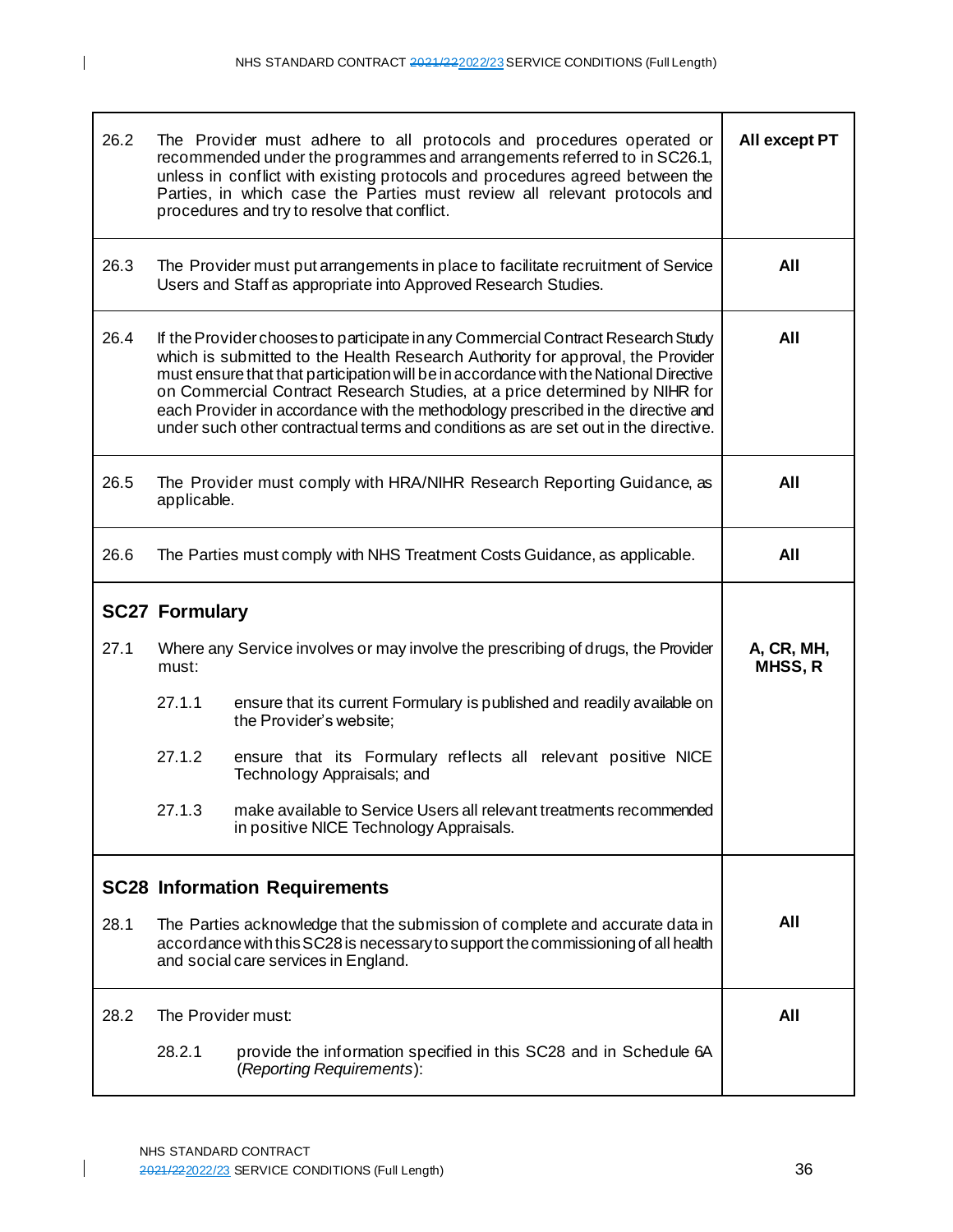| | | |
|---|---|---|
| 26.2 | The Provider must adhere to all protocols and procedures operated or recommended under the programmes and arrangements referred to in SC26.1, unless in conflict with existing protocols and procedures agreed between the Parties, in which case the Parties must review all relevant protocols and procedures and try to resolve that conflict. | **All except PT** |
| 26.3 | The Provider must put arrangements in place to facilitate recruitment of Service Users and Staff as appropriate into Approved Research Studies. | **All** |
| 26.4 | If the Provider chooses to participate in any Commercial Contract Research Study which is submitted to the Health Research Authority for approval, the Provider must ensure that that participation will be in accordance with the National Directive on Commercial Contract Research Studies, at a price determined by NIHR for each Provider in accordance with the methodology prescribed in the directive and under such other contractual terms and conditions as are set out in the directive. | **All** |
| 26.5 | The Provider must comply with HRA/NIHR Research Reporting Guidance, as applicable. | **All** |
| 26.6 | The Parties must comply with NHS Treatment Costs Guidance, as applicable. | **All** |
| **SC27** | **Formulary** | |
| 27.1 | Where any Service involves or may involve the prescribing of drugs, the Provider must:<br><br>27.1.1 ensure that its current Formulary is published and readily available on the Provider's website;<br><br>27.1.2 ensure that its Formulary reflects all relevant positive NICE Technology Appraisals; and<br><br>27.1.3 make available to Service Users all relevant treatments recommended in positive NICE Technology Appraisals. | **A, CR, MH, MHSS, R** |
| **SC28** | **Information Requirements** | |
| 28.1 | The Parties acknowledge that the submission of complete and accurate data in accordance with this SC28 is necessary to support the commissioning of all health and social care services in England. | **All** |
| 28.2 | The Provider must:<br><br>28.2.1 provide the information specified in this SC28 and in Schedule 6A (*Reporting Requirements*): | **All** |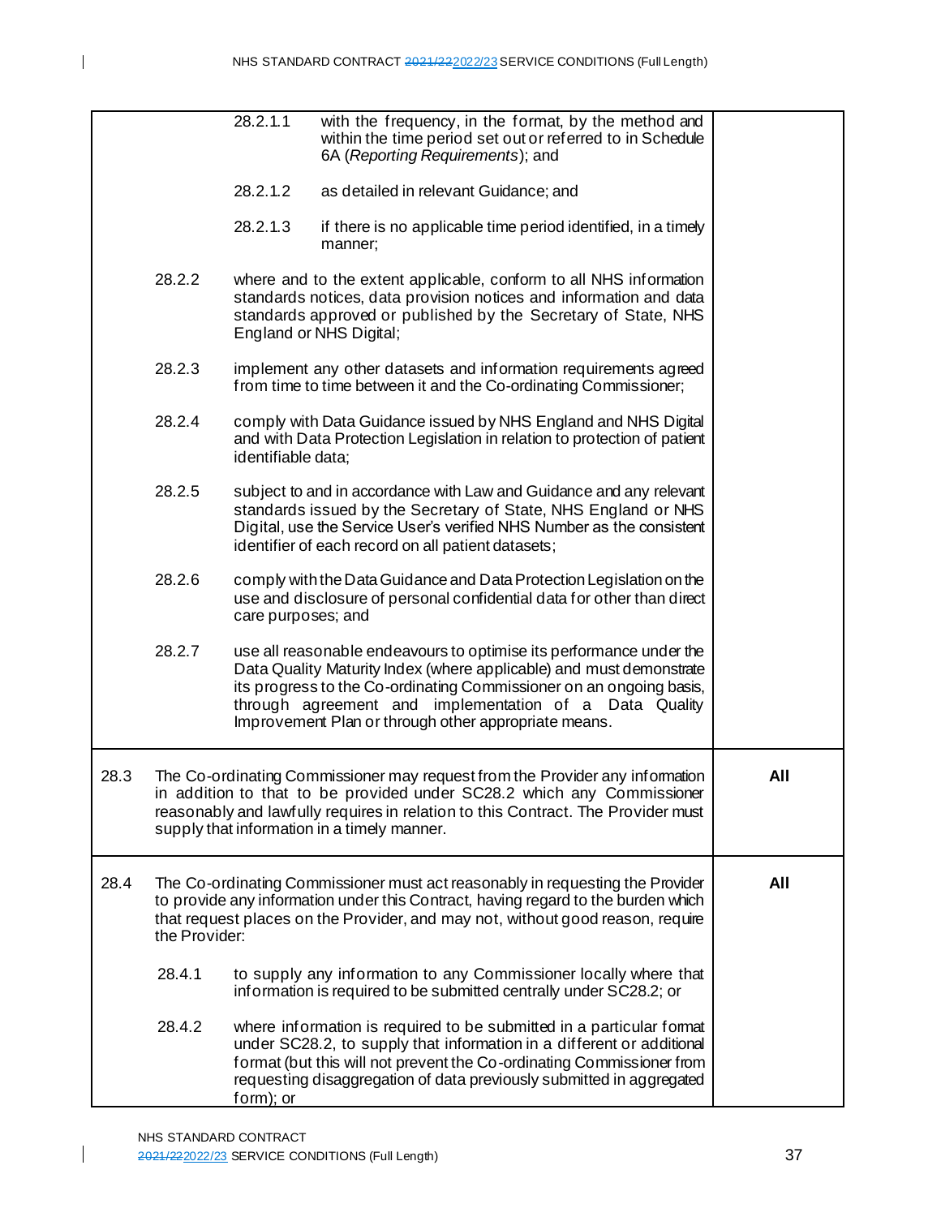| | | |
|---|---|---|
| | 28.2.1.1 with the frequency, in the format, by the method and within the time period set out or referred to in Schedule 6A (*Reporting Requirements*); and<br><br>28.2.1.2 as detailed in relevant Guidance; and<br><br>28.2.1.3 if there is no applicable time period identified, in a timely manner;<br><br>28.2.2 where and to the extent applicable, conform to all NHS information standards notices, data provision notices and information and data standards approved or published by the Secretary of State, NHS England or NHS Digital;<br><br>28.2.3 implement any other datasets and information requirements agreed from time to time between it and the Co-ordinating Commissioner;<br><br>28.2.4 comply with Data Guidance issued by NHS England and NHS Digital and with Data Protection Legislation in relation to protection of patient identifiable data;<br><br>28.2.5 subject to and in accordance with Law and Guidance and any relevant standards issued by the Secretary of State, NHS England or NHS Digital, use the Service User's verified NHS Number as the consistent identifier of each record on all patient datasets;<br><br>28.2.6 comply with the Data Guidance and Data Protection Legislation on the use and disclosure of personal confidential data for other than direct care purposes; and<br><br>28.2.7 use all reasonable endeavours to optimise its performance under the Data Quality Maturity Index (where applicable) and must demonstrate its progress to the Co-ordinating Commissioner on an ongoing basis, through agreement and implementation of a Data Quality Improvement Plan or through other appropriate means. | |
| 28.3 | The Co-ordinating Commissioner may request from the Provider any information in addition to that to be provided under SC28.2 which any Commissioner reasonably and lawfully requires in relation to this Contract. The Provider must supply that information in a timely manner. | **All** |
| 28.4 | The Co-ordinating Commissioner must act reasonably in requesting the Provider to provide any information under this Contract, having regard to the burden which that request places on the Provider, and may not, without good reason, require the Provider:<br><br>28.4.1 to supply any information to any Commissioner locally where that information is required to be submitted centrally under SC28.2; or<br><br>28.4.2 where information is required to be submitted in a particular format under SC28.2, to supply that information in a different or additional format (but this will not prevent the Co-ordinating Commissioner from requesting disaggregation of data previously submitted in aggregated form); or | **All** |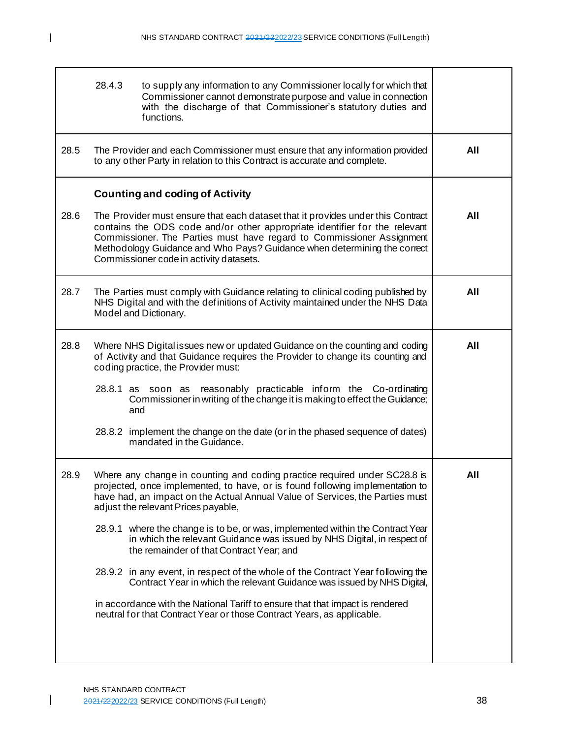| | | |
|---|---|---|
| | 28.4.3 to supply any information to any Commissioner locally for which that Commissioner cannot demonstrate purpose and value in connection with the discharge of that Commissioner's statutory duties and functions. | |
| 28.5 | The Provider and each Commissioner must ensure that any information provided to any other Party in relation to this Contract is accurate and complete. | **All** |
| | **Counting and coding of Activity** | |
| 28.6 | The Provider must ensure that each dataset that it provides under this Contract contains the ODS code and/or other appropriate identifier for the relevant Commissioner. The Parties must have regard to Commissioner Assignment Methodology Guidance and Who Pays? Guidance when determining the correct Commissioner code in activity datasets. | **All** |
| 28.7 | The Parties must comply with Guidance relating to clinical coding published by NHS Digital and with the definitions of Activity maintained under the NHS Data Model and Dictionary. | **All** |
| 28.8 | Where NHS Digital issues new or updated Guidance on the counting and coding of Activity and that Guidance requires the Provider to change its counting and coding practice, the Provider must:<br><br>28.8.1 as soon as reasonably practicable inform the Co-ordinating Commissioner in writing of the change it is making to effect the Guidance; and<br><br>28.8.2 implement the change on the date (or in the phased sequence of dates) mandated in the Guidance. | **All** |
| 28.9 | Where any change in counting and coding practice required under SC28.8 is projected, once implemented, to have, or is found following implementation to have had, an impact on the Actual Annual Value of Services, the Parties must adjust the relevant Prices payable,<br><br>28.9.1 where the change is to be, or was, implemented within the Contract Year in which the relevant Guidance was issued by NHS Digital, in respect of the remainder of that Contract Year; and<br><br>28.9.2 in any event, in respect of the whole of the Contract Year following the Contract Year in which the relevant Guidance was issued by NHS Digital,<br><br>in accordance with the National Tariff to ensure that that impact is rendered neutral for that Contract Year or those Contract Years, as applicable. | **All** |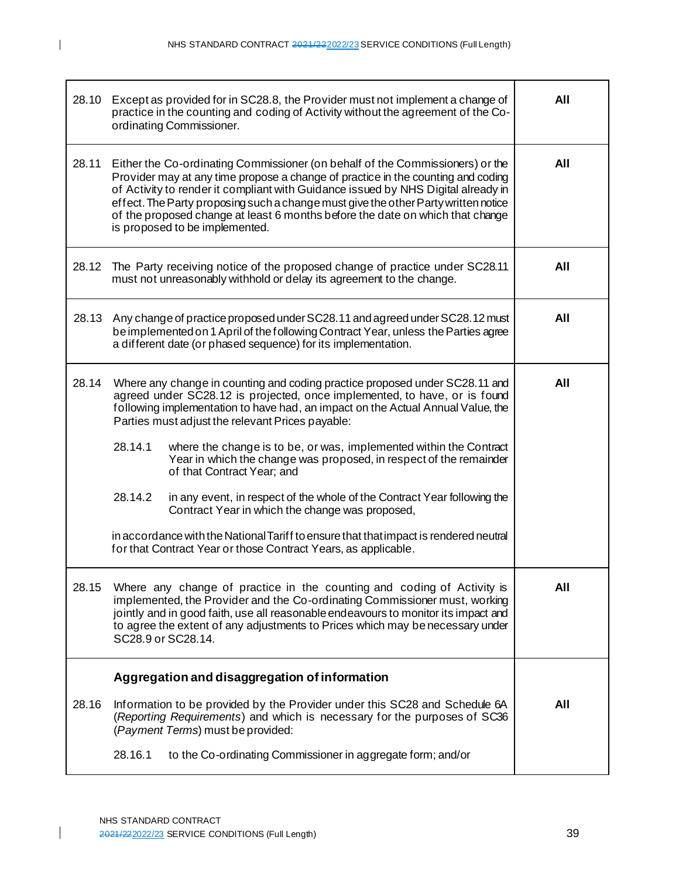| | | |
|---|---|---|
| 28.10 | Except as provided for in SC28.8, the Provider must not implement a change of practice in the counting and coding of Activity without the agreement of the Co-ordinating Commissioner. | **All** |
| 28.11 | Either the Co-ordinating Commissioner (on behalf of the Commissioners) or the Provider may at any time propose a change of practice in the counting and coding of Activity to render it compliant with Guidance issued by NHS Digital already in effect. The Party proposing such a change must give the other Party written notice of the proposed change at least 6 months before the date on which that change is proposed to be implemented. | **All** |
| 28.12 | The Party receiving notice of the proposed change of practice under SC28.11 must not unreasonably withhold or delay its agreement to the change. | **All** |
| 28.13 | Any change of practice proposed under SC28.11 and agreed under SC28.12 must be implemented on 1 April of the following Contract Year, unless the Parties agree a different date (or phased sequence) for its implementation. | **All** |
| 28.14 | Where any change in counting and coding practice proposed under SC28.11 and agreed under SC28.12 is projected, once implemented, to have, or is found following implementation to have had, an impact on the Actual Annual Value, the Parties must adjust the relevant Prices payable:<br><br>28.14.1 where the change is to be, or was, implemented within the Contract Year in which the change was proposed, in respect of the remainder of that Contract Year; and<br><br>28.14.2 in any event, in respect of the whole of the Contract Year following the Contract Year in which the change was proposed,<br><br>in accordance with the National Tariff to ensure that that impact is rendered neutral for that Contract Year or those Contract Years, as applicable. | **All** |
| 28.15 | Where any change of practice in the counting and coding of Activity is implemented, the Provider and the Co-ordinating Commissioner must, working jointly and in good faith, use all reasonable endeavours to monitor its impact and to agree the extent of any adjustments to Prices which may be necessary under SC28.9 or SC28.14. | **All** |
| | **Aggregation and disaggregation of information** | |
| 28.16 | Information to be provided by the Provider under this SC28 and Schedule 6A (*Reporting Requirements*) and which is necessary for the purposes of SC36 (*Payment Terms*) must be provided:<br><br>28.16.1 to the Co-ordinating Commissioner in aggregate form; and/or | **All** |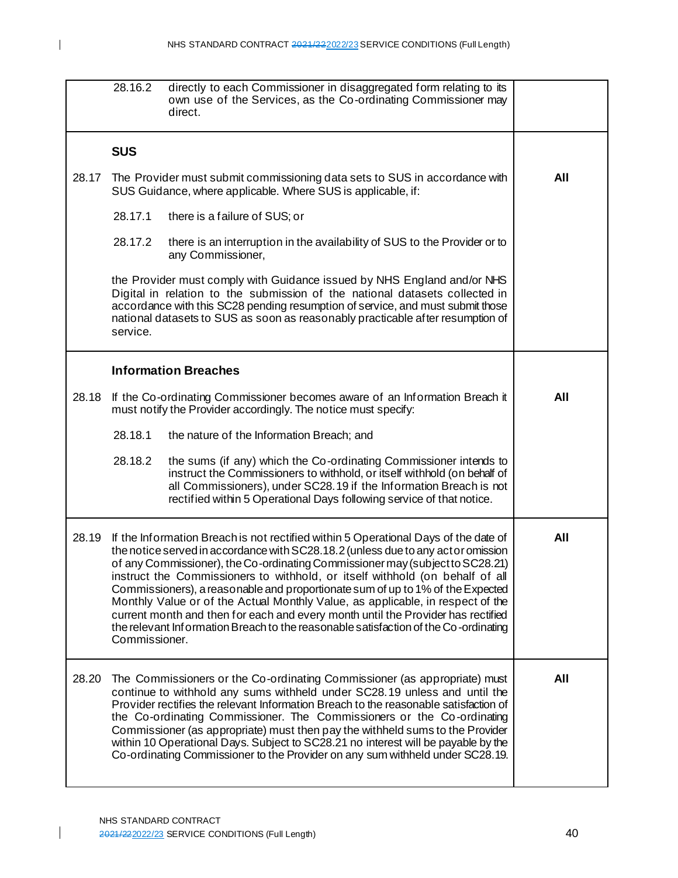| | | |
|---|---|---|
| | 28.16.2 directly to each Commissioner in disaggregated form relating to its own use of the Services, as the Co-ordinating Commissioner may direct. | |
| | **SUS** | |
| 28.17 | The Provider must submit commissioning data sets to SUS in accordance with SUS Guidance, where applicable. Where SUS is applicable, if:<br><br>28.17.1 there is a failure of SUS; or<br><br>28.17.2 there is an interruption in the availability of SUS to the Provider or to any Commissioner,<br><br>the Provider must comply with Guidance issued by NHS England and/or NHS Digital in relation to the submission of the national datasets collected in accordance with this SC28 pending resumption of service, and must submit those national datasets to SUS as soon as reasonably practicable after resumption of service. | **All** |
| | **Information Breaches** | |
| 28.18 | If the Co-ordinating Commissioner becomes aware of an Information Breach it must notify the Provider accordingly. The notice must specify:<br><br>28.18.1 the nature of the Information Breach; and<br><br>28.18.2 the sums (if any) which the Co-ordinating Commissioner intends to instruct the Commissioners to withhold, or itself withhold (on behalf of all Commissioners), under SC28.19 if the Information Breach is not rectified within 5 Operational Days following service of that notice. | **All** |
| 28.19 | If the Information Breach is not rectified within 5 Operational Days of the date of the notice served in accordance with SC28.18.2 (unless due to any act or omission of any Commissioner), the Co-ordinating Commissioner may (subject to SC28.21) instruct the Commissioners to withhold, or itself withhold (on behalf of all Commissioners), a reasonable and proportionate sum of up to 1% of the Expected Monthly Value or of the Actual Monthly Value, as applicable, in respect of the current month and then for each and every month until the Provider has rectified the relevant Information Breach to the reasonable satisfaction of the Co-ordinating Commissioner. | **All** |
| 28.20 | The Commissioners or the Co-ordinating Commissioner (as appropriate) must continue to withhold any sums withheld under SC28.19 unless and until the Provider rectifies the relevant Information Breach to the reasonable satisfaction of the Co-ordinating Commissioner. The Commissioners or the Co-ordinating Commissioner (as appropriate) must then pay the withheld sums to the Provider within 10 Operational Days. Subject to SC28.21 no interest will be payable by the Co-ordinating Commissioner to the Provider on any sum withheld under SC28.19. | **All** |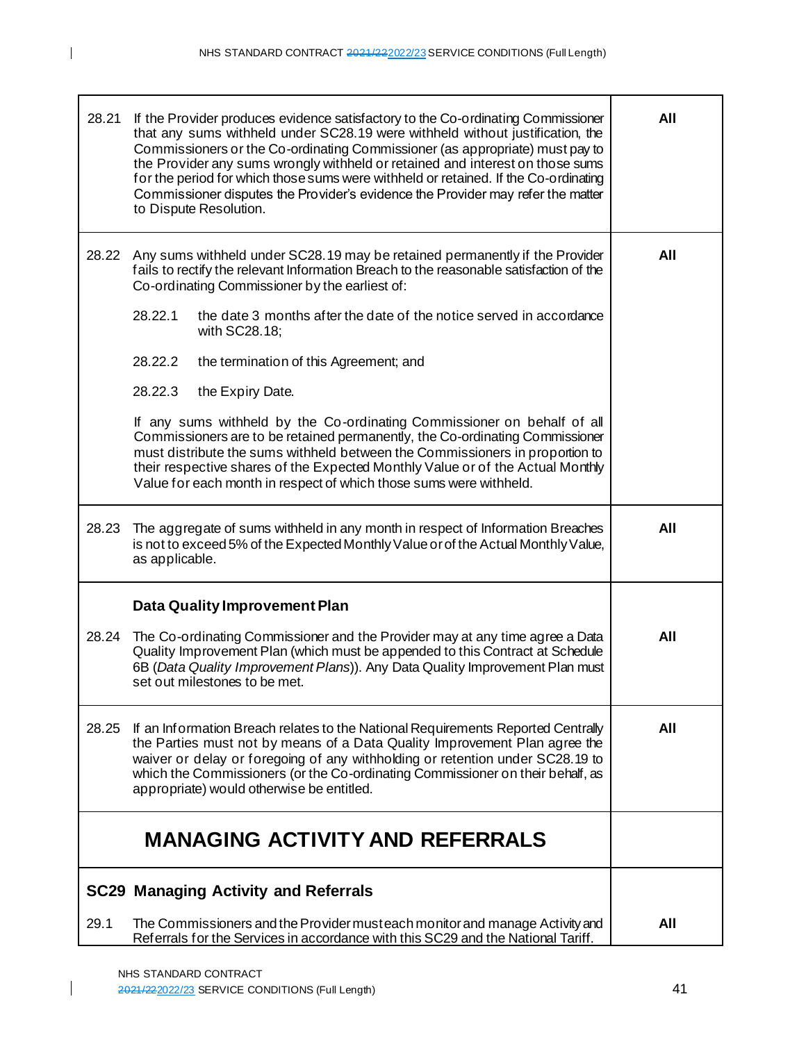| | |
|---|---|
| 28.21 If the Provider produces evidence satisfactory to the Co-ordinating Commissioner that any sums withheld under SC28.19 were withheld without justification, the Commissioners or the Co-ordinating Commissioner (as appropriate) must pay to the Provider any sums wrongly withheld or retained and interest on those sums for the period for which those sums were withheld or retained. If the Co-ordinating Commissioner disputes the Provider's evidence the Provider may refer the matter to Dispute Resolution. | **All** |
| 28.22 Any sums withheld under SC28.19 may be retained permanently if the Provider fails to rectify the relevant Information Breach to the reasonable satisfaction of the Co-ordinating Commissioner by the earliest of:<br><br>28.22.1 the date 3 months after the date of the notice served in accordance with SC28.18;<br><br>28.22.2 the termination of this Agreement; and<br><br>28.22.3 the Expiry Date.<br><br>If any sums withheld by the Co-ordinating Commissioner on behalf of all Commissioners are to be retained permanently, the Co-ordinating Commissioner must distribute the sums withheld between the Commissioners in proportion to their respective shares of the Expected Monthly Value or of the Actual Monthly Value for each month in respect of which those sums were withheld. | **All** |
| 28.23 The aggregate of sums withheld in any month in respect of Information Breaches is not to exceed 5% of the Expected Monthly Value or of the Actual Monthly Value, as applicable. | **All** |
| **Data Quality Improvement Plan**<br><br>28.24 The Co-ordinating Commissioner and the Provider may at any time agree a Data Quality Improvement Plan (which must be appended to this Contract at Schedule 6B (*Data Quality Improvement Plans*)). Any Data Quality Improvement Plan must set out milestones to be met. | **All** |
| 28.25 If an Information Breach relates to the National Requirements Reported Centrally the Parties must not by means of a Data Quality Improvement Plan agree the waiver or delay or foregoing of any withholding or retention under SC28.19 to which the Commissioners (or the Co-ordinating Commissioner on their behalf, as appropriate) would otherwise be entitled. | **All** |
| **MANAGING ACTIVITY AND REFERRALS** | |
| **SC29 Managing Activity and Referrals**<br><br>29.1 The Commissioners and the Provider must each monitor and manage Activity and Referrals for the Services in accordance with this SC29 and the National Tariff. | **All** |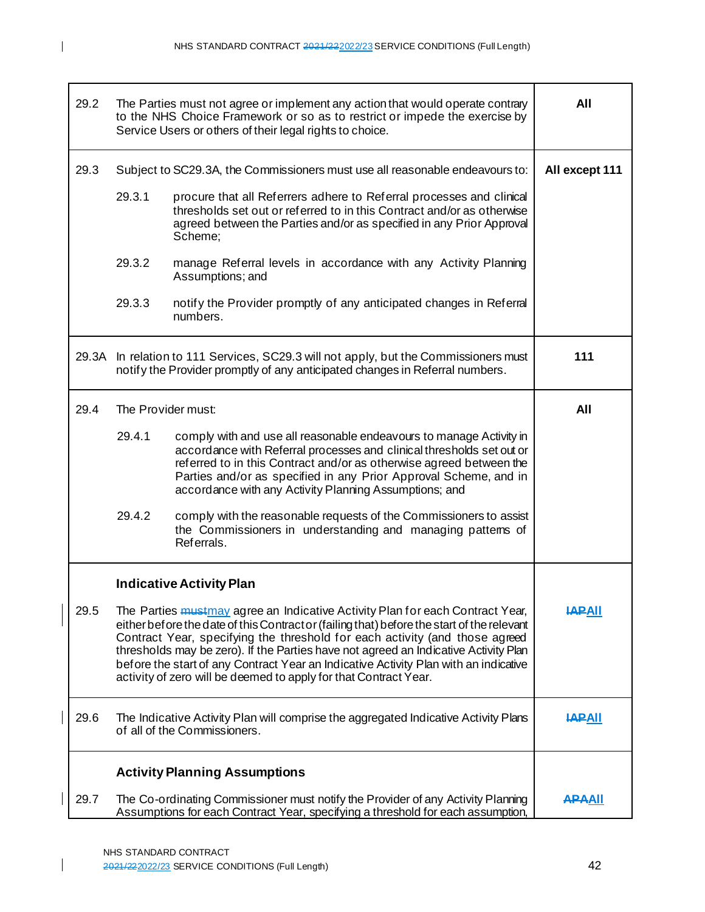| | | |
|---|---|---|
| 29.2 | The Parties must not agree or implement any action that would operate contrary to the NHS Choice Framework or so as to restrict or impede the exercise by Service Users or others of their legal rights to choice. | **All** |
| 29.3 | Subject to SC29.3A, the Commissioners must use all reasonable endeavours to:<br><br>29.3.1 procure that all Referrers adhere to Referral processes and clinical thresholds set out or referred to in this Contract and/or as otherwise agreed between the Parties and/or as specified in any Prior Approval Scheme;<br><br>29.3.2 manage Referral levels in accordance with any Activity Planning Assumptions; and<br><br>29.3.3 notify the Provider promptly of any anticipated changes in Referral numbers. | **All except 111** |
| 29.3A | In relation to 111 Services, SC29.3 will not apply, but the Commissioners must notify the Provider promptly of any anticipated changes in Referral numbers. | **111** |
| 29.4 | The Provider must:<br><br>29.4.1 comply with and use all reasonable endeavours to manage Activity in accordance with Referral processes and clinical thresholds set out or referred to in this Contract and/or as otherwise agreed between the Parties and/or as specified in any Prior Approval Scheme, and in accordance with any Activity Planning Assumptions; and<br><br>29.4.2 comply with the reasonable requests of the Commissioners to assist the Commissioners in understanding and managing patterns of Referrals. | **All** |
| | **Indicative Activity Plan** | |
| 29.5 | The Parties ~~must~~may agree an Indicative Activity Plan for each Contract Year, either before the date of this Contract or (failing that) before the start of the relevant Contract Year, specifying the threshold for each activity (and those agreed thresholds may be zero). If the Parties have not agreed an Indicative Activity Plan before the start of any Contract Year an Indicative Activity Plan with an indicative activity of zero will be deemed to apply for that Contract Year. | **~~IAP~~All** |
| 29.6 | The Indicative Activity Plan will comprise the aggregated Indicative Activity Plans of all of the Commissioners. | **~~IAP~~All** |
| | **Activity Planning Assumptions** | |
| 29.7 | The Co-ordinating Commissioner must notify the Provider of any Activity Planning Assumptions for each Contract Year, specifying a threshold for each assumption, | **~~APA~~All** |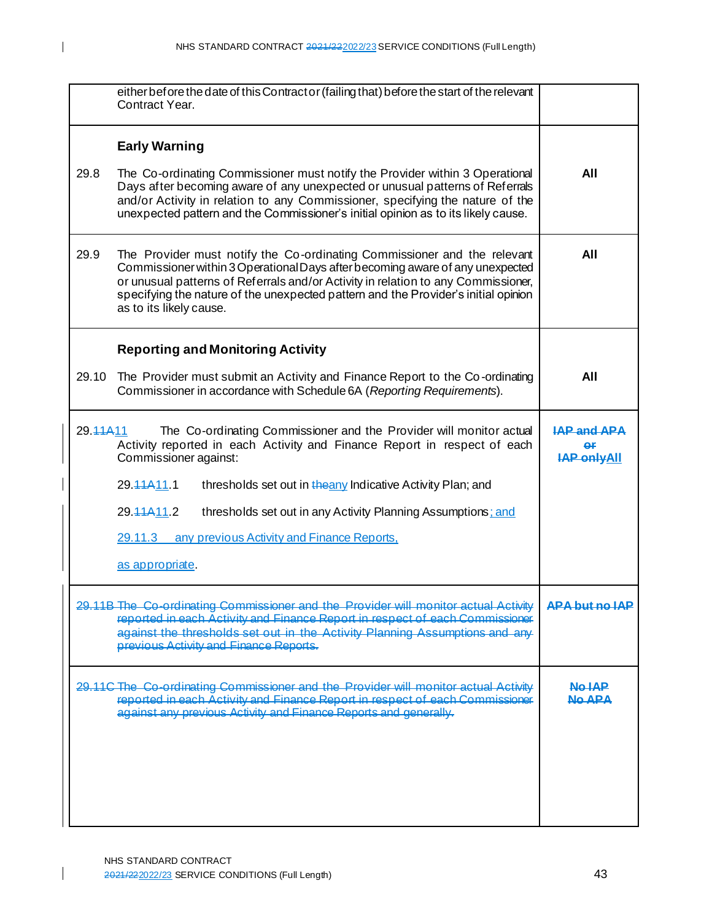| | |
|---|---|
| either before the date of this Contract or (failing that) before the start of the relevant Contract Year. | |
| **Early Warning**<br><br>29.8 The Co-ordinating Commissioner must notify the Provider within 3 Operational Days after becoming aware of any unexpected or unusual patterns of Referrals and/or Activity in relation to any Commissioner, specifying the nature of the unexpected pattern and the Commissioner's initial opinion as to its likely cause. | **All** |
| 29.9 The Provider must notify the Co-ordinating Commissioner and the relevant Commissioner within 3 Operational Days after becoming aware of any unexpected or unusual patterns of Referrals and/or Activity in relation to any Commissioner, specifying the nature of the unexpected pattern and the Provider's initial opinion as to its likely cause. | **All** |
| **Reporting and Monitoring Activity**<br><br>29.10 The Provider must submit an Activity and Finance Report to the Co-ordinating Commissioner in accordance with Schedule 6A (*Reporting Requirements*). | **All** |
| 29.~~11A~~11 The Co-ordinating Commissioner and the Provider will monitor actual Activity reported in each Activity and Finance Report in respect of each Commissioner against:<br><br>29.~~11A~~11.1 thresholds set out in ~~the~~any Indicative Activity Plan; and<br><br>29.~~11A~~11.2 thresholds set out in any Activity Planning Assumptions; and<br><br>29.11.3 any previous Activity and Finance Reports,<br><br>as appropriate. | ~~**IAP and APA or IAP only**~~**All** |
| ~~29.11B The Co-ordinating Commissioner and the Provider will monitor actual Activity reported in each Activity and Finance Report in respect of each Commissioner against the thresholds set out in the Activity Planning Assumptions and any previous Activity and Finance Reports.~~ | ~~**APA but no IAP**~~ |
| ~~29.11C The Co-ordinating Commissioner and the Provider will monitor actual Activity reported in each Activity and Finance Report in respect of each Commissioner against any previous Activity and Finance Reports and generally.~~ | ~~**No IAP No APA**~~ |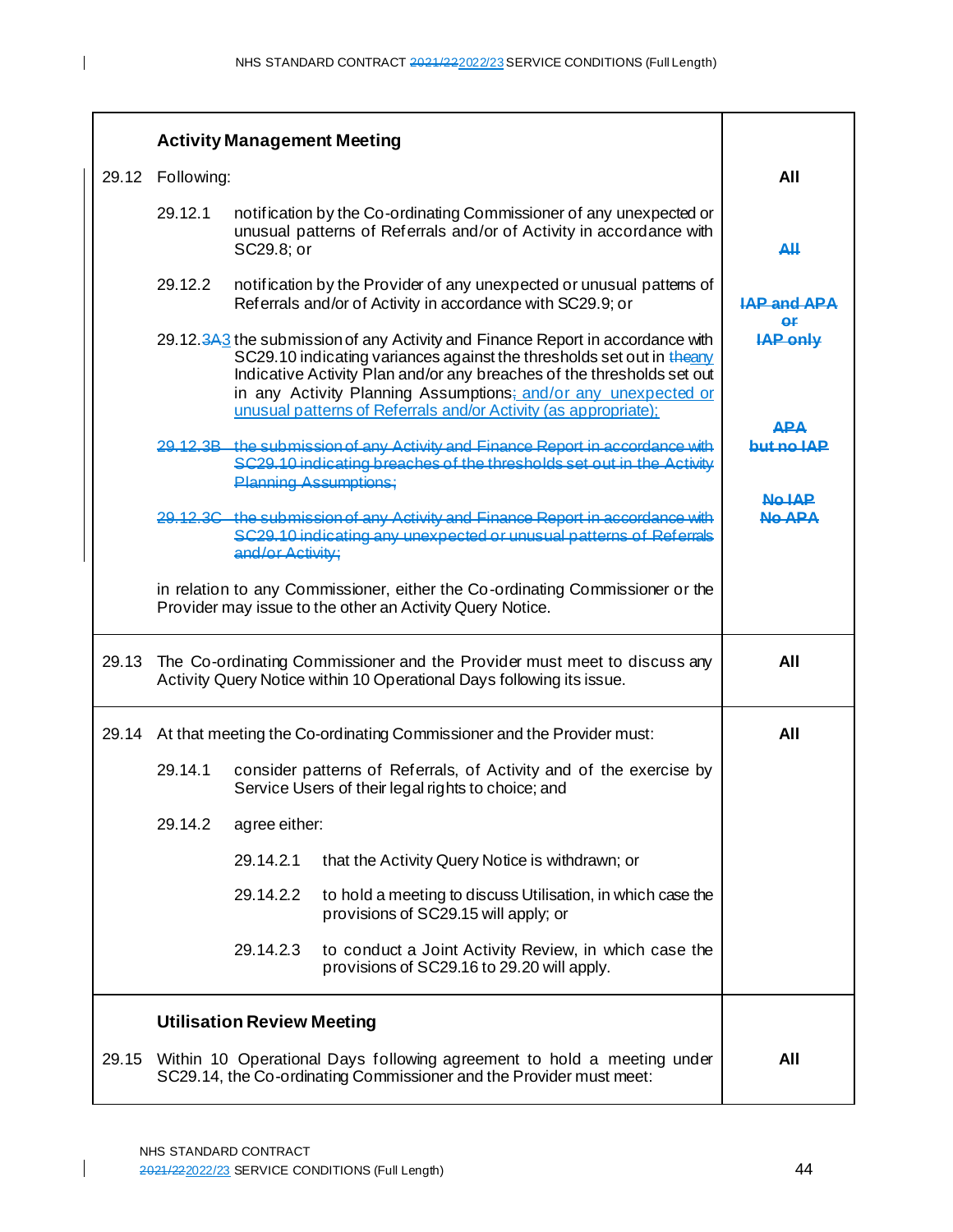| | | |
|---|---|---|
| | **Activity Management Meeting** | |
| 29.12 | Following: | **All** |
| | 29.12.1 notification by the Co-ordinating Commissioner of any unexpected or unusual patterns of Referrals and/or of Activity in accordance with SC29.8; or | ~~**All**~~ |
| | 29.12.2 notification by the Provider of any unexpected or unusual patterns of Referrals and/or of Activity in accordance with SC29.9; or | ~~**IAP and APA or IAP only**~~ |
| | 29.12.~~3A~~3 the submission of any Activity and Finance Report in accordance with SC29.10 indicating variances against the thresholds set out in ~~the~~any Indicative Activity Plan and/or any breaches of the thresholds set out in any Activity Planning Assumptions~~;~~ and/or any unexpected or unusual patterns of Referrals and/or Activity (as appropriate); | |
| | ~~29.12.3B the submission of any Activity and Finance Report in accordance with SC29.10 indicating breaches of the thresholds set out in the Activity Planning Assumptions;~~ | ~~**APA but no IAP**~~ |
| | ~~29.12.3C the submission of any Activity and Finance Report in accordance with SC29.10 indicating any unexpected or unusual patterns of Referrals and/or Activity;~~ | ~~**No IAP No APA**~~ |
| | in relation to any Commissioner, either the Co-ordinating Commissioner or the Provider may issue to the other an Activity Query Notice. | |
| 29.13 | The Co-ordinating Commissioner and the Provider must meet to discuss any Activity Query Notice within 10 Operational Days following its issue. | **All** |
| 29.14 | At that meeting the Co-ordinating Commissioner and the Provider must: | **All** |
| | 29.14.1 consider patterns of Referrals, of Activity and of the exercise by Service Users of their legal rights to choice; and | |
| | 29.14.2 agree either: | |
| | 29.14.2.1 that the Activity Query Notice is withdrawn; or | |
| | 29.14.2.2 to hold a meeting to discuss Utilisation, in which case the provisions of SC29.15 will apply; or | |
| | 29.14.2.3 to conduct a Joint Activity Review, in which case the provisions of SC29.16 to 29.20 will apply. | |
| | **Utilisation Review Meeting** | |
| 29.15 | Within 10 Operational Days following agreement to hold a meeting under SC29.14, the Co-ordinating Commissioner and the Provider must meet: | **All** |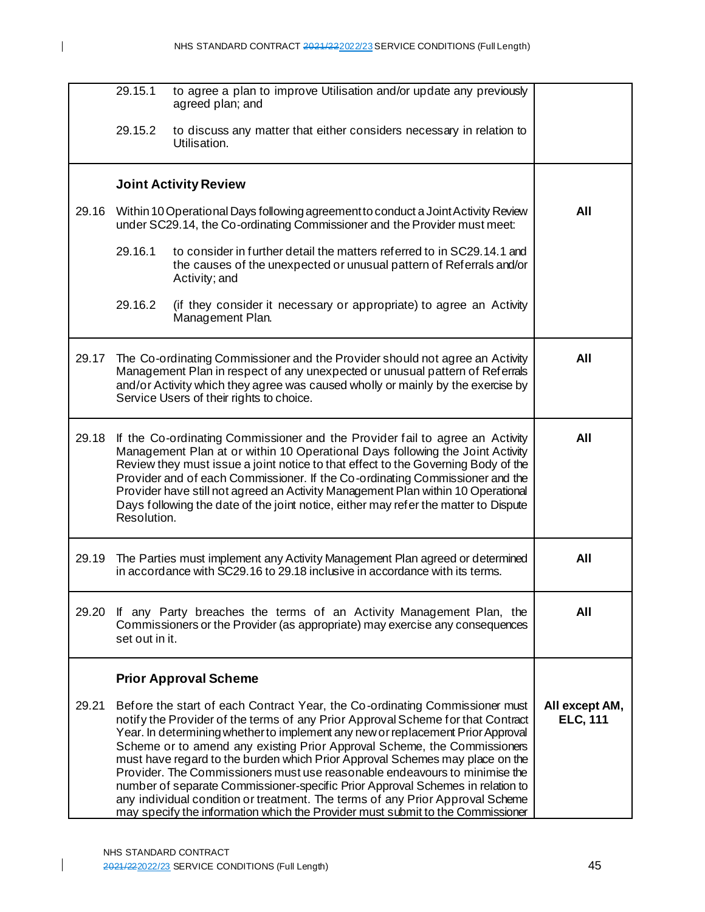| | | |
|---|---|---|
| | 29.15.1 to agree a plan to improve Utilisation and/or update any previously agreed plan; and<br><br>29.15.2 to discuss any matter that either considers necessary in relation to Utilisation. | |
| | **Joint Activity Review** | |
| 29.16 | Within 10 Operational Days following agreement to conduct a Joint Activity Review under SC29.14, the Co-ordinating Commissioner and the Provider must meet:<br><br>29.16.1 to consider in further detail the matters referred to in SC29.14.1 and the causes of the unexpected or unusual pattern of Referrals and/or Activity; and<br><br>29.16.2 (if they consider it necessary or appropriate) to agree an Activity Management Plan. | **All** |
| 29.17 | The Co-ordinating Commissioner and the Provider should not agree an Activity Management Plan in respect of any unexpected or unusual pattern of Referrals and/or Activity which they agree was caused wholly or mainly by the exercise by Service Users of their rights to choice. | **All** |
| 29.18 | If the Co-ordinating Commissioner and the Provider fail to agree an Activity Management Plan at or within 10 Operational Days following the Joint Activity Review they must issue a joint notice to that effect to the Governing Body of the Provider and of each Commissioner. If the Co-ordinating Commissioner and the Provider have still not agreed an Activity Management Plan within 10 Operational Days following the date of the joint notice, either may refer the matter to Dispute Resolution. | **All** |
| 29.19 | The Parties must implement any Activity Management Plan agreed or determined in accordance with SC29.16 to 29.18 inclusive in accordance with its terms. | **All** |
| 29.20 | If any Party breaches the terms of an Activity Management Plan, the Commissioners or the Provider (as appropriate) may exercise any consequences set out in it. | **All** |
| | **Prior Approval Scheme** | |
| 29.21 | Before the start of each Contract Year, the Co-ordinating Commissioner must notify the Provider of the terms of any Prior Approval Scheme for that Contract Year. In determining whether to implement any new or replacement Prior Approval Scheme or to amend any existing Prior Approval Scheme, the Commissioners must have regard to the burden which Prior Approval Schemes may place on the Provider. The Commissioners must use reasonable endeavours to minimise the number of separate Commissioner-specific Prior Approval Schemes in relation to any individual condition or treatment. The terms of any Prior Approval Scheme may specify the information which the Provider must submit to the Commissioner | **All except AM, ELC, 111** |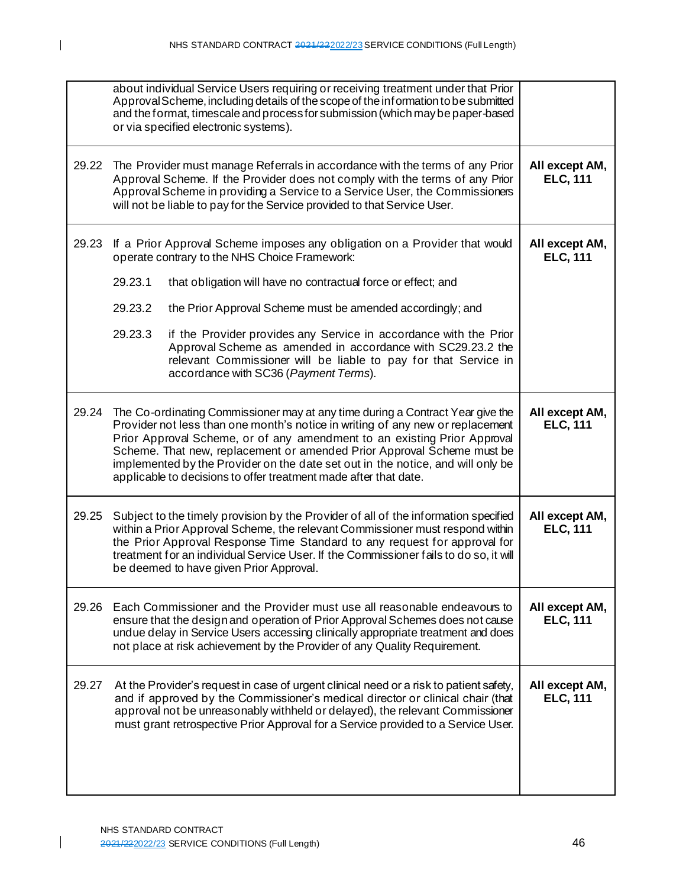| | | |
|---|---|---|
| | about individual Service Users requiring or receiving treatment under that Prior Approval Scheme, including details of the scope of the information to be submitted and the format, timescale and process for submission (which may be paper-based or via specified electronic systems). | |
| 29.22 | The Provider must manage Referrals in accordance with the terms of any Prior Approval Scheme. If the Provider does not comply with the terms of any Prior Approval Scheme in providing a Service to a Service User, the Commissioners will not be liable to pay for the Service provided to that Service User. | **All except AM, ELC, 111** |
| 29.23 | If a Prior Approval Scheme imposes any obligation on a Provider that would operate contrary to the NHS Choice Framework:<br><br>29.23.1 that obligation will have no contractual force or effect; and<br><br>29.23.2 the Prior Approval Scheme must be amended accordingly; and<br><br>29.23.3 if the Provider provides any Service in accordance with the Prior Approval Scheme as amended in accordance with SC29.23.2 the relevant Commissioner will be liable to pay for that Service in accordance with SC36 (*Payment Terms*). | **All except AM, ELC, 111** |
| 29.24 | The Co-ordinating Commissioner may at any time during a Contract Year give the Provider not less than one month's notice in writing of any new or replacement Prior Approval Scheme, or of any amendment to an existing Prior Approval Scheme. That new, replacement or amended Prior Approval Scheme must be implemented by the Provider on the date set out in the notice, and will only be applicable to decisions to offer treatment made after that date. | **All except AM, ELC, 111** |
| 29.25 | Subject to the timely provision by the Provider of all of the information specified within a Prior Approval Scheme, the relevant Commissioner must respond within the Prior Approval Response Time Standard to any request for approval for treatment for an individual Service User. If the Commissioner fails to do so, it will be deemed to have given Prior Approval. | **All except AM, ELC, 111** |
| 29.26 | Each Commissioner and the Provider must use all reasonable endeavours to ensure that the design and operation of Prior Approval Schemes does not cause undue delay in Service Users accessing clinically appropriate treatment and does not place at risk achievement by the Provider of any Quality Requirement. | **All except AM, ELC, 111** |
| 29.27 | At the Provider's request in case of urgent clinical need or a risk to patient safety, and if approved by the Commissioner's medical director or clinical chair (that approval not be unreasonably withheld or delayed), the relevant Commissioner must grant retrospective Prior Approval for a Service provided to a Service User. | **All except AM, ELC, 111** |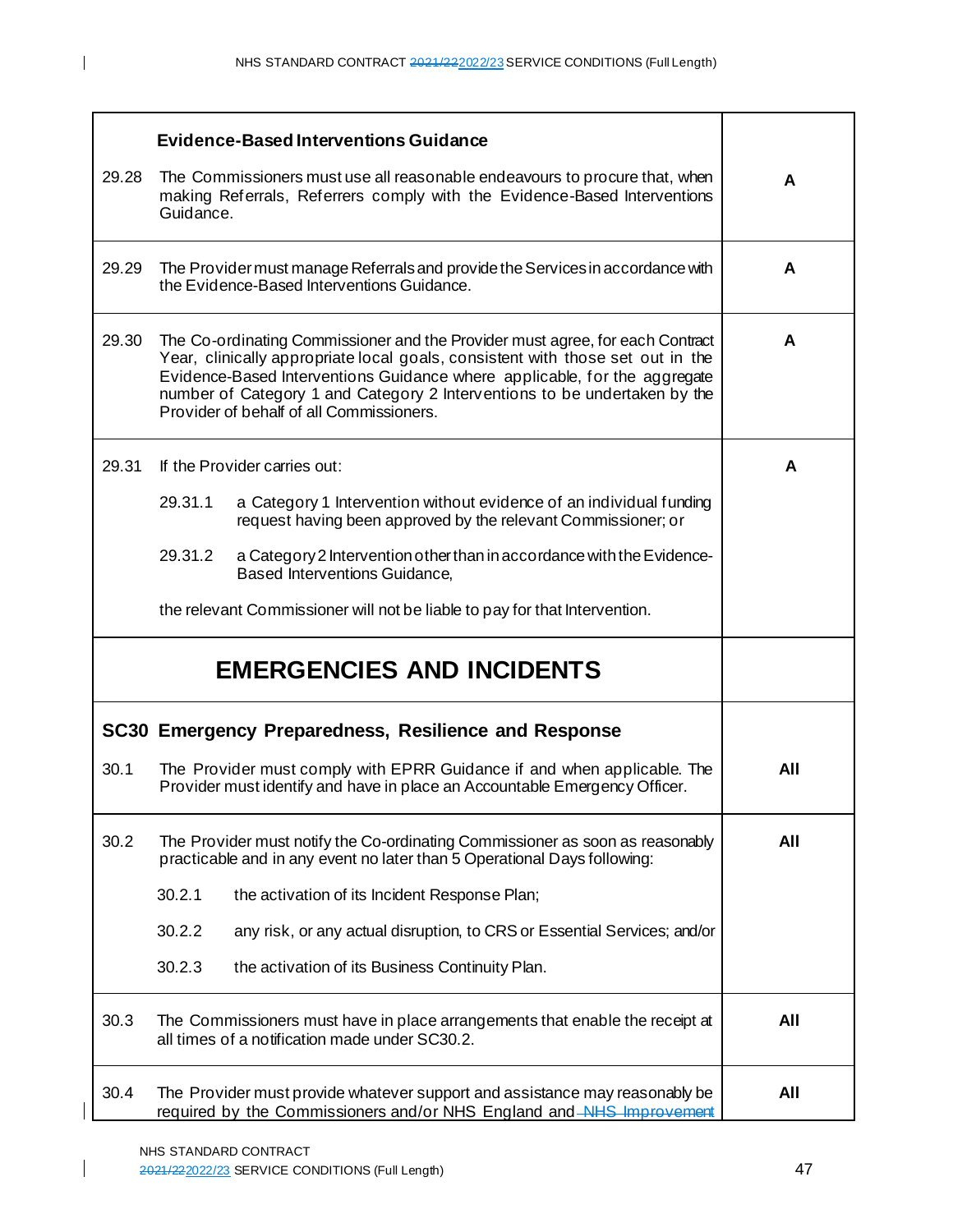| | |
|---|---|
| **Evidence-Based Interventions Guidance** | |
| 29.28 The Commissioners must use all reasonable endeavours to procure that, when making Referrals, Referrers comply with the Evidence-Based Interventions Guidance. | **A** |
| 29.29 The Provider must manage Referrals and provide the Services in accordance with the Evidence-Based Interventions Guidance. | **A** |
| 29.30 The Co-ordinating Commissioner and the Provider must agree, for each Contract Year, clinically appropriate local goals, consistent with those set out in the Evidence-Based Interventions Guidance where applicable, for the aggregate number of Category 1 and Category 2 Interventions to be undertaken by the Provider of behalf of all Commissioners. | **A** |
| 29.31 If the Provider carries out:<br><br>29.31.1 a Category 1 Intervention without evidence of an individual funding request having been approved by the relevant Commissioner; or<br><br>29.31.2 a Category 2 Intervention other than in accordance with the Evidence-Based Interventions Guidance,<br><br>the relevant Commissioner will not be liable to pay for that Intervention. | **A** |
| **EMERGENCIES AND INCIDENTS** | |
| **SC30 Emergency Preparedness, Resilience and Response**<br><br>30.1 The Provider must comply with EPRR Guidance if and when applicable. The Provider must identify and have in place an Accountable Emergency Officer. | **All** |
| 30.2 The Provider must notify the Co-ordinating Commissioner as soon as reasonably practicable and in any event no later than 5 Operational Days following:<br><br>30.2.1 the activation of its Incident Response Plan;<br><br>30.2.2 any risk, or any actual disruption, to CRS or Essential Services; and/or<br><br>30.2.3 the activation of its Business Continuity Plan. | **All** |
| 30.3 The Commissioners must have in place arrangements that enable the receipt at all times of a notification made under SC30.2. | **All** |
| 30.4 The Provider must provide whatever support and assistance may reasonably be required by the Commissioners and/or NHS England and ~~NHS Improvement~~ | **All** |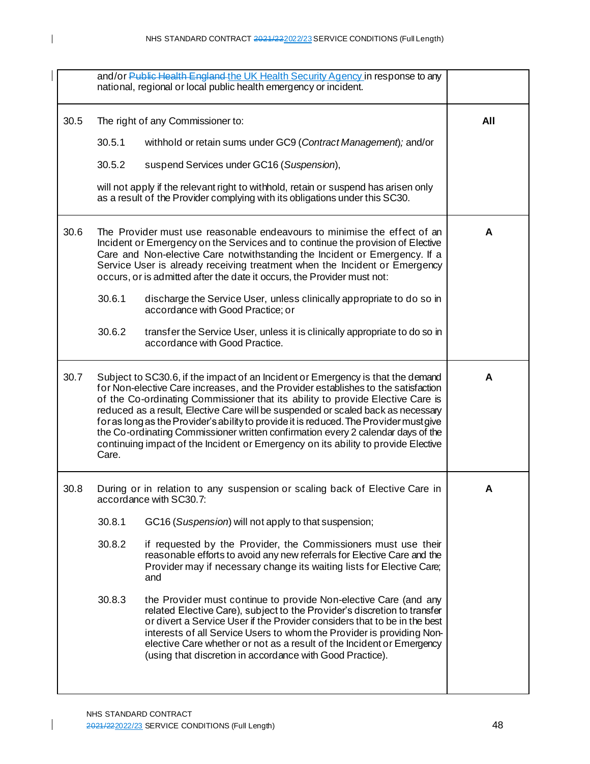| | | |
|---|---|---|
| | and/or ~~Public Health England~~ the UK Health Security Agency in response to any national, regional or local public health emergency or incident. | |
| 30.5 | The right of any Commissioner to:<br><br>30.5.1 withhold or retain sums under GC9 (*Contract Management*); and/or<br><br>30.5.2 suspend Services under GC16 (*Suspension*),<br><br>will not apply if the relevant right to withhold, retain or suspend has arisen only as a result of the Provider complying with its obligations under this SC30. | **All** |
| 30.6 | The Provider must use reasonable endeavours to minimise the effect of an Incident or Emergency on the Services and to continue the provision of Elective Care and Non-elective Care notwithstanding the Incident or Emergency. If a Service User is already receiving treatment when the Incident or Emergency occurs, or is admitted after the date it occurs, the Provider must not:<br><br>30.6.1 discharge the Service User, unless clinically appropriate to do so in accordance with Good Practice; or<br><br>30.6.2 transfer the Service User, unless it is clinically appropriate to do so in accordance with Good Practice. | **A** |
| 30.7 | Subject to SC30.6, if the impact of an Incident or Emergency is that the demand for Non-elective Care increases, and the Provider establishes to the satisfaction of the Co-ordinating Commissioner that its ability to provide Elective Care is reduced as a result, Elective Care will be suspended or scaled back as necessary for as long as the Provider's ability to provide it is reduced. The Provider must give the Co-ordinating Commissioner written confirmation every 2 calendar days of the continuing impact of the Incident or Emergency on its ability to provide Elective Care. | **A** |
| 30.8 | During or in relation to any suspension or scaling back of Elective Care in accordance with SC30.7:<br><br>30.8.1 GC16 (*Suspension*) will not apply to that suspension;<br><br>30.8.2 if requested by the Provider, the Commissioners must use their reasonable efforts to avoid any new referrals for Elective Care and the Provider may if necessary change its waiting lists for Elective Care; and<br><br>30.8.3 the Provider must continue to provide Non-elective Care (and any related Elective Care), subject to the Provider's discretion to transfer or divert a Service User if the Provider considers that to be in the best interests of all Service Users to whom the Provider is providing Non-elective Care whether or not as a result of the Incident or Emergency (using that discretion in accordance with Good Practice). | **A** |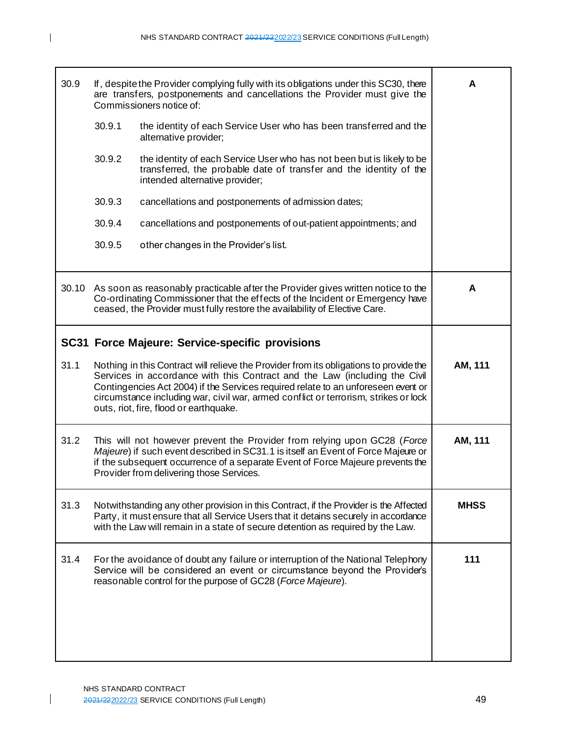| | | |
|---|---|---|
| 30.9 | If, despite the Provider complying fully with its obligations under this SC30, there are transfers, postponements and cancellations the Provider must give the Commissioners notice of:<br><br>30.9.1 the identity of each Service User who has been transferred and the alternative provider;<br><br>30.9.2 the identity of each Service User who has not been but is likely to be transferred, the probable date of transfer and the identity of the intended alternative provider;<br><br>30.9.3 cancellations and postponements of admission dates;<br><br>30.9.4 cancellations and postponements of out-patient appointments; and<br><br>30.9.5 other changes in the Provider's list. | **A** |
| 30.10 | As soon as reasonably practicable after the Provider gives written notice to the Co-ordinating Commissioner that the effects of the Incident or Emergency have ceased, the Provider must fully restore the availability of Elective Care. | **A** |
| **SC31** | **Force Majeure: Service-specific provisions** | |
| 31.1 | Nothing in this Contract will relieve the Provider from its obligations to provide the Services in accordance with this Contract and the Law (including the Civil Contingencies Act 2004) if the Services required relate to an unforeseen event or circumstance including war, civil war, armed conflict or terrorism, strikes or lock outs, riot, fire, flood or earthquake. | **AM, 111** |
| 31.2 | This will not however prevent the Provider from relying upon GC28 (*Force Majeure*) if such event described in SC31.1 is itself an Event of Force Majeure or if the subsequent occurrence of a separate Event of Force Majeure prevents the Provider from delivering those Services. | **AM, 111** |
| 31.3 | Notwithstanding any other provision in this Contract, if the Provider is the Affected Party, it must ensure that all Service Users that it detains securely in accordance with the Law will remain in a state of secure detention as required by the Law. | **MHSS** |
| 31.4 | For the avoidance of doubt any failure or interruption of the National Telephony Service will be considered an event or circumstance beyond the Provider's reasonable control for the purpose of GC28 (*Force Majeure*). | **111** |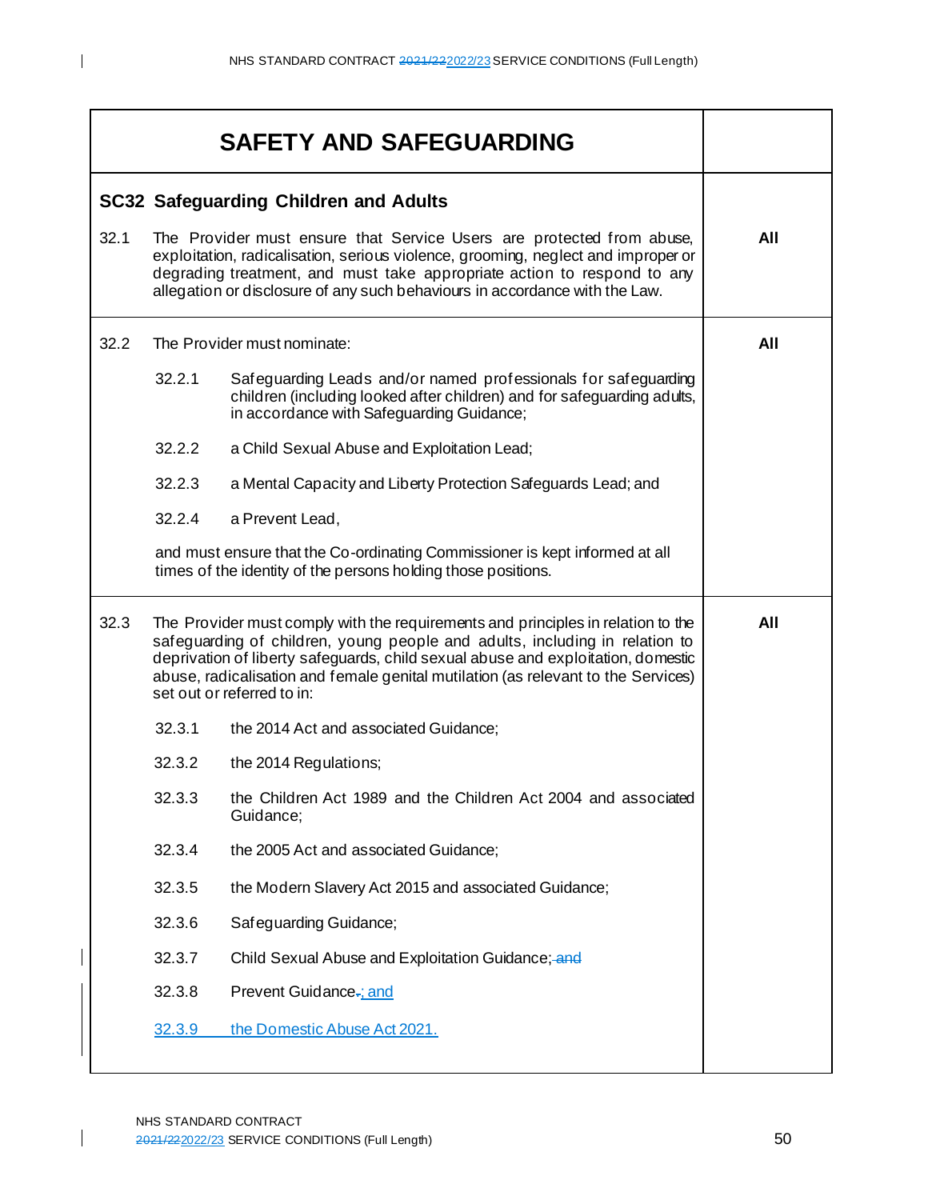| SAFETY AND SAFEGUARDING | |
|---|---|
| **SC32 Safeguarding Children and Adults**<br><br>32.1 The Provider must ensure that Service Users are protected from abuse, exploitation, radicalisation, serious violence, grooming, neglect and improper or degrading treatment, and must take appropriate action to respond to any allegation or disclosure of any such behaviours in accordance with the Law. | **All** |
| 32.2 The Provider must nominate:<br><br>32.2.1 Safeguarding Leads and/or named professionals for safeguarding children (including looked after children) and for safeguarding adults, in accordance with Safeguarding Guidance;<br><br>32.2.2 a Child Sexual Abuse and Exploitation Lead;<br><br>32.2.3 a Mental Capacity and Liberty Protection Safeguards Lead; and<br><br>32.2.4 a Prevent Lead,<br><br>and must ensure that the Co-ordinating Commissioner is kept informed at all times of the identity of the persons holding those positions. | **All** |
| 32.3 The Provider must comply with the requirements and principles in relation to the safeguarding of children, young people and adults, including in relation to deprivation of liberty safeguards, child sexual abuse and exploitation, domestic abuse, radicalisation and female genital mutilation (as relevant to the Services) set out or referred to in:<br><br>32.3.1 the 2014 Act and associated Guidance;<br><br>32.3.2 the 2014 Regulations;<br><br>32.3.3 the Children Act 1989 and the Children Act 2004 and associated Guidance;<br><br>32.3.4 the 2005 Act and associated Guidance;<br><br>32.3.5 the Modern Slavery Act 2015 and associated Guidance;<br><br>32.3.6 Safeguarding Guidance;<br><br>32.3.7 Child Sexual Abuse and Exploitation Guidance; ~~and~~<br><br>32.3.8 Prevent Guidance~~.~~; and<br><br>32.3.9 the Domestic Abuse Act 2021. | **All** |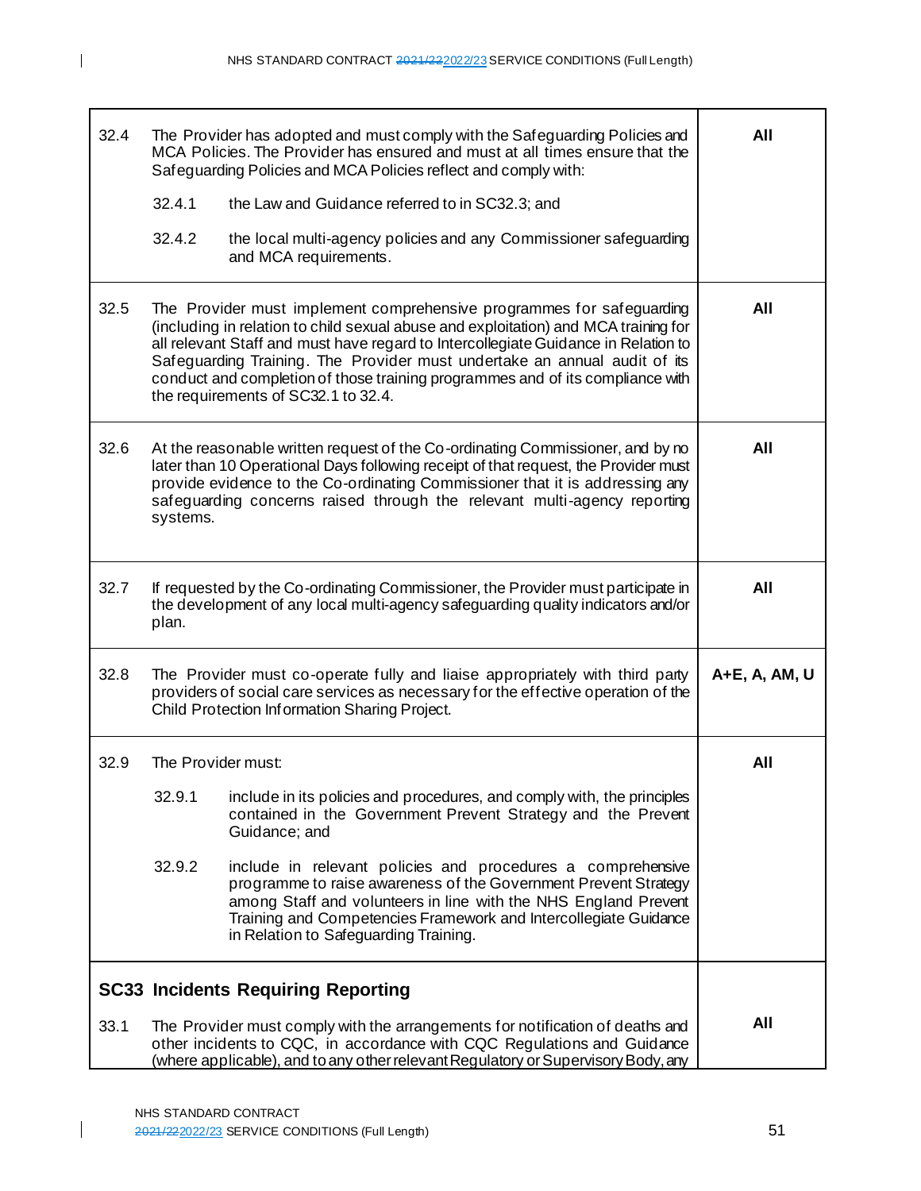| | | |
|---|---|---|
| 32.4 | The Provider has adopted and must comply with the Safeguarding Policies and MCA Policies. The Provider has ensured and must at all times ensure that the Safeguarding Policies and MCA Policies reflect and comply with:<br><br>32.4.1 the Law and Guidance referred to in SC32.3; and<br><br>32.4.2 the local multi-agency policies and any Commissioner safeguarding and MCA requirements. | **All** |
| 32.5 | The Provider must implement comprehensive programmes for safeguarding (including in relation to child sexual abuse and exploitation) and MCA training for all relevant Staff and must have regard to Intercollegiate Guidance in Relation to Safeguarding Training. The Provider must undertake an annual audit of its conduct and completion of those training programmes and of its compliance with the requirements of SC32.1 to 32.4. | **All** |
| 32.6 | At the reasonable written request of the Co-ordinating Commissioner, and by no later than 10 Operational Days following receipt of that request, the Provider must provide evidence to the Co-ordinating Commissioner that it is addressing any safeguarding concerns raised through the relevant multi-agency reporting systems. | **All** |
| 32.7 | If requested by the Co-ordinating Commissioner, the Provider must participate in the development of any local multi-agency safeguarding quality indicators and/or plan. | **All** |
| 32.8 | The Provider must co-operate fully and liaise appropriately with third party providers of social care services as necessary for the effective operation of the Child Protection Information Sharing Project. | **A+E, A, AM, U** |
| 32.9 | The Provider must:<br><br>32.9.1 include in its policies and procedures, and comply with, the principles contained in the Government Prevent Strategy and the Prevent Guidance; and<br><br>32.9.2 include in relevant policies and procedures a comprehensive programme to raise awareness of the Government Prevent Strategy among Staff and volunteers in line with the NHS England Prevent Training and Competencies Framework and Intercollegiate Guidance in Relation to Safeguarding Training. | **All** |
| **SC33 Incidents Requiring Reporting** | | |
| 33.1 | The Provider must comply with the arrangements for notification of deaths and other incidents to CQC, in accordance with CQC Regulations and Guidance (where applicable), and to any other relevant Regulatory or Supervisory Body, any | **All** |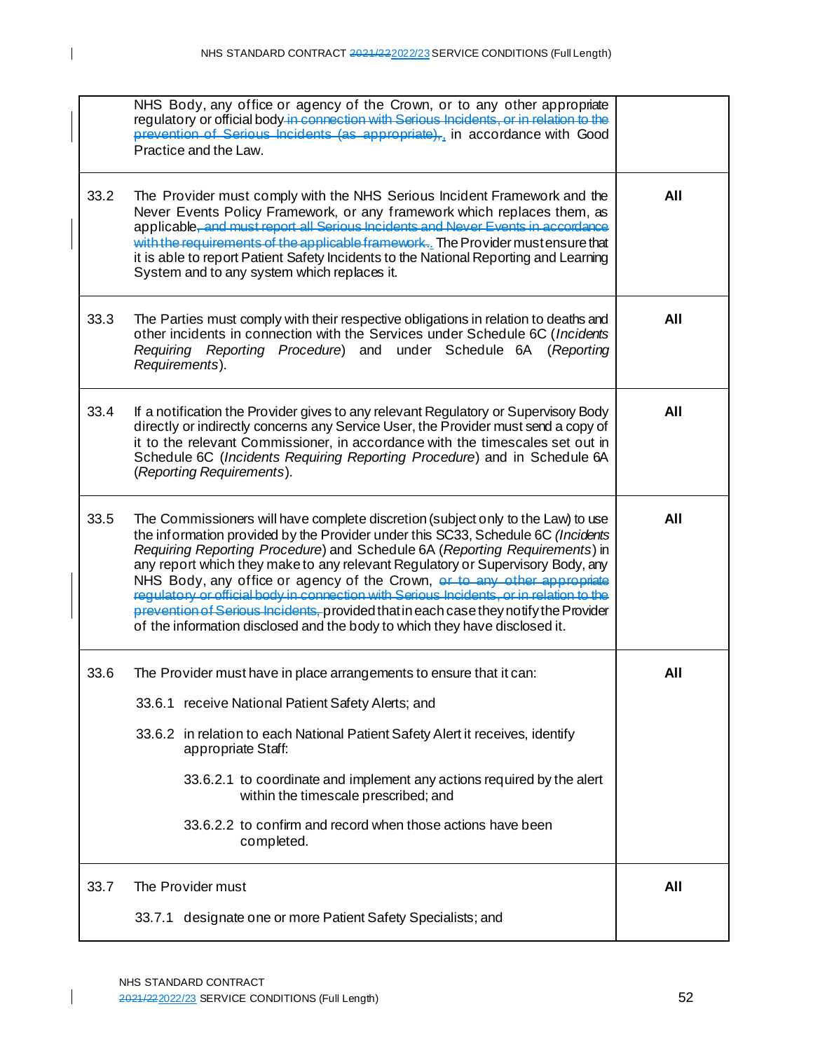| | | |
|---|---|---|
| | NHS Body, any office or agency of the Crown, or to any other appropriate regulatory or official body ~~in connection with Serious Incidents, or in relation to the prevention of Serious Incidents (as appropriate),~~. in accordance with Good Practice and the Law. | |
| 33.2 | The Provider must comply with the NHS Serious Incident Framework and the Never Events Policy Framework, or any framework which replaces them, as applicable~~, and must report all Serious Incidents and Never Events in accordance with the requirements of the applicable framework~~.. The Provider must ensure that it is able to report Patient Safety Incidents to the National Reporting and Learning System and to any system which replaces it. | **All** |
| 33.3 | The Parties must comply with their respective obligations in relation to deaths and other incidents in connection with the Services under Schedule 6C (*Incidents Requiring Reporting Procedure*) and under Schedule 6A (*Reporting Requirements*). | **All** |
| 33.4 | If a notification the Provider gives to any relevant Regulatory or Supervisory Body directly or indirectly concerns any Service User, the Provider must send a copy of it to the relevant Commissioner, in accordance with the timescales set out in Schedule 6C (*Incidents Requiring Reporting Procedure*) and in Schedule 6A (*Reporting Requirements*). | **All** |
| 33.5 | The Commissioners will have complete discretion (subject only to the Law) to use the information provided by the Provider under this SC33, Schedule 6C *(Incidents Requiring Reporting Procedure*) and Schedule 6A (*Reporting Requirements*) in any report which they make to any relevant Regulatory or Supervisory Body, any NHS Body, any office or agency of the Crown, ~~or to any other appropriate regulatory or official body in connection with Serious Incidents, or in relation to the prevention of Serious Incidents,~~ provided that in each case they notify the Provider of the information disclosed and the body to which they have disclosed it. | **All** |
| 33.6 | The Provider must have in place arrangements to ensure that it can:<br><br>33.6.1 receive National Patient Safety Alerts; and<br><br>33.6.2 in relation to each National Patient Safety Alert it receives, identify appropriate Staff:<br><br>33.6.2.1 to coordinate and implement any actions required by the alert within the timescale prescribed; and<br><br>33.6.2.2 to confirm and record when those actions have been completed. | **All** |
| 33.7 | The Provider must<br><br>33.7.1 designate one or more Patient Safety Specialists; and | **All** |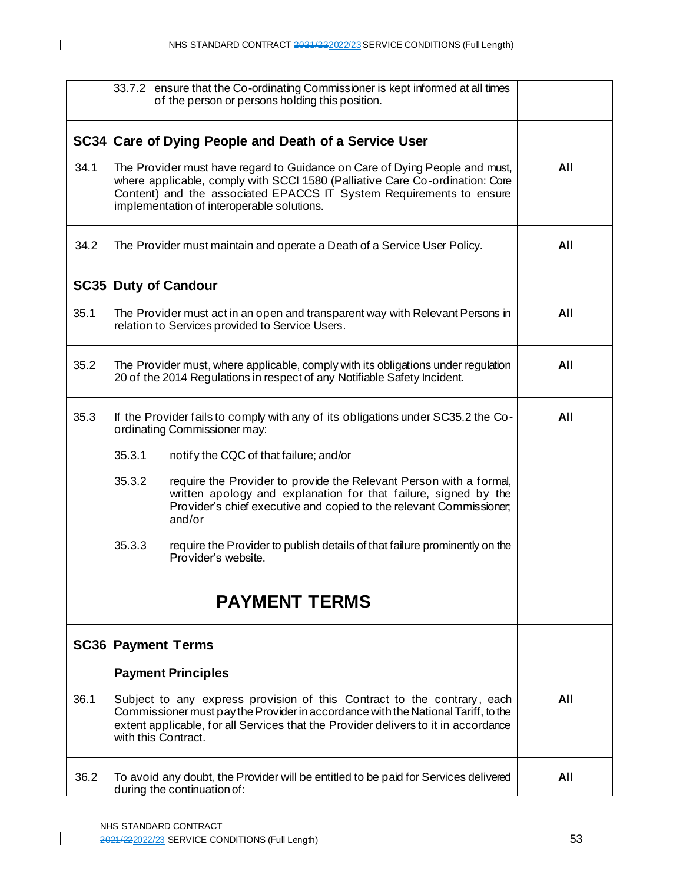| | |
|---|---|
| 33.7.2 ensure that the Co-ordinating Commissioner is kept informed at all times of the person or persons holding this position. | |
| **SC34 Care of Dying People and Death of a Service User** | |
| 34.1 The Provider must have regard to Guidance on Care of Dying People and must, where applicable, comply with SCCI 1580 (Palliative Care Co-ordination: Core Content) and the associated EPACCS IT System Requirements to ensure implementation of interoperable solutions. | **All** |
| 34.2 The Provider must maintain and operate a Death of a Service User Policy. | **All** |
| **SC35 Duty of Candour** | |
| 35.1 The Provider must act in an open and transparent way with Relevant Persons in relation to Services provided to Service Users. | **All** |
| 35.2 The Provider must, where applicable, comply with its obligations under regulation 20 of the 2014 Regulations in respect of any Notifiable Safety Incident. | **All** |
| 35.3 If the Provider fails to comply with any of its obligations under SC35.2 the Co-ordinating Commissioner may:<br><br>35.3.1 notify the CQC of that failure; and/or<br><br>35.3.2 require the Provider to provide the Relevant Person with a formal, written apology and explanation for that failure, signed by the Provider's chief executive and copied to the relevant Commissioner; and/or<br><br>35.3.3 require the Provider to publish details of that failure prominently on the Provider's website. | **All** |
| **PAYMENT TERMS** | |
| **SC36 Payment Terms**<br><br>**Payment Principles** | |
| 36.1 Subject to any express provision of this Contract to the contrary, each Commissioner must pay the Provider in accordance with the National Tariff, to the extent applicable, for all Services that the Provider delivers to it in accordance with this Contract. | **All** |
| 36.2 To avoid any doubt, the Provider will be entitled to be paid for Services delivered during the continuation of: | **All** |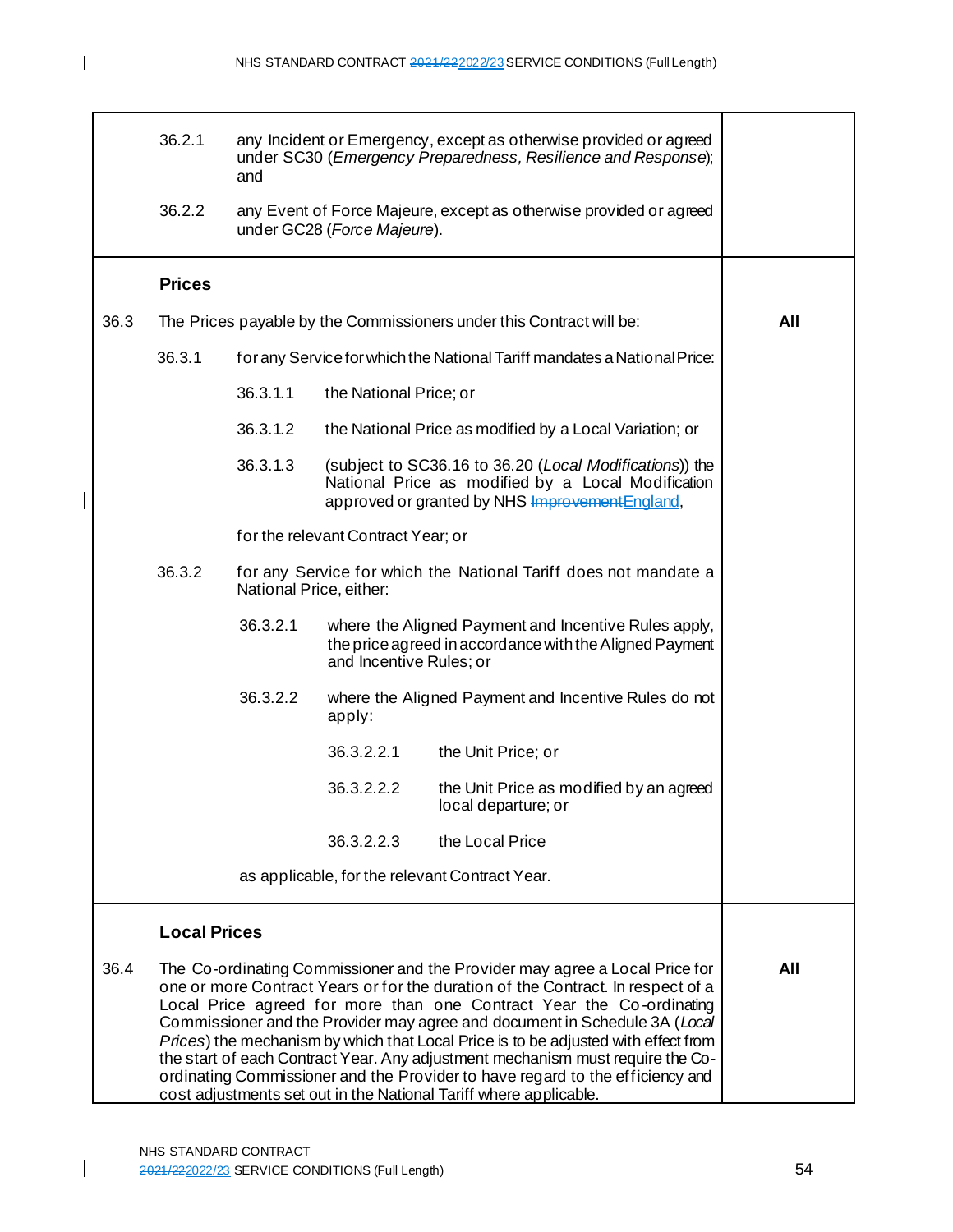| | | |
|---|---|---|
| | 36.2.1 any Incident or Emergency, except as otherwise provided or agreed under SC30 (*Emergency Preparedness, Resilience and Response*); and<br><br>36.2.2 any Event of Force Majeure, except as otherwise provided or agreed under GC28 (*Force Majeure*). | |
| | **Prices** | |
| 36.3 | The Prices payable by the Commissioners under this Contract will be:<br><br>36.3.1 for any Service for which the National Tariff mandates a National Price:<br><br>36.3.1.1 the National Price; or<br><br>36.3.1.2 the National Price as modified by a Local Variation; or<br><br>36.3.1.3 (subject to SC36.16 to 36.20 (*Local Modifications*)) the National Price as modified by a Local Modification approved or granted by NHS ~~Improvement~~England,<br><br>for the relevant Contract Year; or<br><br>36.3.2 for any Service for which the National Tariff does not mandate a National Price, either:<br><br>36.3.2.1 where the Aligned Payment and Incentive Rules apply, the price agreed in accordance with the Aligned Payment and Incentive Rules; or<br><br>36.3.2.2 where the Aligned Payment and Incentive Rules do not apply:<br><br>36.3.2.2.1 the Unit Price; or<br><br>36.3.2.2.2 the Unit Price as modified by an agreed local departure; or<br><br>36.3.2.2.3 the Local Price<br><br>as applicable, for the relevant Contract Year. | **All** |
| | **Local Prices** | |
| 36.4 | The Co-ordinating Commissioner and the Provider may agree a Local Price for one or more Contract Years or for the duration of the Contract. In respect of a Local Price agreed for more than one Contract Year the Co-ordinating Commissioner and the Provider may agree and document in Schedule 3A (*Local Prices*) the mechanism by which that Local Price is to be adjusted with effect from the start of each Contract Year. Any adjustment mechanism must require the Co-ordinating Commissioner and the Provider to have regard to the efficiency and cost adjustments set out in the National Tariff where applicable. | **All** |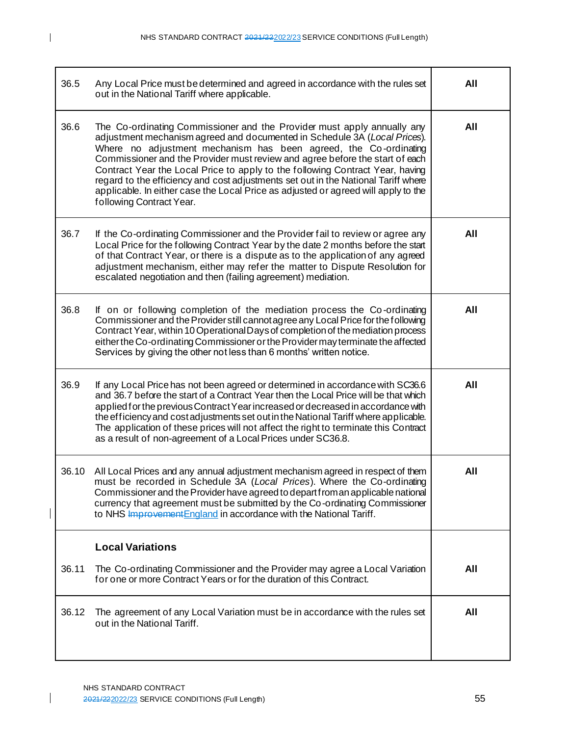| | | |
|---|---|---|
| 36.5 | Any Local Price must be determined and agreed in accordance with the rules set out in the National Tariff where applicable. | **All** |
| 36.6 | The Co-ordinating Commissioner and the Provider must apply annually any adjustment mechanism agreed and documented in Schedule 3A (*Local Prices*). Where no adjustment mechanism has been agreed, the Co-ordinating Commissioner and the Provider must review and agree before the start of each Contract Year the Local Price to apply to the following Contract Year, having regard to the efficiency and cost adjustments set out in the National Tariff where applicable. In either case the Local Price as adjusted or agreed will apply to the following Contract Year. | **All** |
| 36.7 | If the Co-ordinating Commissioner and the Provider fail to review or agree any Local Price for the following Contract Year by the date 2 months before the start of that Contract Year, or there is a dispute as to the application of any agreed adjustment mechanism, either may refer the matter to Dispute Resolution for escalated negotiation and then (failing agreement) mediation. | **All** |
| 36.8 | If on or following completion of the mediation process the Co-ordinating Commissioner and the Provider still cannot agree any Local Price for the following Contract Year, within 10 Operational Days of completion of the mediation process either the Co-ordinating Commissioner or the Provider may terminate the affected Services by giving the other not less than 6 months' written notice. | **All** |
| 36.9 | If any Local Price has not been agreed or determined in accordance with SC36.6 and 36.7 before the start of a Contract Year then the Local Price will be that which applied for the previous Contract Year increased or decreased in accordance with the efficiency and cost adjustments set out in the National Tariff where applicable. The application of these prices will not affect the right to terminate this Contract as a result of non-agreement of a Local Prices under SC36.8. | **All** |
| 36.10 | All Local Prices and any annual adjustment mechanism agreed in respect of them must be recorded in Schedule 3A (*Local Prices*). Where the Co-ordinating Commissioner and the Provider have agreed to depart from an applicable national currency that agreement must be submitted by the Co-ordinating Commissioner to NHS ~~Improvement~~England in accordance with the National Tariff. | **All** |
| | **Local Variations** | |
| 36.11 | The Co-ordinating Commissioner and the Provider may agree a Local Variation for one or more Contract Years or for the duration of this Contract. | **All** |
| 36.12 | The agreement of any Local Variation must be in accordance with the rules set out in the National Tariff. | **All** |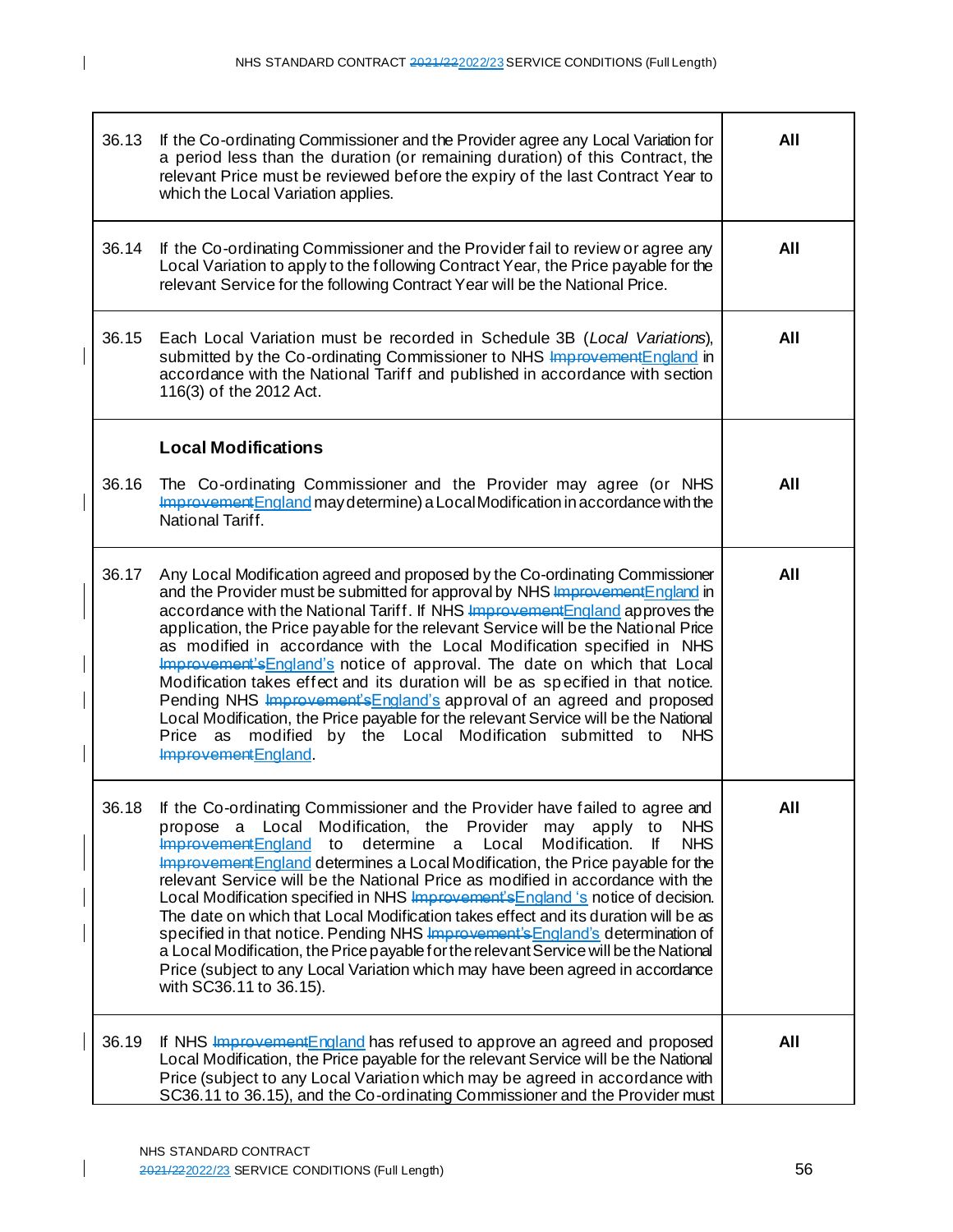| | | |
|---|---|---|
| 36.13 | If the Co-ordinating Commissioner and the Provider agree any Local Variation for a period less than the duration (or remaining duration) of this Contract, the relevant Price must be reviewed before the expiry of the last Contract Year to which the Local Variation applies. | **All** |
| 36.14 | If the Co-ordinating Commissioner and the Provider fail to review or agree any Local Variation to apply to the following Contract Year, the Price payable for the relevant Service for the following Contract Year will be the National Price. | **All** |
| 36.15 | Each Local Variation must be recorded in Schedule 3B (*Local Variations*), submitted by the Co-ordinating Commissioner to NHS ~~Improvement~~England in accordance with the National Tariff and published in accordance with section 116(3) of the 2012 Act. | **All** |
| | **Local Modifications** | |
| 36.16 | The Co-ordinating Commissioner and the Provider may agree (or NHS ~~Improvement~~England may determine) a Local Modification in accordance with the National Tariff. | **All** |
| 36.17 | Any Local Modification agreed and proposed by the Co-ordinating Commissioner and the Provider must be submitted for approval by NHS ~~Improvement~~England in accordance with the National Tariff. If NHS ~~Improvement~~England approves the application, the Price payable for the relevant Service will be the National Price as modified in accordance with the Local Modification specified in NHS ~~Improvement's~~England's notice of approval. The date on which that Local Modification takes effect and its duration will be as specified in that notice. Pending NHS ~~Improvement's~~England's approval of an agreed and proposed Local Modification, the Price payable for the relevant Service will be the National Price as modified by the Local Modification submitted to NHS ~~Improvement~~England. | **All** |
| 36.18 | If the Co-ordinating Commissioner and the Provider have failed to agree and propose a Local Modification, the Provider may apply to NHS ~~Improvement~~England to determine a Local Modification. If NHS ~~Improvement~~England determines a Local Modification, the Price payable for the relevant Service will be the National Price as modified in accordance with the Local Modification specified in NHS ~~Improvement's~~England 's notice of decision. The date on which that Local Modification takes effect and its duration will be as specified in that notice. Pending NHS ~~Improvement's~~England's determination of a Local Modification, the Price payable for the relevant Service will be the National Price (subject to any Local Variation which may have been agreed in accordance with SC36.11 to 36.15). | **All** |
| 36.19 | If NHS ~~Improvement~~England has refused to approve an agreed and proposed Local Modification, the Price payable for the relevant Service will be the National Price (subject to any Local Variation which may be agreed in accordance with SC36.11 to 36.15), and the Co-ordinating Commissioner and the Provider must | **All** |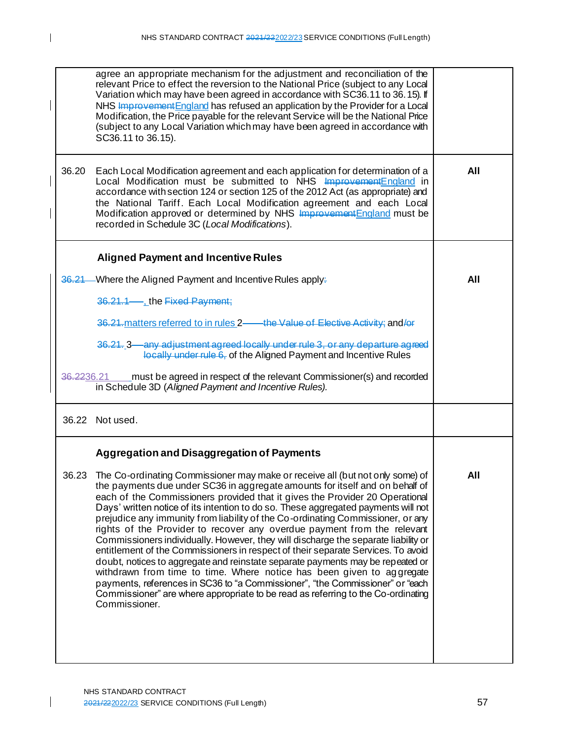| | | |
|---|---|---|
| | agree an appropriate mechanism for the adjustment and reconciliation of the relevant Price to effect the reversion to the National Price (subject to any Local Variation which may have been agreed in accordance with SC36.11 to 36.15). If NHS ~~Improvement~~England has refused an application by the Provider for a Local Modification, the Price payable for the relevant Service will be the National Price (subject to any Local Variation which may have been agreed in accordance with SC36.11 to 36.15). | |
| 36.20 | Each Local Modification agreement and each application for determination of a Local Modification must be submitted to NHS ~~Improvement~~England in accordance with section 124 or section 125 of the 2012 Act (as appropriate) and the National Tariff. Each Local Modification agreement and each Local Modification approved or determined by NHS ~~Improvement~~England must be recorded in Schedule 3C (*Local Modifications*). | **All** |
| | **Aligned Payment and Incentive Rules**<br><br>~~36.21~~ Where the Aligned Payment and Incentive Rules apply~~:~~<br><br>~~36.21.1~~ , the ~~Fixed Payment;~~<br><br>~~36.21.~~matters referred to in rules 2 ~~the Value of Elective Activity;~~ and~~/or~~<br><br>~~36.21.~~ 3 ~~any adjustment agreed locally under rule 3, or any departure agreed locally under rule 6,~~ of the Aligned Payment and Incentive Rules<br><br>~~36.22~~36.21 must be agreed in respect of the relevant Commissioner(s) and recorded in Schedule 3D (*Aligned Payment and Incentive Rules).* | **All** |
| 36.22 | Not used. | |
| | **Aggregation and Disaggregation of Payments** | |
| 36.23 | The Co-ordinating Commissioner may make or receive all (but not only some) of the payments due under SC36 in aggregate amounts for itself and on behalf of each of the Commissioners provided that it gives the Provider 20 Operational Days' written notice of its intention to do so. These aggregated payments will not prejudice any immunity from liability of the Co-ordinating Commissioner, or any rights of the Provider to recover any overdue payment from the relevant Commissioners individually. However, they will discharge the separate liability or entitlement of the Commissioners in respect of their separate Services. To avoid doubt, notices to aggregate and reinstate separate payments may be repeated or withdrawn from time to time. Where notice has been given to aggregate payments, references in SC36 to "a Commissioner", "the Commissioner" or "each Commissioner" are where appropriate to be read as referring to the Co-ordinating Commissioner. | **All** |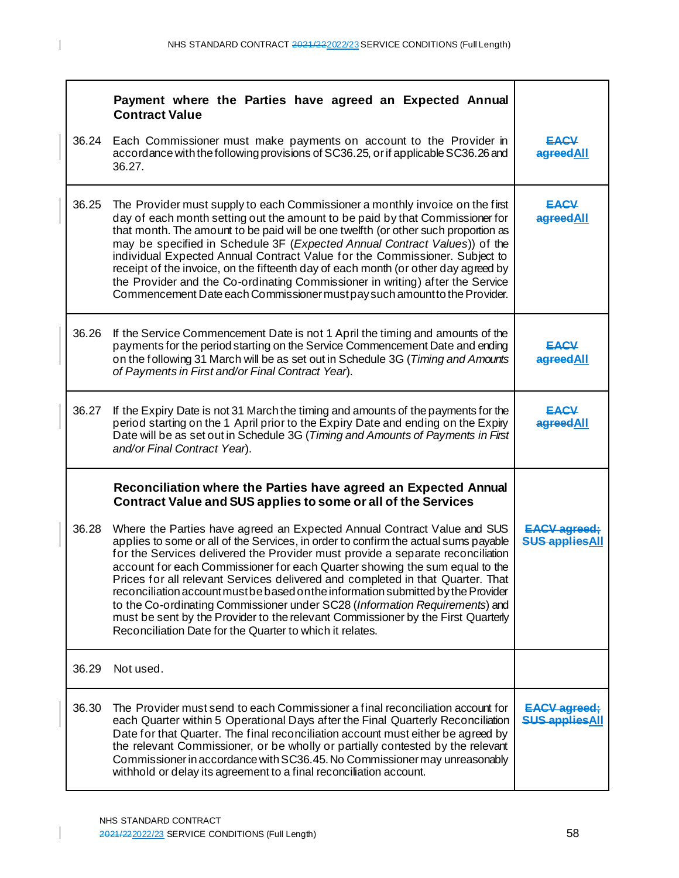| | | |
|---|---|---|
| | **Payment where the Parties have agreed an Expected Annual Contract Value** | |
| 36.24 | Each Commissioner must make payments on account to the Provider in accordance with the following provisions of SC36.25, or if applicable SC36.26 and 36.27. | ~~EACV agreed~~ All |
| 36.25 | The Provider must supply to each Commissioner a monthly invoice on the first day of each month setting out the amount to be paid by that Commissioner for that month. The amount to be paid will be one twelfth (or other such proportion as may be specified in Schedule 3F (*Expected Annual Contract Values*)) of the individual Expected Annual Contract Value for the Commissioner. Subject to receipt of the invoice, on the fifteenth day of each month (or other day agreed by the Provider and the Co-ordinating Commissioner in writing) after the Service Commencement Date each Commissioner must pay such amount to the Provider. | ~~EACV agreed~~ All |
| 36.26 | If the Service Commencement Date is not 1 April the timing and amounts of the payments for the period starting on the Service Commencement Date and ending on the following 31 March will be as set out in Schedule 3G (*Timing and Amounts of Payments in First and/or Final Contract Year*). | ~~EACV agreed~~ All |
| 36.27 | If the Expiry Date is not 31 March the timing and amounts of the payments for the period starting on the 1 April prior to the Expiry Date and ending on the Expiry Date will be as set out in Schedule 3G (*Timing and Amounts of Payments in First and/or Final Contract Year*). | ~~EACV agreed~~ All |
| | **Reconciliation where the Parties have agreed an Expected Annual Contract Value and SUS applies to some or all of the Services** | |
| 36.28 | Where the Parties have agreed an Expected Annual Contract Value and SUS applies to some or all of the Services, in order to confirm the actual sums payable for the Services delivered the Provider must provide a separate reconciliation account for each Commissioner for each Quarter showing the sum equal to the Prices for all relevant Services delivered and completed in that Quarter. That reconciliation account must be based on the information submitted by the Provider to the Co-ordinating Commissioner under SC28 (*Information Requirements*) and must be sent by the Provider to the relevant Commissioner by the First Quarterly Reconciliation Date for the Quarter to which it relates. | ~~EACV agreed; SUS applies~~ All |
| 36.29 | Not used. | |
| 36.30 | The Provider must send to each Commissioner a final reconciliation account for each Quarter within 5 Operational Days after the Final Quarterly Reconciliation Date for that Quarter. The final reconciliation account must either be agreed by the relevant Commissioner, or be wholly or partially contested by the relevant Commissioner in accordance with SC36.45. No Commissioner may unreasonably withhold or delay its agreement to a final reconciliation account. | ~~EACV agreed; SUS applies~~ All |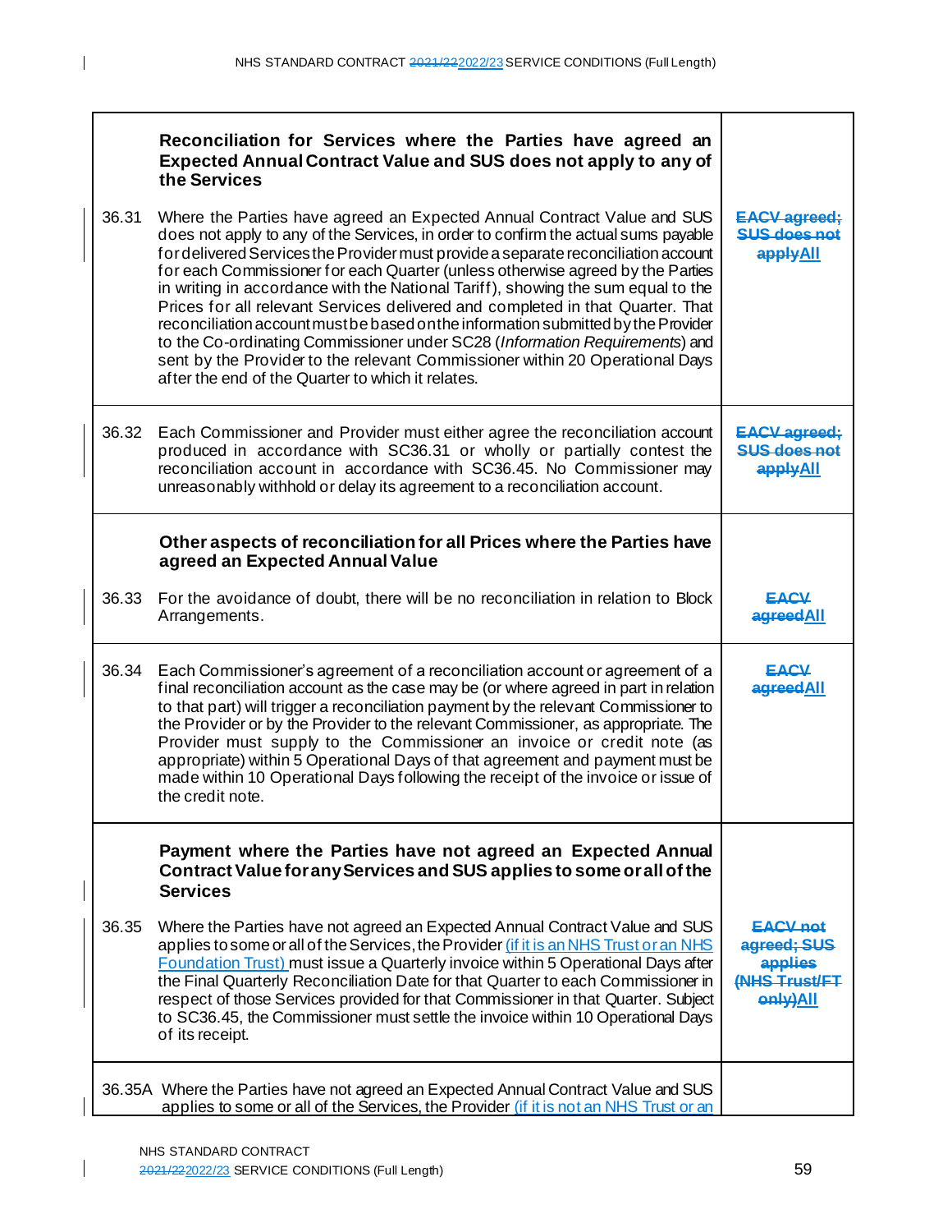| | | |
|---|---|---|
| | **Reconciliation for Services where the Parties have agreed an Expected Annual Contract Value and SUS does not apply to any of the Services** | |
| 36.31 | Where the Parties have agreed an Expected Annual Contract Value and SUS does not apply to any of the Services, in order to confirm the actual sums payable for delivered Services the Provider must provide a separate reconciliation account for each Commissioner for each Quarter (unless otherwise agreed by the Parties in writing in accordance with the National Tariff), showing the sum equal to the Prices for all relevant Services delivered and completed in that Quarter. That reconciliation account must be based on the information submitted by the Provider to the Co-ordinating Commissioner under SC28 (*Information Requirements*) and sent by the Provider to the relevant Commissioner within 20 Operational Days after the end of the Quarter to which it relates. | ~~EACV agreed; SUS does not apply~~All |
| 36.32 | Each Commissioner and Provider must either agree the reconciliation account produced in accordance with SC36.31 or wholly or partially contest the reconciliation account in accordance with SC36.45. No Commissioner may unreasonably withhold or delay its agreement to a reconciliation account. | ~~EACV agreed; SUS does not apply~~All |
| | **Other aspects of reconciliation for all Prices where the Parties have agreed an Expected Annual Value** | |
| 36.33 | For the avoidance of doubt, there will be no reconciliation in relation to Block Arrangements. | ~~EACV agreed~~All |
| 36.34 | Each Commissioner's agreement of a reconciliation account or agreement of a final reconciliation account as the case may be (or where agreed in part in relation to that part) will trigger a reconciliation payment by the relevant Commissioner to the Provider or by the Provider to the relevant Commissioner, as appropriate. The Provider must supply to the Commissioner an invoice or credit note (as appropriate) within 5 Operational Days of that agreement and payment must be made within 10 Operational Days following the receipt of the invoice or issue of the credit note. | ~~EACV agreed~~All |
| | **Payment where the Parties have not agreed an Expected Annual Contract Value for any Services and SUS applies to some or all of the Services** | |
| 36.35 | Where the Parties have not agreed an Expected Annual Contract Value and SUS applies to some or all of the Services, the Provider (if it is an NHS Trust or an NHS Foundation Trust) must issue a Quarterly invoice within 5 Operational Days after the Final Quarterly Reconciliation Date for that Quarter to each Commissioner in respect of those Services provided for that Commissioner in that Quarter. Subject to SC36.45, the Commissioner must settle the invoice within 10 Operational Days of its receipt. | ~~EACV not agreed; SUS applies (NHS Trust/FT only)~~All |
| 36.35A | Where the Parties have not agreed an Expected Annual Contract Value and SUS applies to some or all of the Services, the Provider (if it is not an NHS Trust or an | |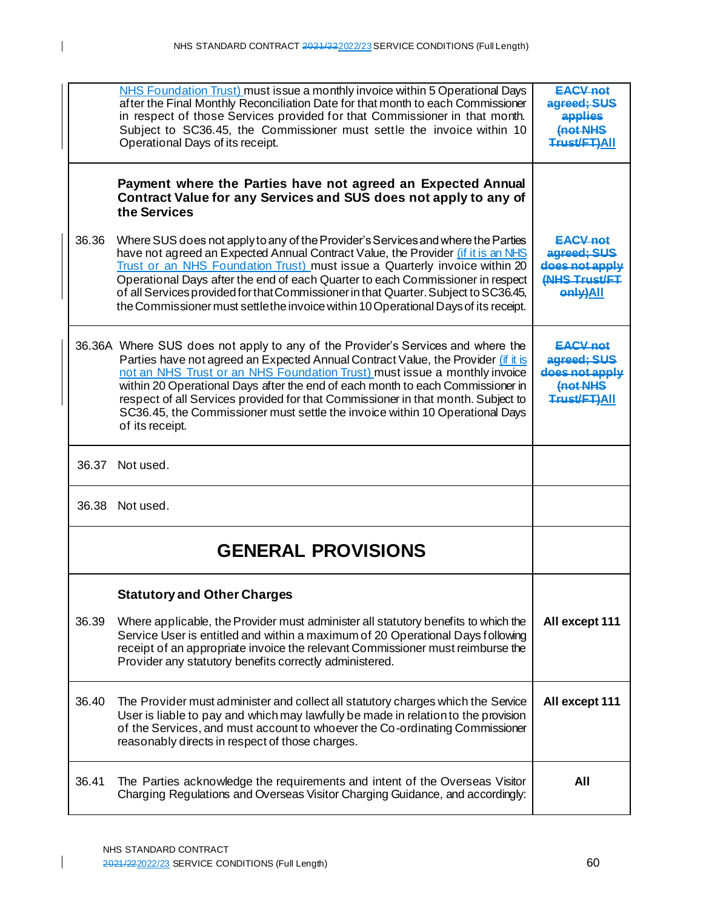| | | |
|---|---|---|
| | NHS Foundation Trust) must issue a monthly invoice within 5 Operational Days after the Final Monthly Reconciliation Date for that month to each Commissioner in respect of those Services provided for that Commissioner in that month. Subject to SC36.45, the Commissioner must settle the invoice within 10 Operational Days of its receipt. | ~~EACV not agreed; SUS applies (not NHS Trust/FT)~~**All** |
| | **Payment where the Parties have not agreed an Expected Annual Contract Value for any Services and SUS does not apply to any of the Services** | |
| 36.36 | Where SUS does not apply to any of the Provider's Services and where the Parties have not agreed an Expected Annual Contract Value, the Provider (if it is an NHS Trust or an NHS Foundation Trust) must issue a Quarterly invoice within 20 Operational Days after the end of each Quarter to each Commissioner in respect of all Services provided for that Commissioner in that Quarter. Subject to SC36.45, the Commissioner must settle the invoice within 10 Operational Days of its receipt. | ~~EACV not agreed; SUS does not apply (NHS Trust/FT only)~~**All** |
| 36.36A | Where SUS does not apply to any of the Provider's Services and where the Parties have not agreed an Expected Annual Contract Value, the Provider (if it is not an NHS Trust or an NHS Foundation Trust) must issue a monthly invoice within 20 Operational Days after the end of each month to each Commissioner in respect of all Services provided for that Commissioner in that month. Subject to SC36.45, the Commissioner must settle the invoice within 10 Operational Days of its receipt. | ~~EACV not agreed; SUS does not apply (not NHS Trust/FT)~~**All** |
| 36.37 | Not used. | |
| 36.38 | Not used. | |
| | **GENERAL PROVISIONS** | |
| | **Statutory and Other Charges** | |
| 36.39 | Where applicable, the Provider must administer all statutory benefits to which the Service User is entitled and within a maximum of 20 Operational Days following receipt of an appropriate invoice the relevant Commissioner must reimburse the Provider any statutory benefits correctly administered. | **All except 111** |
| 36.40 | The Provider must administer and collect all statutory charges which the Service User is liable to pay and which may lawfully be made in relation to the provision of the Services, and must account to whoever the Co-ordinating Commissioner reasonably directs in respect of those charges. | **All except 111** |
| 36.41 | The Parties acknowledge the requirements and intent of the Overseas Visitor Charging Regulations and Overseas Visitor Charging Guidance, and accordingly: | **All** |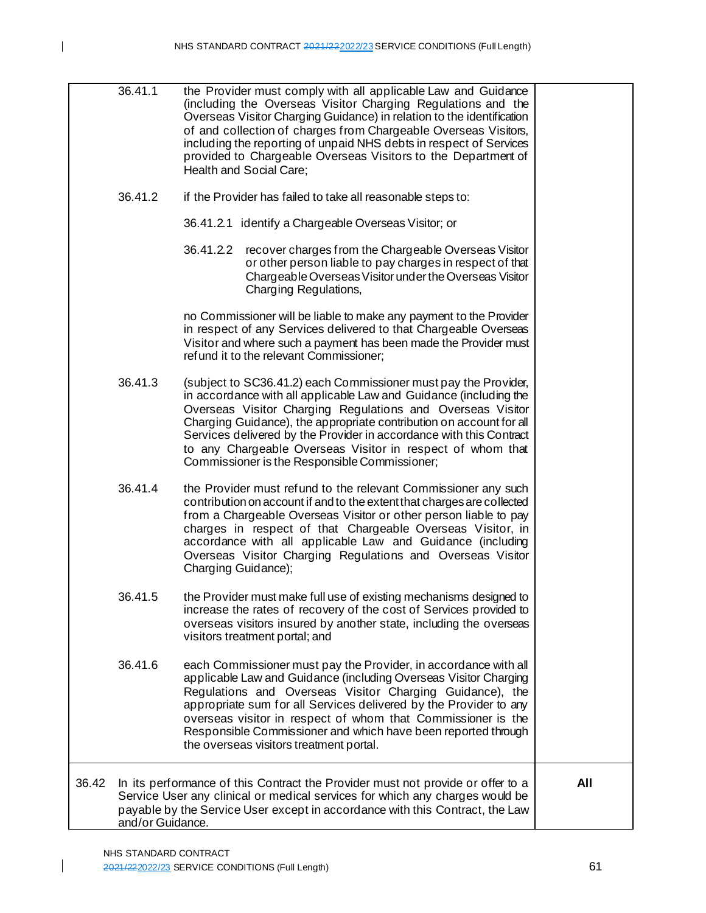| | | |
|---|---|---|
| | 36.41.1 the Provider must comply with all applicable Law and Guidance (including the Overseas Visitor Charging Regulations and the Overseas Visitor Charging Guidance) in relation to the identification of and collection of charges from Chargeable Overseas Visitors, including the reporting of unpaid NHS debts in respect of Services provided to Chargeable Overseas Visitors to the Department of Health and Social Care;<br><br>36.41.2 if the Provider has failed to take all reasonable steps to:<br><br>36.41.2.1 identify a Chargeable Overseas Visitor; or<br><br>36.41.2.2 recover charges from the Chargeable Overseas Visitor or other person liable to pay charges in respect of that Chargeable Overseas Visitor under the Overseas Visitor Charging Regulations,<br><br>no Commissioner will be liable to make any payment to the Provider in respect of any Services delivered to that Chargeable Overseas Visitor and where such a payment has been made the Provider must refund it to the relevant Commissioner;<br><br>36.41.3 (subject to SC36.41.2) each Commissioner must pay the Provider, in accordance with all applicable Law and Guidance (including the Overseas Visitor Charging Regulations and Overseas Visitor Charging Guidance), the appropriate contribution on account for all Services delivered by the Provider in accordance with this Contract to any Chargeable Overseas Visitor in respect of whom that Commissioner is the Responsible Commissioner;<br><br>36.41.4 the Provider must refund to the relevant Commissioner any such contribution on account if and to the extent that charges are collected from a Chargeable Overseas Visitor or other person liable to pay charges in respect of that Chargeable Overseas Visitor, in accordance with all applicable Law and Guidance (including Overseas Visitor Charging Regulations and Overseas Visitor Charging Guidance);<br><br>36.41.5 the Provider must make full use of existing mechanisms designed to increase the rates of recovery of the cost of Services provided to overseas visitors insured by another state, including the overseas visitors treatment portal; and<br><br>36.41.6 each Commissioner must pay the Provider, in accordance with all applicable Law and Guidance (including Overseas Visitor Charging Regulations and Overseas Visitor Charging Guidance), the appropriate sum for all Services delivered by the Provider to any overseas visitor in respect of whom that Commissioner is the Responsible Commissioner and which have been reported through the overseas visitors treatment portal. | |
| 36.42 | In its performance of this Contract the Provider must not provide or offer to a Service User any clinical or medical services for which any charges would be payable by the Service User except in accordance with this Contract, the Law and/or Guidance. | **All** |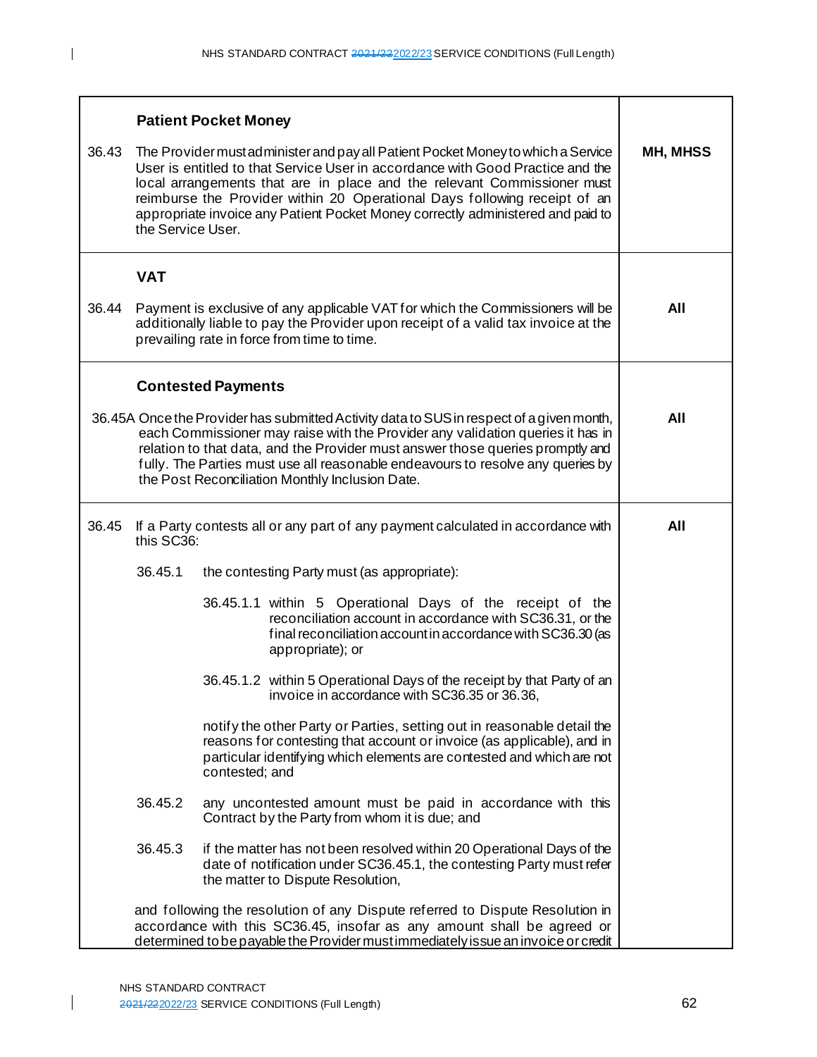| | | |
|---|---|---|
| | **Patient Pocket Money** | |
| 36.43 | The Provider must administer and pay all Patient Pocket Money to which a Service User is entitled to that Service User in accordance with Good Practice and the local arrangements that are in place and the relevant Commissioner must reimburse the Provider within 20 Operational Days following receipt of an appropriate invoice any Patient Pocket Money correctly administered and paid to the Service User. | **MH, MHSS** |
| | **VAT** | |
| 36.44 | Payment is exclusive of any applicable VAT for which the Commissioners will be additionally liable to pay the Provider upon receipt of a valid tax invoice at the prevailing rate in force from time to time. | **All** |
| | **Contested Payments** | |
| 36.45A | Once the Provider has submitted Activity data to SUS in respect of a given month, each Commissioner may raise with the Provider any validation queries it has in relation to that data, and the Provider must answer those queries promptly and fully. The Parties must use all reasonable endeavours to resolve any queries by the Post Reconciliation Monthly Inclusion Date. | **All** |
| 36.45 | If a Party contests all or any part of any payment calculated in accordance with this SC36:<br><br>36.45.1 the contesting Party must (as appropriate):<br><br>36.45.1.1 within 5 Operational Days of the receipt of the reconciliation account in accordance with SC36.31, or the final reconciliation account in accordance with SC36.30 (as appropriate); or<br><br>36.45.1.2 within 5 Operational Days of the receipt by that Party of an invoice in accordance with SC36.35 or 36.36,<br><br>notify the other Party or Parties, setting out in reasonable detail the reasons for contesting that account or invoice (as applicable), and in particular identifying which elements are contested and which are not contested; and<br><br>36.45.2 any uncontested amount must be paid in accordance with this Contract by the Party from whom it is due; and<br><br>36.45.3 if the matter has not been resolved within 20 Operational Days of the date of notification under SC36.45.1, the contesting Party must refer the matter to Dispute Resolution,<br><br>and following the resolution of any Dispute referred to Dispute Resolution in accordance with this SC36.45, insofar as any amount shall be agreed or determined to be payable the Provider must immediately issue an invoice or credit | **All** |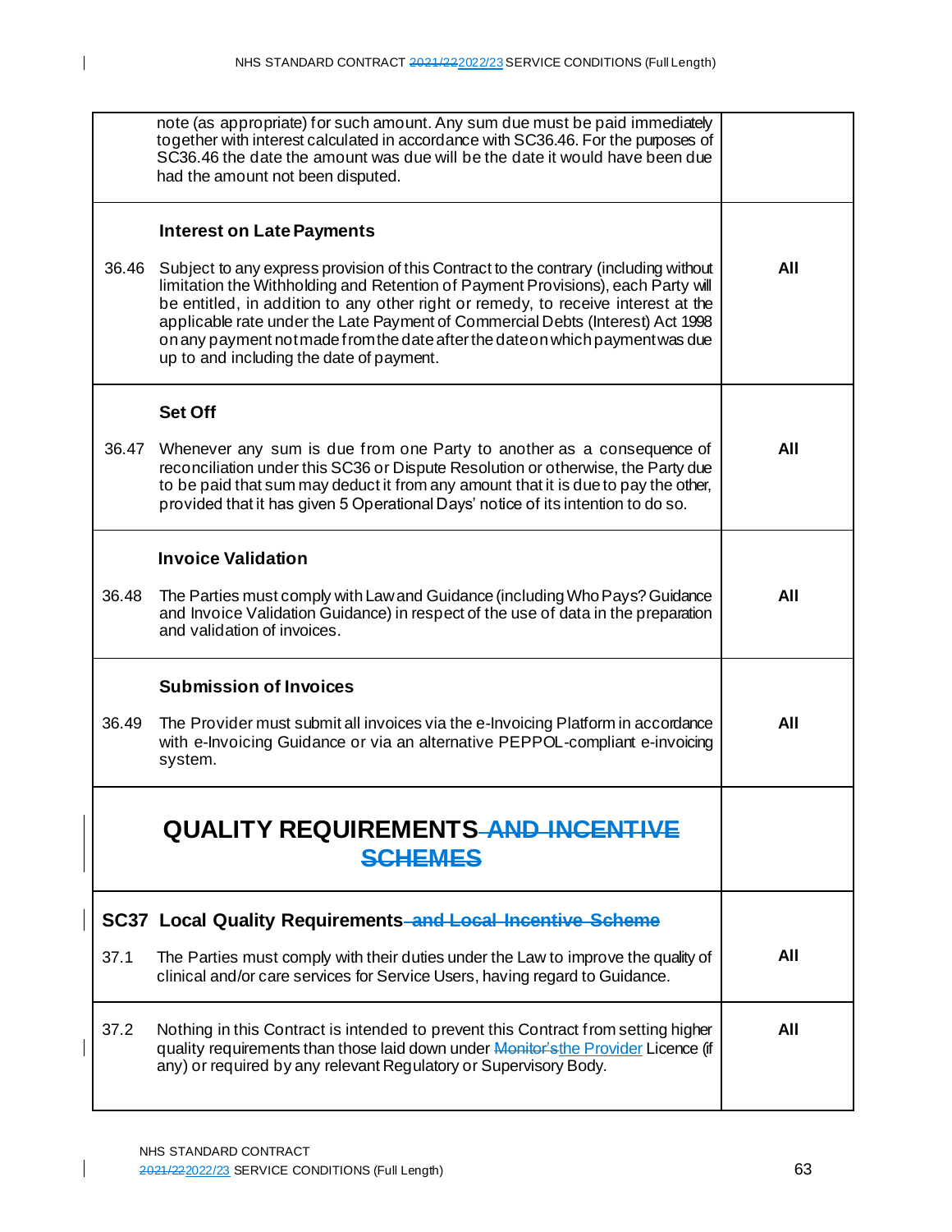| | | |
|---|---|---|
| | note (as appropriate) for such amount. Any sum due must be paid immediately together with interest calculated in accordance with SC36.46. For the purposes of SC36.46 the date the amount was due will be the date it would have been due had the amount not been disputed. | |
| | **Interest on Late Payments** | |
| 36.46 | Subject to any express provision of this Contract to the contrary (including without limitation the Withholding and Retention of Payment Provisions), each Party will be entitled, in addition to any other right or remedy, to receive interest at the applicable rate under the Late Payment of Commercial Debts (Interest) Act 1998 on any payment not made from the date after the date on which payment was due up to and including the date of payment. | **All** |
| | **Set Off** | |
| 36.47 | Whenever any sum is due from one Party to another as a consequence of reconciliation under this SC36 or Dispute Resolution or otherwise, the Party due to be paid that sum may deduct it from any amount that it is due to pay the other, provided that it has given 5 Operational Days' notice of its intention to do so. | **All** |
| | **Invoice Validation** | |
| 36.48 | The Parties must comply with Law and Guidance (including Who Pays? Guidance and Invoice Validation Guidance) in respect of the use of data in the preparation and validation of invoices. | **All** |
| | **Submission of Invoices** | |
| 36.49 | The Provider must submit all invoices via the e-Invoicing Platform in accordance with e-Invoicing Guidance or via an alternative PEPPOL-compliant e-invoicing system. | **All** |

# QUALITY REQUIREMENTS ~~AND INCENTIVE SCHEMES~~

| | | |
|---|---|---|
| **SC37** | **Local Quality Requirements ~~and Local Incentive Scheme~~** | |
| 37.1 | The Parties must comply with their duties under the Law to improve the quality of clinical and/or care services for Service Users, having regard to Guidance. | **All** |
| 37.2 | Nothing in this Contract is intended to prevent this Contract from setting higher quality requirements than those laid down under ~~Monitor's~~the Provider Licence (if any) or required by any relevant Regulatory or Supervisory Body. | **All** |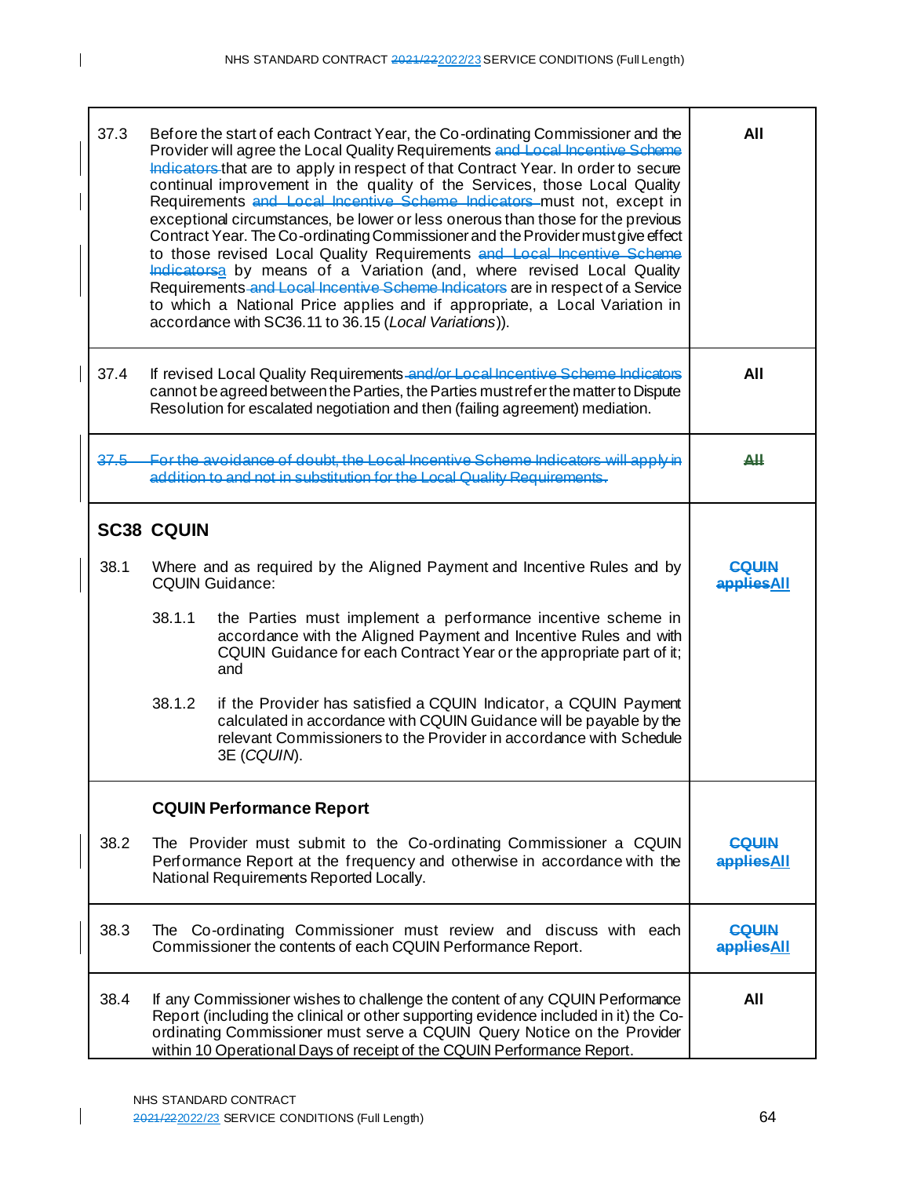| | | |
|---|---|---|
| 37.3 | Before the start of each Contract Year, the Co-ordinating Commissioner and the Provider will agree the Local Quality Requirements ~~and Local Incentive Scheme Indicators~~ that are to apply in respect of that Contract Year. In order to secure continual improvement in the quality of the Services, those Local Quality Requirements ~~and Local Incentive Scheme Indicators~~ must not, except in exceptional circumstances, be lower or less onerous than those for the previous Contract Year. The Co-ordinating Commissioner and the Provider must give effect to those revised Local Quality Requirements ~~and Local Incentive Scheme Indicators~~a by means of a Variation (and, where revised Local Quality Requirements ~~and Local Incentive Scheme Indicators~~ are in respect of a Service to which a National Price applies and if appropriate, a Local Variation in accordance with SC36.11 to 36.15 (*Local Variations*)). | **All** |
| 37.4 | If revised Local Quality Requirements ~~and/or Local Incentive Scheme Indicators~~ cannot be agreed between the Parties, the Parties must refer the matter to Dispute Resolution for escalated negotiation and then (failing agreement) mediation. | **All** |
| ~~37.5~~ | ~~For the avoidance of doubt, the Local Incentive Scheme Indicators will apply in addition to and not in substitution for the Local Quality Requirements.~~ | ~~**All**~~ |
| **SC38** | **CQUIN** | |
| 38.1 | Where and as required by the Aligned Payment and Incentive Rules and by CQUIN Guidance:<br><br>38.1.1 the Parties must implement a performance incentive scheme in accordance with the Aligned Payment and Incentive Rules and with CQUIN Guidance for each Contract Year or the appropriate part of it; and<br><br>38.1.2 if the Provider has satisfied a CQUIN Indicator, a CQUIN Payment calculated in accordance with CQUIN Guidance will be payable by the relevant Commissioners to the Provider in accordance with Schedule 3E (*CQUIN*). | ~~**CQUIN applies**~~**All** |
| | **CQUIN Performance Report** | |
| 38.2 | The Provider must submit to the Co-ordinating Commissioner a CQUIN Performance Report at the frequency and otherwise in accordance with the National Requirements Reported Locally. | ~~**CQUIN applies**~~**All** |
| 38.3 | The Co-ordinating Commissioner must review and discuss with each Commissioner the contents of each CQUIN Performance Report. | ~~**CQUIN applies**~~**All** |
| 38.4 | If any Commissioner wishes to challenge the content of any CQUIN Performance Report (including the clinical or other supporting evidence included in it) the Co-ordinating Commissioner must serve a CQUIN Query Notice on the Provider within 10 Operational Days of receipt of the CQUIN Performance Report. | **All** |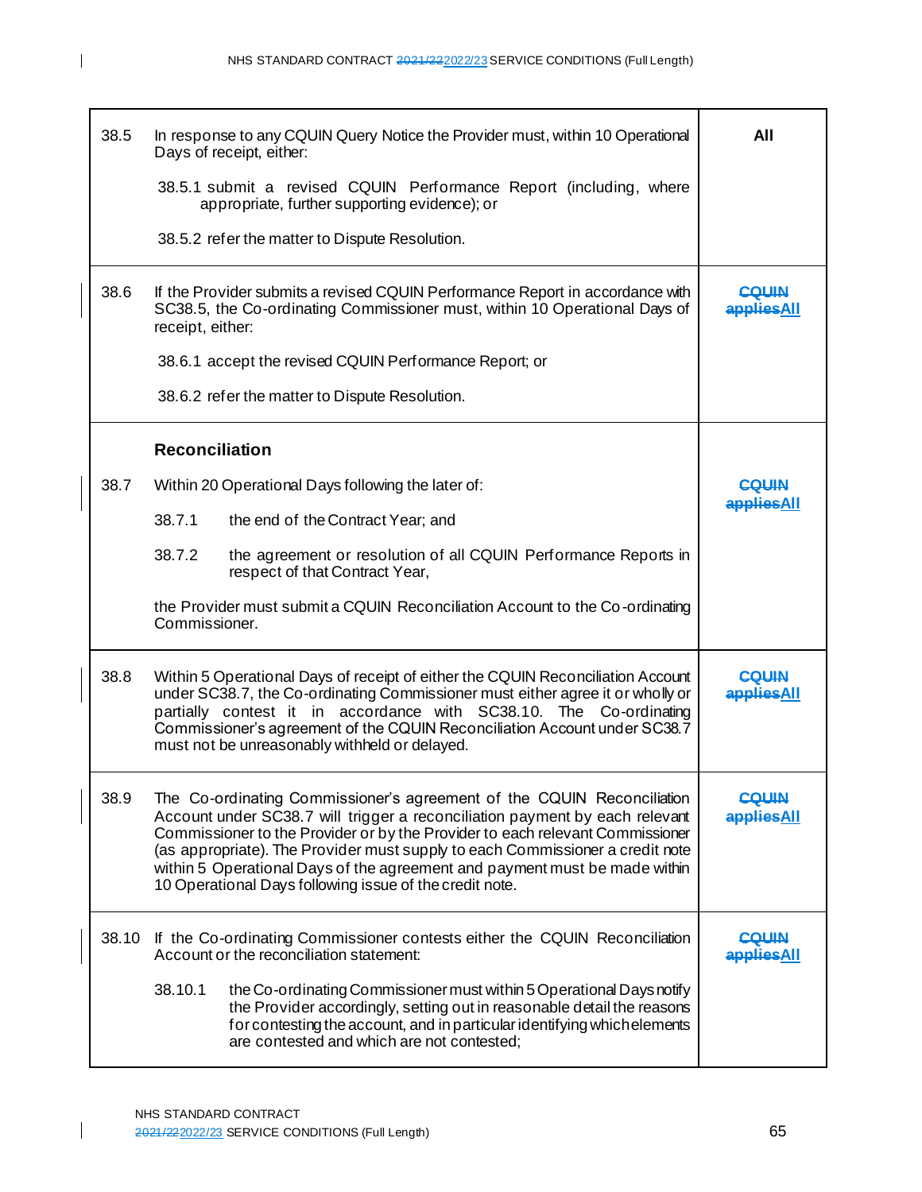| | | |
|---|---|---|
| 38.5 | In response to any CQUIN Query Notice the Provider must, within 10 Operational Days of receipt, either:<br><br>38.5.1 submit a revised CQUIN Performance Report (including, where appropriate, further supporting evidence); or<br><br>38.5.2 refer the matter to Dispute Resolution. | **All** |
| 38.6 | If the Provider submits a revised CQUIN Performance Report in accordance with SC38.5, the Co-ordinating Commissioner must, within 10 Operational Days of receipt, either:<br><br>38.6.1 accept the revised CQUIN Performance Report; or<br><br>38.6.2 refer the matter to Dispute Resolution. | ~~**CQUIN applies**~~**All** |
| | **Reconciliation** | |
| 38.7 | Within 20 Operational Days following the later of:<br><br>38.7.1 the end of the Contract Year; and<br><br>38.7.2 the agreement or resolution of all CQUIN Performance Reports in respect of that Contract Year,<br><br>the Provider must submit a CQUIN Reconciliation Account to the Co-ordinating Commissioner. | ~~**CQUIN applies**~~**All** |
| 38.8 | Within 5 Operational Days of receipt of either the CQUIN Reconciliation Account under SC38.7, the Co-ordinating Commissioner must either agree it or wholly or partially contest it in accordance with SC38.10. The Co-ordinating Commissioner's agreement of the CQUIN Reconciliation Account under SC38.7 must not be unreasonably withheld or delayed. | ~~**CQUIN applies**~~**All** |
| 38.9 | The Co-ordinating Commissioner's agreement of the CQUIN Reconciliation Account under SC38.7 will trigger a reconciliation payment by each relevant Commissioner to the Provider or by the Provider to each relevant Commissioner (as appropriate). The Provider must supply to each Commissioner a credit note within 5 Operational Days of the agreement and payment must be made within 10 Operational Days following issue of the credit note. | ~~**CQUIN applies**~~**All** |
| 38.10 | If the Co-ordinating Commissioner contests either the CQUIN Reconciliation Account or the reconciliation statement:<br><br>38.10.1 the Co-ordinating Commissioner must within 5 Operational Days notify the Provider accordingly, setting out in reasonable detail the reasons for contesting the account, and in particular identifying which elements are contested and which are not contested; | ~~**CQUIN applies**~~**All** |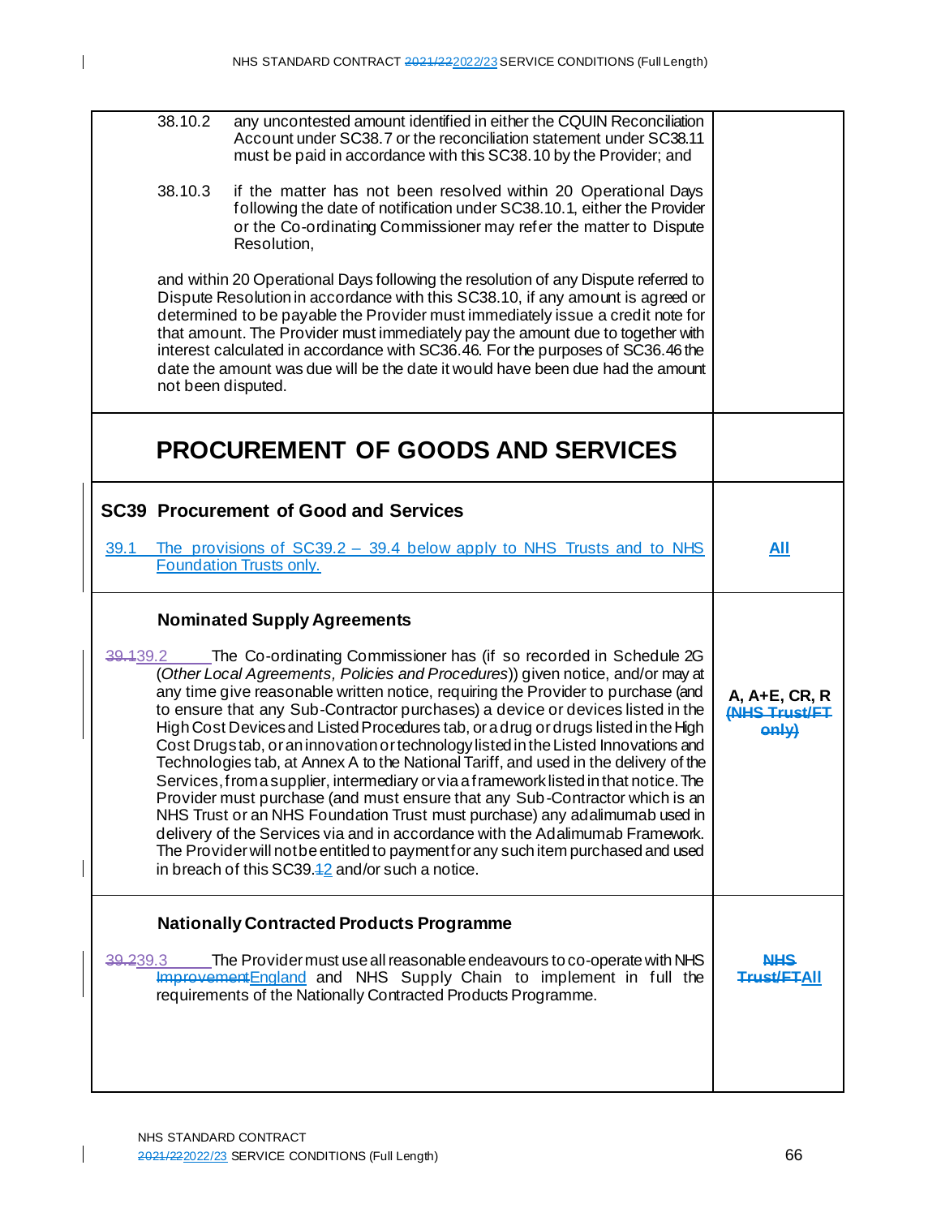| | |
|---|---|
| 38.10.2 any uncontested amount identified in either the CQUIN Reconciliation Account under SC38.7 or the reconciliation statement under SC38.11 must be paid in accordance with this SC38.10 by the Provider; and<br><br>38.10.3 if the matter has not been resolved within 20 Operational Days following the date of notification under SC38.10.1, either the Provider or the Co-ordinating Commissioner may refer the matter to Dispute Resolution,<br><br>and within 20 Operational Days following the resolution of any Dispute referred to Dispute Resolution in accordance with this SC38.10, if any amount is agreed or determined to be payable the Provider must immediately issue a credit note for that amount. The Provider must immediately pay the amount due to together with interest calculated in accordance with SC36.46. For the purposes of SC36.46 the date the amount was due will be the date it would have been due had the amount not been disputed. | |
| **PROCUREMENT OF GOODS AND SERVICES** | |
| **SC39 Procurement of Good and Services**<br><br>39.1 The provisions of SC39.2 – 39.4 below apply to NHS Trusts and to NHS Foundation Trusts only. | **All** |
| **Nominated Supply Agreements**<br><br>~~39.1~~39.2 The Co-ordinating Commissioner has (if so recorded in Schedule 2G (*Other Local Agreements, Policies and Procedures*)) given notice, and/or may at any time give reasonable written notice, requiring the Provider to purchase (and to ensure that any Sub-Contractor purchases) a device or devices listed in the High Cost Devices and Listed Procedures tab, or a drug or drugs listed in the High Cost Drugs tab, or an innovation or technology listed in the Listed Innovations and Technologies tab, at Annex A to the National Tariff, and used in the delivery of the Services, from a supplier, intermediary or via a framework listed in that notice. The Provider must purchase (and must ensure that any Sub-Contractor which is an NHS Trust or an NHS Foundation Trust must purchase) any adalimumab used in delivery of the Services via and in accordance with the Adalimumab Framework. The Provider will not be entitled to payment for any such item purchased and used in breach of this SC39.~~1~~2 and/or such a notice. | **A, A+E, CR, R** ~~**(NHS Trust/FT only)**~~ |
| **Nationally Contracted Products Programme**<br><br>~~39.2~~39.3 The Provider must use all reasonable endeavours to co-operate with NHS ~~Improvement~~England and NHS Supply Chain to implement in full the requirements of the Nationally Contracted Products Programme. | ~~**NHS Trust/FT**~~**All** |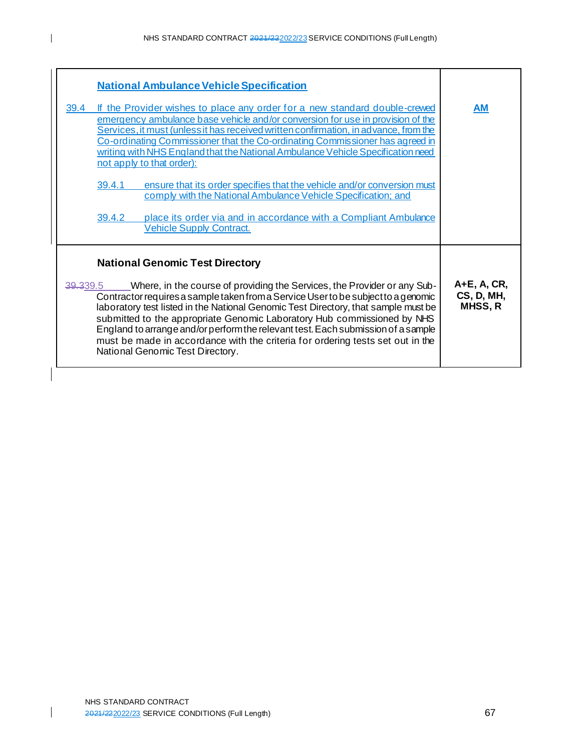| | |
|---|---|
| **National Ambulance Vehicle Specification**<br><br>39.4 If the Provider wishes to place any order for a new standard double-crewed emergency ambulance base vehicle and/or conversion for use in provision of the Services, it must (unless it has received written confirmation, in advance, from the Co-ordinating Commissioner that the Co-ordinating Commissioner has agreed in writing with NHS England that the National Ambulance Vehicle Specification need not apply to that order):<br><br>39.4.1 ensure that its order specifies that the vehicle and/or conversion must comply with the National Ambulance Vehicle Specification; and<br><br>39.4.2 place its order via and in accordance with a Compliant Ambulance Vehicle Supply Contract. | **AM** |
| **National Genomic Test Directory**<br><br>~~39.3~~39.5 Where, in the course of providing the Services, the Provider or any Sub-Contractor requires a sample taken from a Service User to be subject to a genomic laboratory test listed in the National Genomic Test Directory, that sample must be submitted to the appropriate Genomic Laboratory Hub commissioned by NHS England to arrange and/or perform the relevant test. Each submission of a sample must be made in accordance with the criteria for ordering tests set out in the National Genomic Test Directory. | **A+E, A, CR, CS, D, MH, MHSS, R** |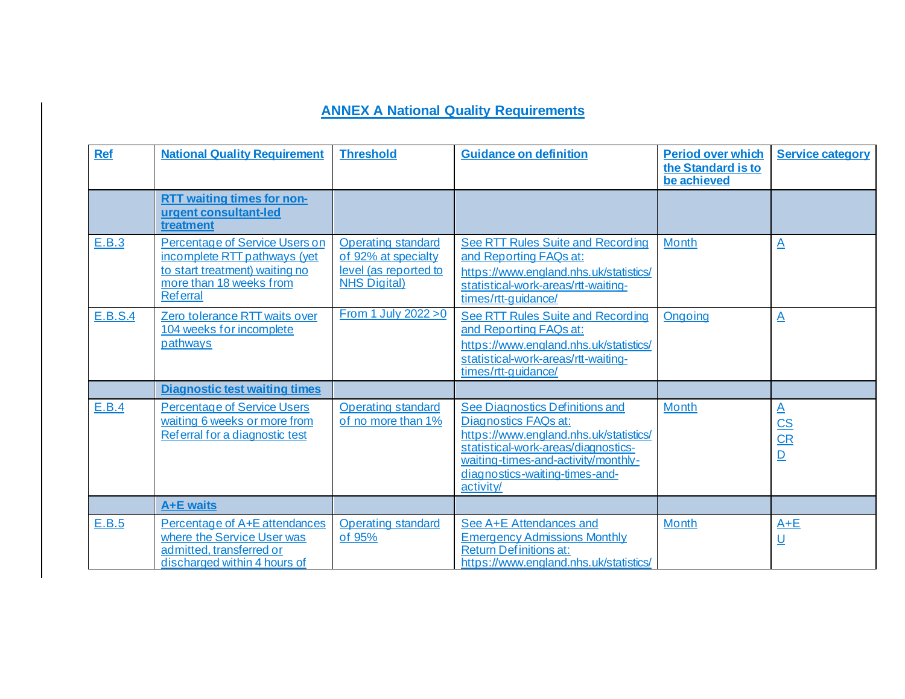## ANNEX A National Quality Requirements

| Ref | National Quality Requirement | Threshold | Guidance on definition | Period over which the Standard is to be achieved | Service category |
|---|---|---|---|---|---|
| | **RTT waiting times for non-urgent consultant-led treatment** | | | | |
| E.B.3 | Percentage of Service Users on incomplete RTT pathways (yet to start treatment) waiting no more than 18 weeks from Referral | Operating standard of 92% at specialty level (as reported to NHS Digital) | See RTT Rules Suite and Recording and Reporting FAQs at: https://www.england.nhs.uk/statistics/statistical-work-areas/rtt-waiting-times/rtt-guidance/ | Month | A |
| E.B.S.4 | Zero tolerance RTT waits over 104 weeks for incomplete pathways | From 1 July 2022 >0 | See RTT Rules Suite and Recording and Reporting FAQs at: https://www.england.nhs.uk/statistics/statistical-work-areas/rtt-waiting-times/rtt-guidance/ | Ongoing | A |
| | **Diagnostic test waiting times** | | | | |
| E.B.4 | Percentage of Service Users waiting 6 weeks or more from Referral for a diagnostic test | Operating standard of no more than 1% | See Diagnostics Definitions and Diagnostics FAQs at: https://www.england.nhs.uk/statistics/statistical-work-areas/diagnostics-waiting-times-and-activity/monthly-diagnostics-waiting-times-and-activity/ | Month | A<br>CS<br>CR<br>D |
| | **A+E waits** | | | | |
| E.B.5 | Percentage of A+E attendances where the Service User was admitted, transferred or discharged within 4 hours of | Operating standard of 95% | See A+E Attendances and Emergency Admissions Monthly Return Definitions at: https://www.england.nhs.uk/statistics/ | Month | A+E<br>U |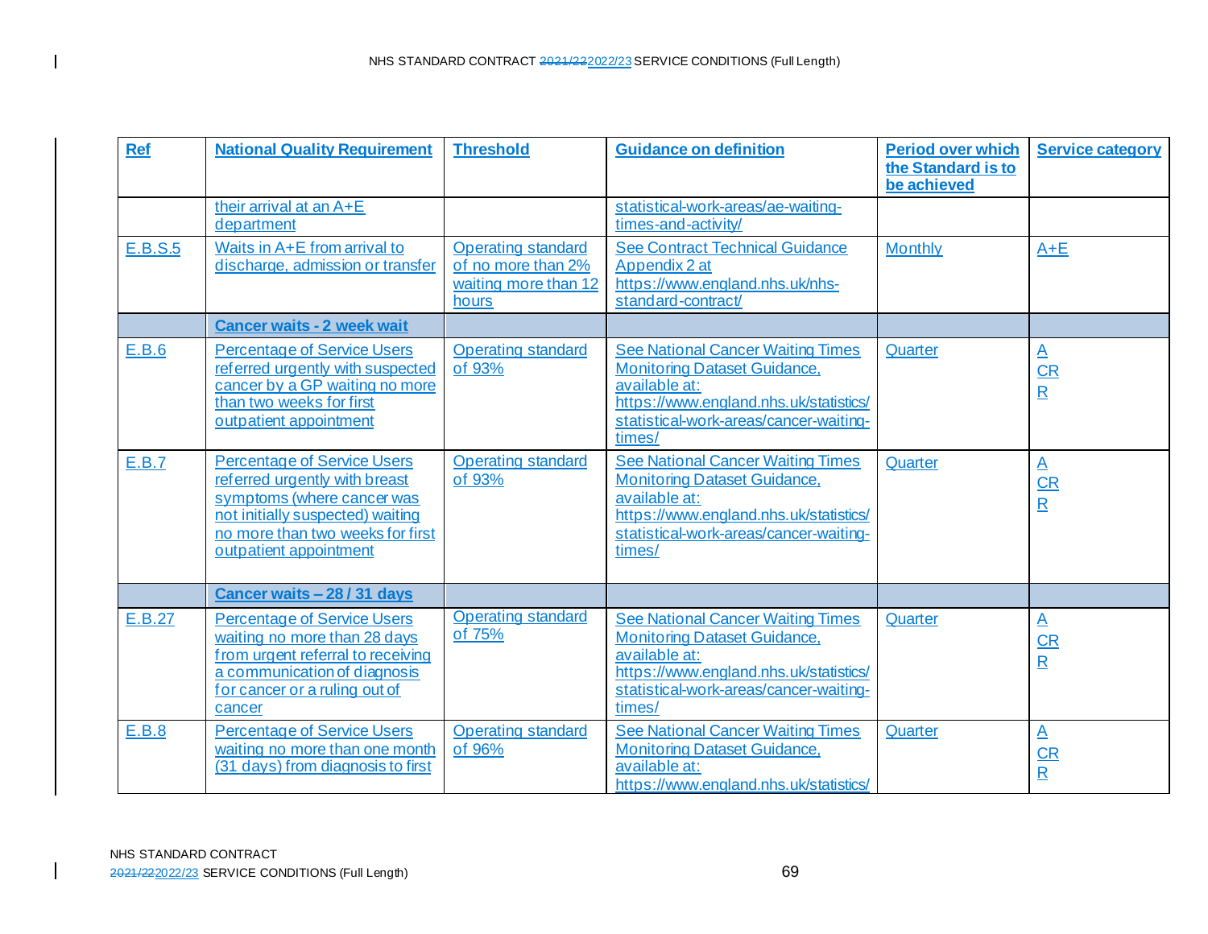| Ref | National Quality Requirement | Threshold | Guidance on definition | Period over which the Standard is to be achieved | Service category |
|---|---|---|---|---|---|
| | their arrival at an A+E department | | statistical-work-areas/ae-waiting-times-and-activity/ | | |
| E.B.S.5 | Waits in A+E from arrival to discharge, admission or transfer | Operating standard of no more than 2% waiting more than 12 hours | See Contract Technical Guidance Appendix 2 at https://www.england.nhs.uk/nhs-standard-contract/ | Monthly | A+E |
| | **Cancer waits - 2 week wait** | | | | |
| E.B.6 | Percentage of Service Users referred urgently with suspected cancer by a GP waiting no more than two weeks for first outpatient appointment | Operating standard of 93% | See National Cancer Waiting Times Monitoring Dataset Guidance, available at: https://www.england.nhs.uk/statistics/statistical-work-areas/cancer-waiting-times/ | Quarter | A CR R |
| E.B.7 | Percentage of Service Users referred urgently with breast symptoms (where cancer was not initially suspected) waiting no more than two weeks for first outpatient appointment | Operating standard of 93% | See National Cancer Waiting Times Monitoring Dataset Guidance, available at: https://www.england.nhs.uk/statistics/statistical-work-areas/cancer-waiting-times/ | Quarter | A CR R |
| | **Cancer waits – 28 / 31 days** | | | | |
| E.B.27 | Percentage of Service Users waiting no more than 28 days from urgent referral to receiving a communication of diagnosis for cancer or a ruling out of cancer | Operating standard of 75% | See National Cancer Waiting Times Monitoring Dataset Guidance, available at: https://www.england.nhs.uk/statistics/statistical-work-areas/cancer-waiting-times/ | Quarter | A CR R |
| E.B.8 | Percentage of Service Users waiting no more than one month (31 days) from diagnosis to first | Operating standard of 96% | See National Cancer Waiting Times Monitoring Dataset Guidance, available at: https://www.england.nhs.uk/statistics/ | Quarter | A CR R |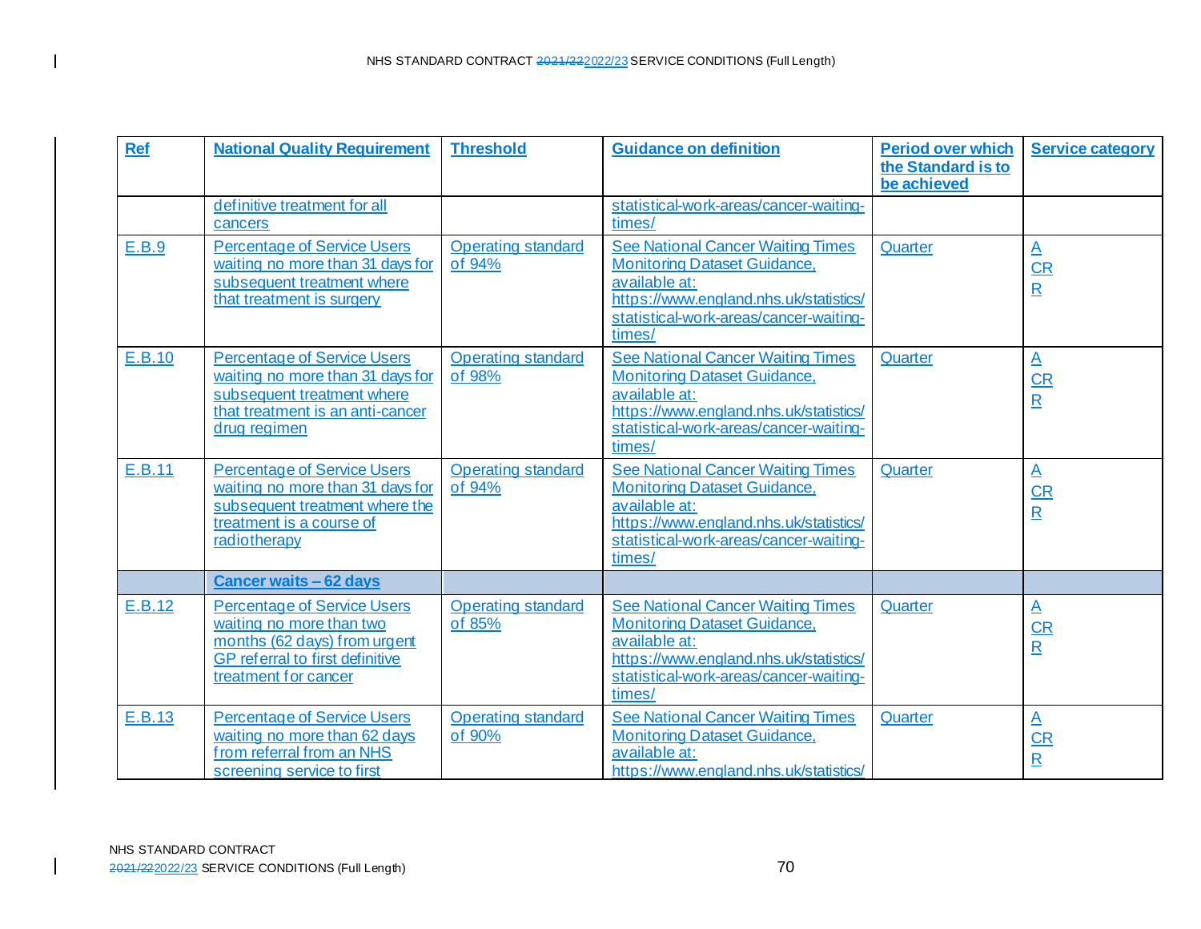| Ref | National Quality Requirement | Threshold | Guidance on definition | Period over which the Standard is to be achieved | Service category |
|---|---|---|---|---|---|
| | definitive treatment for all cancers | | statistical-work-areas/cancer-waiting-times/ | | |
| E.B.9 | Percentage of Service Users waiting no more than 31 days for subsequent treatment where that treatment is surgery | Operating standard of 94% | See National Cancer Waiting Times Monitoring Dataset Guidance, available at: https://www.england.nhs.uk/statistics/statistical-work-areas/cancer-waiting-times/ | Quarter | A<br>CR<br>R |
| E.B.10 | Percentage of Service Users waiting no more than 31 days for subsequent treatment where that treatment is an anti-cancer drug regimen | Operating standard of 98% | See National Cancer Waiting Times Monitoring Dataset Guidance, available at: https://www.england.nhs.uk/statistics/statistical-work-areas/cancer-waiting-times/ | Quarter | A<br>CR<br>R |
| E.B.11 | Percentage of Service Users waiting no more than 31 days for subsequent treatment where the treatment is a course of radiotherapy | Operating standard of 94% | See National Cancer Waiting Times Monitoring Dataset Guidance, available at: https://www.england.nhs.uk/statistics/statistical-work-areas/cancer-waiting-times/ | Quarter | A<br>CR<br>R |
| | **Cancer waits – 62 days** | | | | |
| E.B.12 | Percentage of Service Users waiting no more than two months (62 days) from urgent GP referral to first definitive treatment for cancer | Operating standard of 85% | See National Cancer Waiting Times Monitoring Dataset Guidance, available at: https://www.england.nhs.uk/statistics/statistical-work-areas/cancer-waiting-times/ | Quarter | A<br>CR<br>R |
| E.B.13 | Percentage of Service Users waiting no more than 62 days from referral from an NHS screening service to first | Operating standard of 90% | See National Cancer Waiting Times Monitoring Dataset Guidance, available at: https://www.england.nhs.uk/statistics/ | Quarter | A<br>CR<br>R |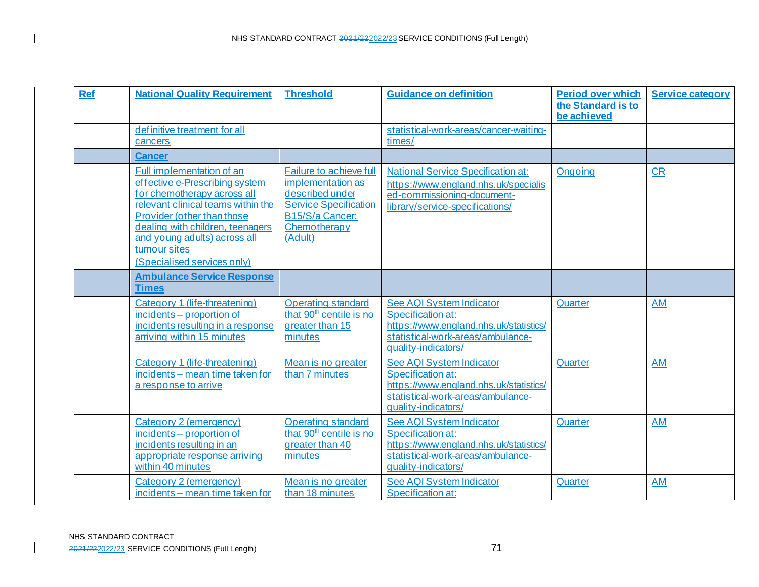| Ref | National Quality Requirement | Threshold | Guidance on definition | Period over which the Standard is to be achieved | Service category |
|---|---|---|---|---|---|
| | definitive treatment for all cancers | | statistical-work-areas/cancer-waiting-times/ | | |
| | **Cancer** | | | | |
| | Full implementation of an effective e-Prescribing system for chemotherapy across all relevant clinical teams within the Provider (other than those dealing with children, teenagers and young adults) across all tumour sites (Specialised services only) | Failure to achieve full implementation as described under Service Specification B15/S/a Cancer: Chemotherapy (Adult) | National Service Specification at: https://www.england.nhs.uk/specialised-commissioning-document-library/service-specifications/ | Ongoing | CR |
| | **Ambulance Service Response Times** | | | | |
| | Category 1 (life-threatening) incidents – proportion of incidents resulting in a response arriving within 15 minutes | Operating standard that 90th centile is no greater than 15 minutes | See AQI System Indicator Specification at: https://www.england.nhs.uk/statistics/statistical-work-areas/ambulance-quality-indicators/ | Quarter | AM |
| | Category 1 (life-threatening) incidents – mean time taken for a response to arrive | Mean is no greater than 7 minutes | See AQI System Indicator Specification at: https://www.england.nhs.uk/statistics/statistical-work-areas/ambulance-quality-indicators/ | Quarter | AM |
| | Category 2 (emergency) incidents – proportion of incidents resulting in an appropriate response arriving within 40 minutes | Operating standard that 90th centile is no greater than 40 minutes | See AQI System Indicator Specification at: https://www.england.nhs.uk/statistics/statistical-work-areas/ambulance-quality-indicators/ | Quarter | AM |
| | Category 2 (emergency) incidents – mean time taken for | Mean is no greater than 18 minutes | See AQI System Indicator Specification at: | Quarter | AM |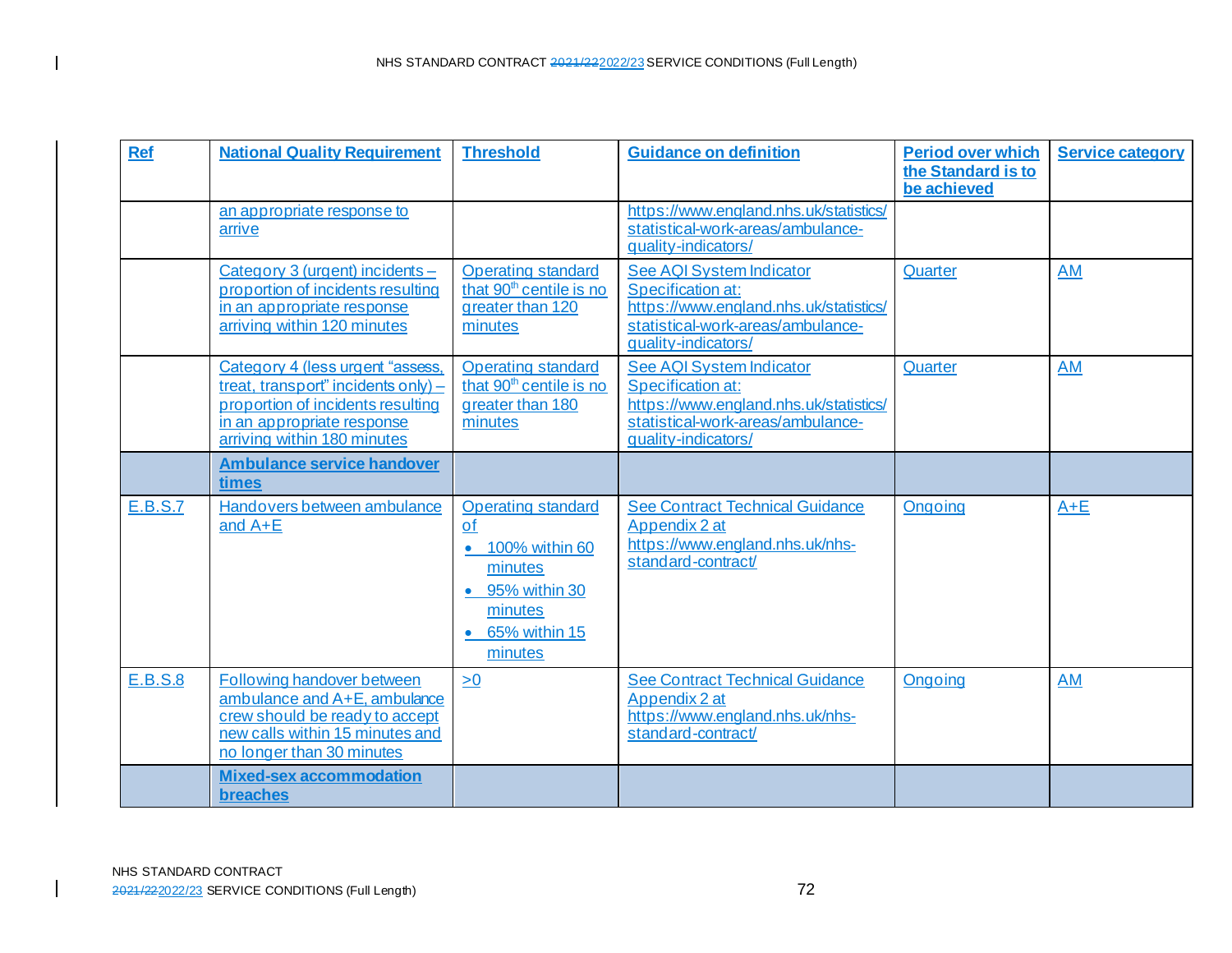| Ref | National Quality Requirement | Threshold | Guidance on definition | Period over which the Standard is to be achieved | Service category |
|---|---|---|---|---|---|
| | an appropriate response to arrive | | https://www.england.nhs.uk/statistics/statistical-work-areas/ambulance-quality-indicators/ | | |
| | Category 3 (urgent) incidents – proportion of incidents resulting in an appropriate response arriving within 120 minutes | Operating standard that 90th centile is no greater than 120 minutes | See AQI System Indicator Specification at: https://www.england.nhs.uk/statistics/statistical-work-areas/ambulance-quality-indicators/ | Quarter | AM |
| | Category 4 (less urgent "assess, treat, transport" incidents only) – proportion of incidents resulting in an appropriate response arriving within 180 minutes | Operating standard that 90th centile is no greater than 180 minutes | See AQI System Indicator Specification at: https://www.england.nhs.uk/statistics/statistical-work-areas/ambulance-quality-indicators/ | Quarter | AM |
| | **Ambulance service handover times** | | | | |
| E.B.S.7 | Handovers between ambulance and A+E | Operating standard of<br>• 100% within 60 minutes<br>• 95% within 30 minutes<br>• 65% within 15 minutes | See Contract Technical Guidance Appendix 2 at https://www.england.nhs.uk/nhs-standard-contract/ | Ongoing | A+E |
| E.B.S.8 | Following handover between ambulance and A+E, ambulance crew should be ready to accept new calls within 15 minutes and no longer than 30 minutes | >0 | See Contract Technical Guidance Appendix 2 at https://www.england.nhs.uk/nhs-standard-contract/ | Ongoing | AM |
| | **Mixed-sex accommodation breaches** | | | | |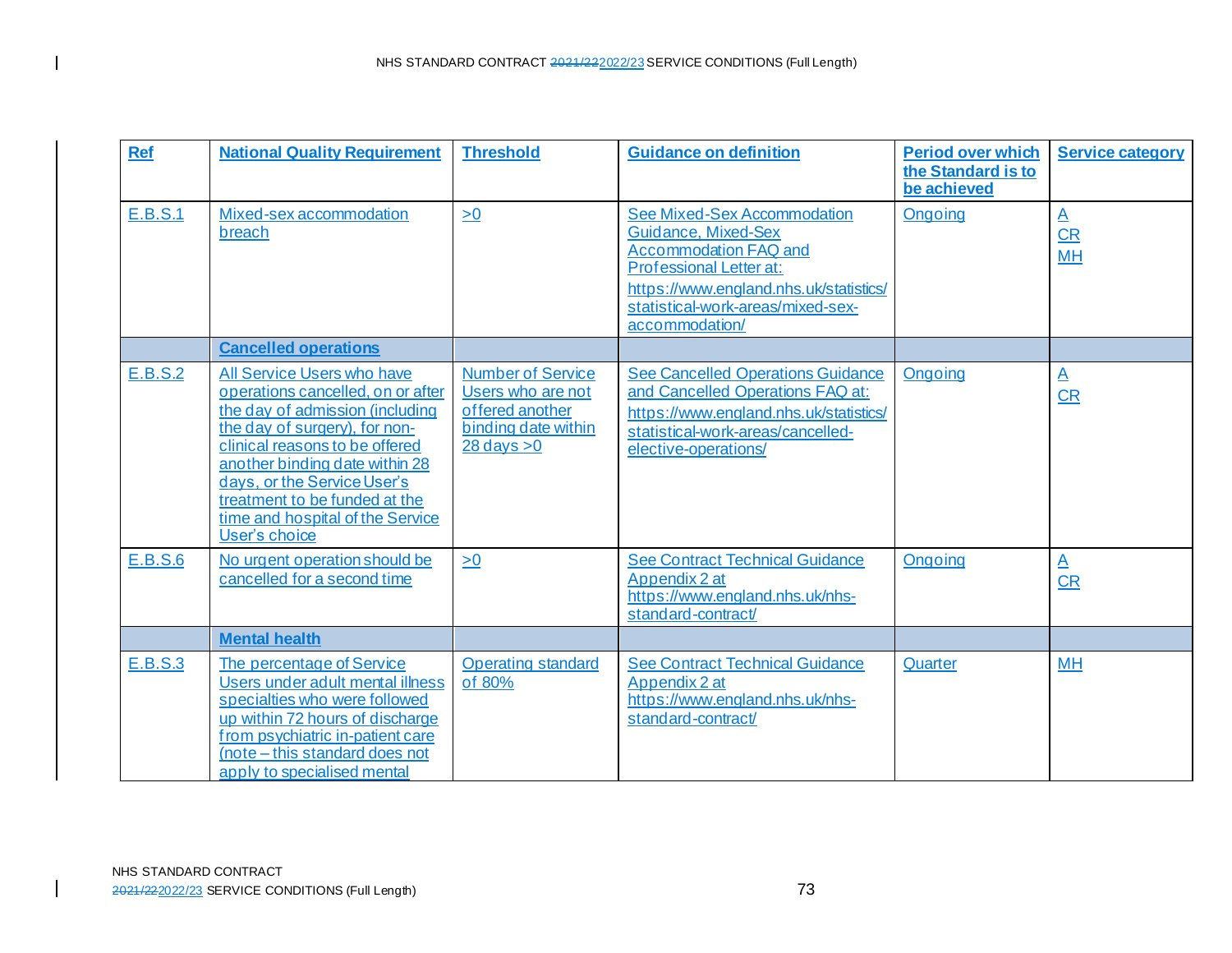| Ref | National Quality Requirement | Threshold | Guidance on definition | Period over which the Standard is to be achieved | Service category |
|---|---|---|---|---|---|
| E.B.S.1 | Mixed-sex accommodation breach | >0 | See Mixed-Sex Accommodation Guidance, Mixed-Sex Accommodation FAQ and Professional Letter at: https://www.england.nhs.uk/statistics/statistical-work-areas/mixed-sex-accommodation/ | Ongoing | A<br>CR<br>MH |
| | **Cancelled operations** | | | | |
| E.B.S.2 | All Service Users who have operations cancelled, on or after the day of admission (including the day of surgery), for non-clinical reasons to be offered another binding date within 28 days, or the Service User's treatment to be funded at the time and hospital of the Service User's choice | Number of Service Users who are not offered another binding date within 28 days >0 | See Cancelled Operations Guidance and Cancelled Operations FAQ at: https://www.england.nhs.uk/statistics/statistical-work-areas/cancelled-elective-operations/ | Ongoing | A<br>CR |
| E.B.S.6 | No urgent operation should be cancelled for a second time | >0 | See Contract Technical Guidance Appendix 2 at https://www.england.nhs.uk/nhs-standard-contract/ | Ongoing | A<br>CR |
| | **Mental health** | | | | |
| E.B.S.3 | The percentage of Service Users under adult mental illness specialties who were followed up within 72 hours of discharge from psychiatric in-patient care (note – this standard does not apply to specialised mental | Operating standard of 80% | See Contract Technical Guidance Appendix 2 at https://www.england.nhs.uk/nhs-standard-contract/ | Quarter | MH |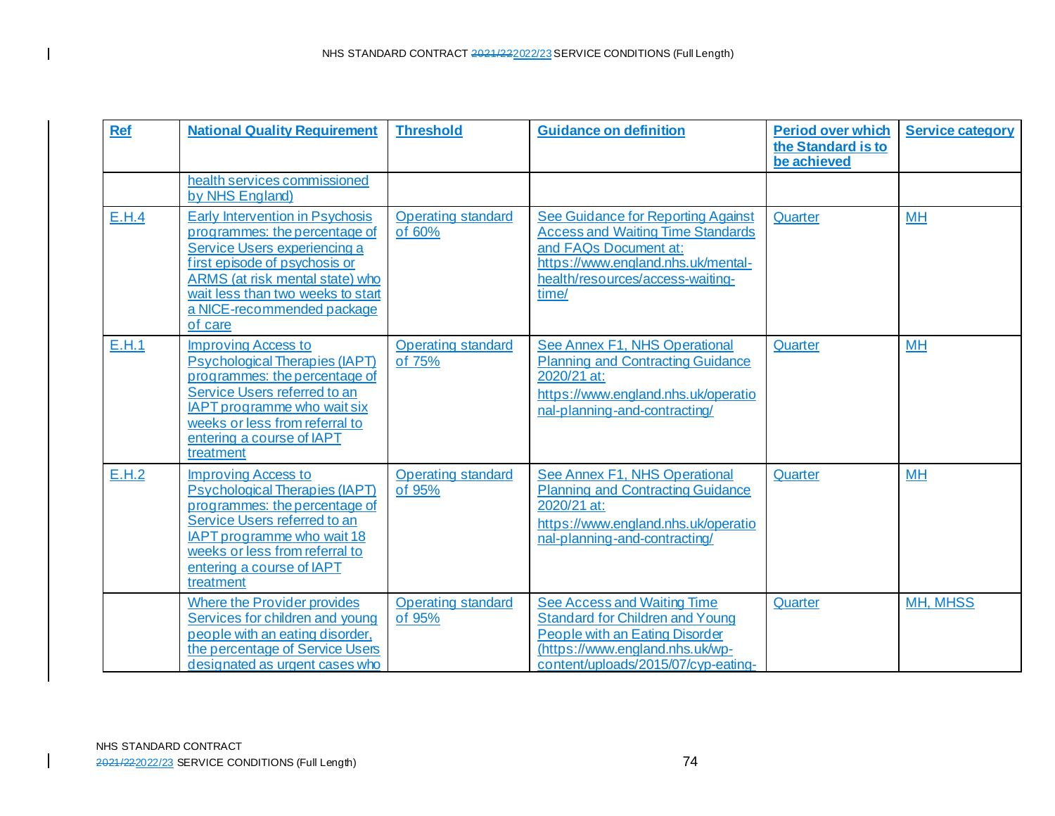| Ref | National Quality Requirement | Threshold | Guidance on definition | Period over which the Standard is to be achieved | Service category |
|---|---|---|---|---|---|
| | health services commissioned by NHS England) | | | | |
| E.H.4 | Early Intervention in Psychosis programmes: the percentage of Service Users experiencing a first episode of psychosis or ARMS (at risk mental state) who wait less than two weeks to start a NICE-recommended package of care | Operating standard of 60% | See Guidance for Reporting Against Access and Waiting Time Standards and FAQs Document at: https://www.england.nhs.uk/mental-health/resources/access-waiting-time/ | Quarter | MH |
| E.H.1 | Improving Access to Psychological Therapies (IAPT) programmes: the percentage of Service Users referred to an IAPT programme who wait six weeks or less from referral to entering a course of IAPT treatment | Operating standard of 75% | See Annex F1, NHS Operational Planning and Contracting Guidance 2020/21 at: https://www.england.nhs.uk/operational-planning-and-contracting/ | Quarter | MH |
| E.H.2 | Improving Access to Psychological Therapies (IAPT) programmes: the percentage of Service Users referred to an IAPT programme who wait 18 weeks or less from referral to entering a course of IAPT treatment | Operating standard of 95% | See Annex F1, NHS Operational Planning and Contracting Guidance 2020/21 at: https://www.england.nhs.uk/operational-planning-and-contracting/ | Quarter | MH |
| | Where the Provider provides Services for children and young people with an eating disorder, the percentage of Service Users designated as urgent cases who | Operating standard of 95% | See Access and Waiting Time Standard for Children and Young People with an Eating Disorder (https://www.england.nhs.uk/wp-content/uploads/2015/07/cyp-eating- | Quarter | MH, MHSS |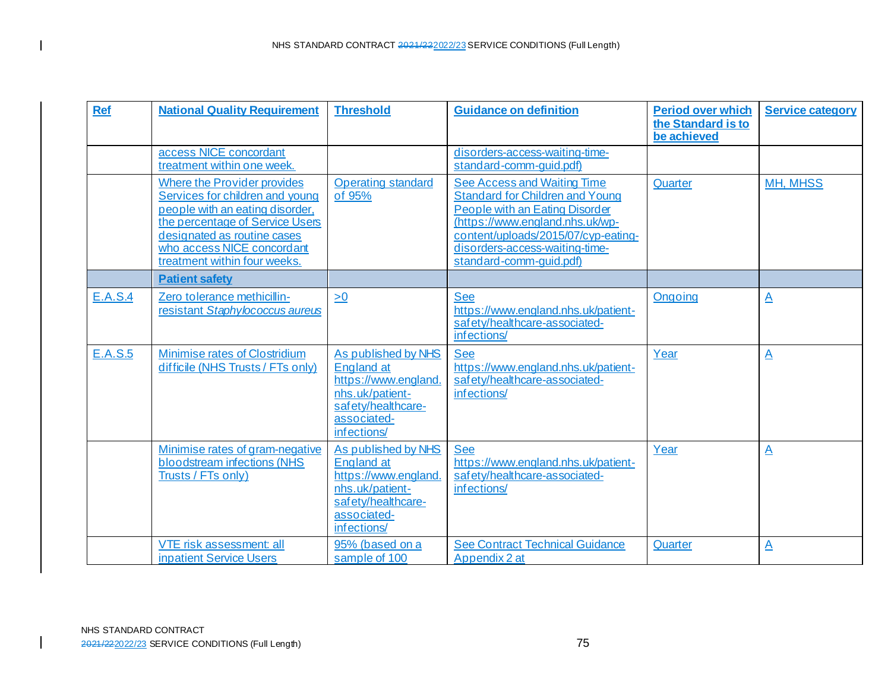| Ref | National Quality Requirement | Threshold | Guidance on definition | Period over which the Standard is to be achieved | Service category |
|---|---|---|---|---|---|
| | access NICE concordant treatment within one week. | | disorders-access-waiting-time-standard-comm-guid.pdf) | | |
| | Where the Provider provides Services for children and young people with an eating disorder, the percentage of Service Users designated as routine cases who access NICE concordant treatment within four weeks. | Operating standard of 95% | See Access and Waiting Time Standard for Children and Young People with an Eating Disorder (https://www.england.nhs.uk/wp-content/uploads/2015/07/cyp-eating-disorders-access-waiting-time-standard-comm-guid.pdf) | Quarter | MH, MHSS |
| | **Patient safety** | | | | |
| E.A.S.4 | Zero tolerance methicillin-resistant *Staphylococcus aureus* | >0 | See https://www.england.nhs.uk/patient-safety/healthcare-associated-infections/ | Ongoing | A |
| E.A.S.5 | Minimise rates of Clostridium difficile (NHS Trusts / FTs only) | As published by NHS England at https://www.england.nhs.uk/patient-safety/healthcare-associated-infections/ | See https://www.england.nhs.uk/patient-safety/healthcare-associated-infections/ | Year | A |
| | Minimise rates of gram-negative bloodstream infections (NHS Trusts / FTs only) | As published by NHS England at https://www.england.nhs.uk/patient-safety/healthcare-associated-infections/ | See https://www.england.nhs.uk/patient-safety/healthcare-associated-infections/ | Year | A |
| | VTE risk assessment: all inpatient Service Users | 95% (based on a sample of 100 | See Contract Technical Guidance Appendix 2 at | Quarter | A |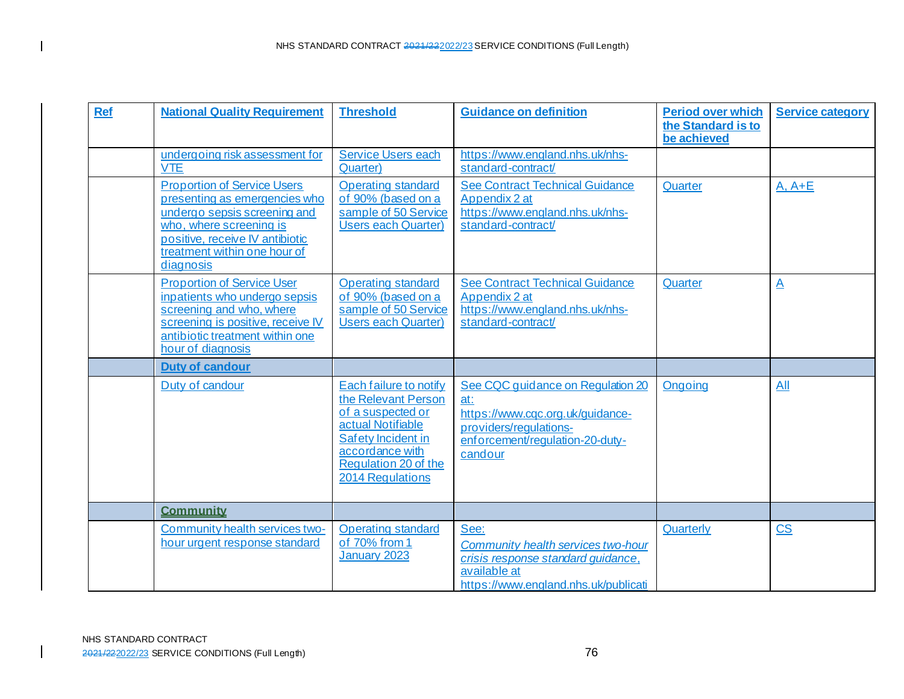| Ref | National Quality Requirement | Threshold | Guidance on definition | Period over which the Standard is to be achieved | Service category |
|---|---|---|---|---|---|
| | undergoing risk assessment for VTE | Service Users each Quarter) | https://www.england.nhs.uk/nhs-standard-contract/ | | |
| | Proportion of Service Users presenting as emergencies who undergo sepsis screening and who, where screening is positive, receive IV antibiotic treatment within one hour of diagnosis | Operating standard of 90% (based on a sample of 50 Service Users each Quarter) | See Contract Technical Guidance Appendix 2 at https://www.england.nhs.uk/nhs-standard-contract/ | Quarter | A, A+E |
| | Proportion of Service User inpatients who undergo sepsis screening and who, where screening is positive, receive IV antibiotic treatment within one hour of diagnosis | Operating standard of 90% (based on a sample of 50 Service Users each Quarter) | See Contract Technical Guidance Appendix 2 at https://www.england.nhs.uk/nhs-standard-contract/ | Quarter | A |
| | **Duty of candour** | | | | |
| | Duty of candour | Each failure to notify the Relevant Person of a suspected or actual Notifiable Safety Incident in accordance with Regulation 20 of the 2014 Regulations | See CQC guidance on Regulation 20 at: https://www.cqc.org.uk/guidance-providers/regulations-enforcement/regulation-20-duty-candour | Ongoing | All |
| | **Community** | | | | |
| | Community health services two-hour urgent response standard | Operating standard of 70% from 1 January 2023 | See: *Community health services two-hour crisis response standard guidance*, available at https://www.england.nhs.uk/publicati | Quarterly | CS |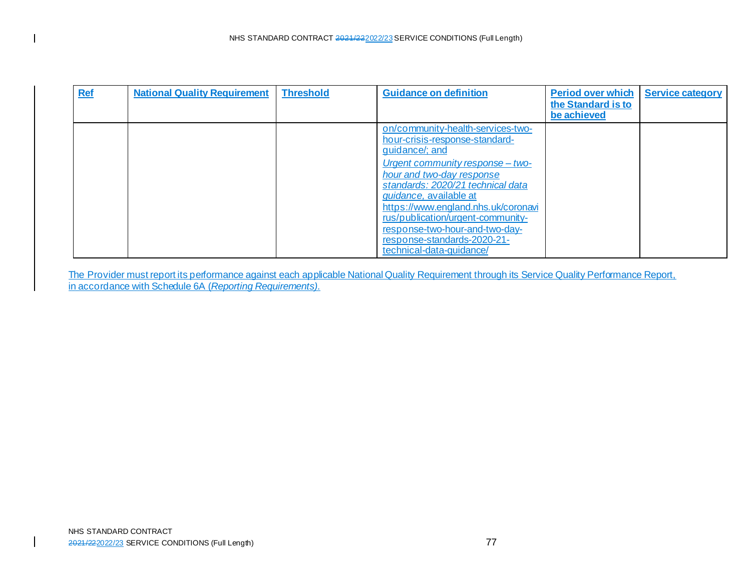| Ref | National Quality Requirement | Threshold | Guidance on definition | Period over which the Standard is to be achieved | Service category |
|---|---|---|---|---|---|
| | | | on/community-health-services-two-hour-crisis-response-standard-guidance/; and *Urgent community response – two-hour and two-day response standards: 2020/21 technical data guidance*, available at https://www.england.nhs.uk/coronavirus/publication/urgent-community-response-two-hour-and-two-day-response-standards-2020-21-technical-data-guidance/ | | |

The Provider must report its performance against each applicable National Quality Requirement through its Service Quality Performance Report, in accordance with Schedule 6A (*Reporting Requirements*).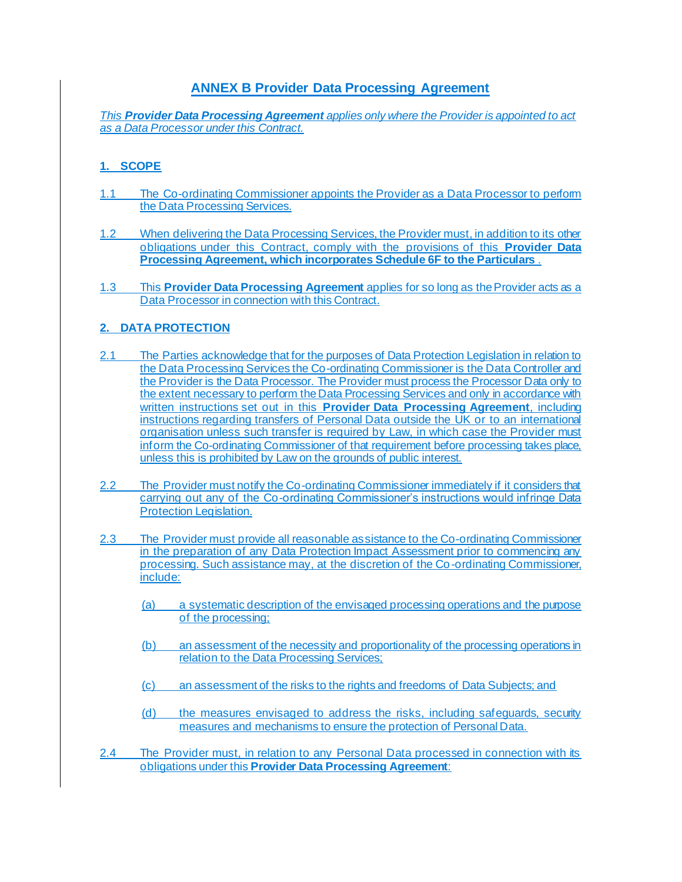# ANNEX B Provider Data Processing Agreement

*This **Provider Data Processing Agreement** applies only where the Provider is appointed to act as a Data Processor under this Contract.*

## 1. SCOPE

1.1 The Co-ordinating Commissioner appoints the Provider as a Data Processor to perform the Data Processing Services.

1.2 When delivering the Data Processing Services, the Provider must, in addition to its other obligations under this Contract, comply with the provisions of this **Provider Data Processing Agreement, which incorporates Schedule 6F to the Particulars** .

1.3 This **Provider Data Processing Agreement** applies for so long as the Provider acts as a Data Processor in connection with this Contract.

## 2. DATA PROTECTION

2.1 The Parties acknowledge that for the purposes of Data Protection Legislation in relation to the Data Processing Services the Co-ordinating Commissioner is the Data Controller and the Provider is the Data Processor. The Provider must process the Processor Data only to the extent necessary to perform the Data Processing Services and only in accordance with written instructions set out in this **Provider Data Processing Agreement**, including instructions regarding transfers of Personal Data outside the UK or to an international organisation unless such transfer is required by Law, in which case the Provider must inform the Co-ordinating Commissioner of that requirement before processing takes place, unless this is prohibited by Law on the grounds of public interest.

2.2 The Provider must notify the Co-ordinating Commissioner immediately if it considers that carrying out any of the Co-ordinating Commissioner's instructions would infringe Data Protection Legislation.

2.3 The Provider must provide all reasonable assistance to the Co-ordinating Commissioner in the preparation of any Data Protection Impact Assessment prior to commencing any processing. Such assistance may, at the discretion of the Co-ordinating Commissioner, include:

(a) a systematic description of the envisaged processing operations and the purpose of the processing;

(b) an assessment of the necessity and proportionality of the processing operations in relation to the Data Processing Services;

(c) an assessment of the risks to the rights and freedoms of Data Subjects; and

(d) the measures envisaged to address the risks, including safeguards, security measures and mechanisms to ensure the protection of Personal Data.

2.4 The Provider must, in relation to any Personal Data processed in connection with its obligations under this **Provider Data Processing Agreement**: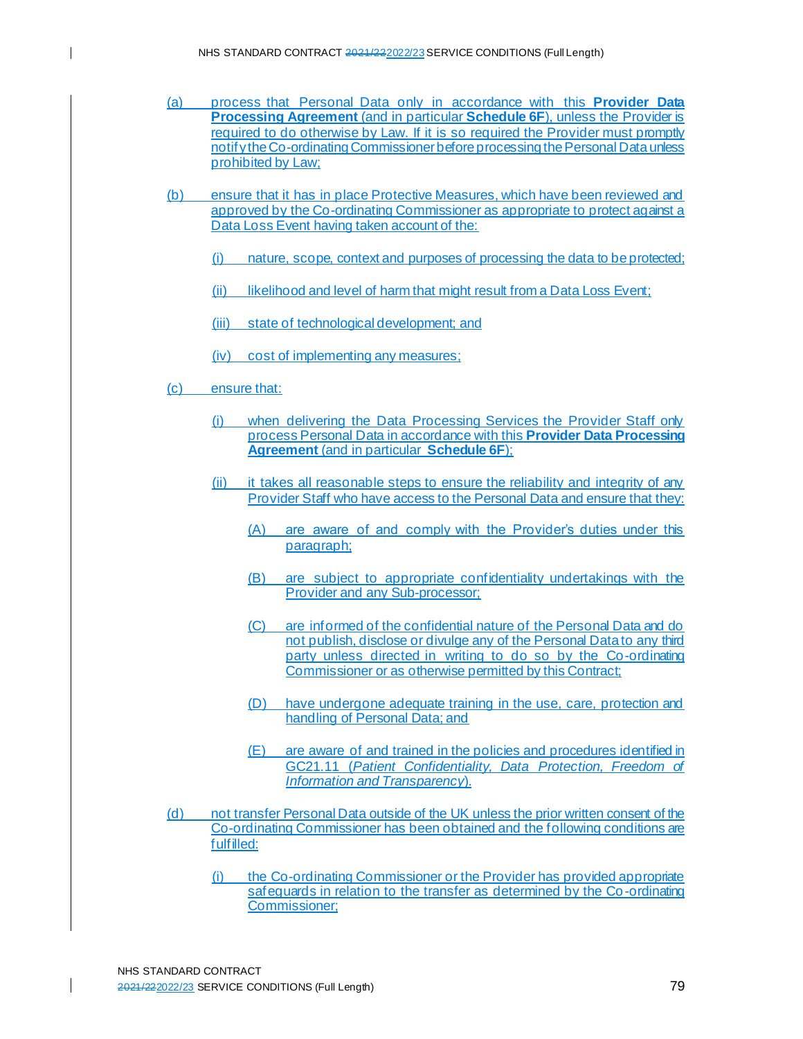(a) process that Personal Data only in accordance with this **Provider Data Processing Agreement** (and in particular **Schedule 6F**), unless the Provider is required to do otherwise by Law. If it is so required the Provider must promptly notify the Co-ordinating Commissioner before processing the Personal Data unless prohibited by Law;

(b) ensure that it has in place Protective Measures, which have been reviewed and approved by the Co-ordinating Commissioner as appropriate to protect against a Data Loss Event having taken account of the:

   (i) nature, scope, context and purposes of processing the data to be protected;

   (ii) likelihood and level of harm that might result from a Data Loss Event;

   (iii) state of technological development; and

   (iv) cost of implementing any measures;

(c) ensure that:

   (i) when delivering the Data Processing Services the Provider Staff only process Personal Data in accordance with this **Provider Data Processing Agreement** (and in particular **Schedule 6F**);

   (ii) it takes all reasonable steps to ensure the reliability and integrity of any Provider Staff who have access to the Personal Data and ensure that they:

      (A) are aware of and comply with the Provider's duties under this paragraph;

      (B) are subject to appropriate confidentiality undertakings with the Provider and any Sub-processor;

      (C) are informed of the confidential nature of the Personal Data and do not publish, disclose or divulge any of the Personal Data to any third party unless directed in writing to do so by the Co-ordinating Commissioner or as otherwise permitted by this Contract;

      (D) have undergone adequate training in the use, care, protection and handling of Personal Data; and

      (E) are aware of and trained in the policies and procedures identified in GC21.11 (*Patient Confidentiality, Data Protection, Freedom of Information and Transparency*).

(d) not transfer Personal Data outside of the UK unless the prior written consent of the Co-ordinating Commissioner has been obtained and the following conditions are fulfilled:

   (i) the Co-ordinating Commissioner or the Provider has provided appropriate safeguards in relation to the transfer as determined by the Co-ordinating Commissioner;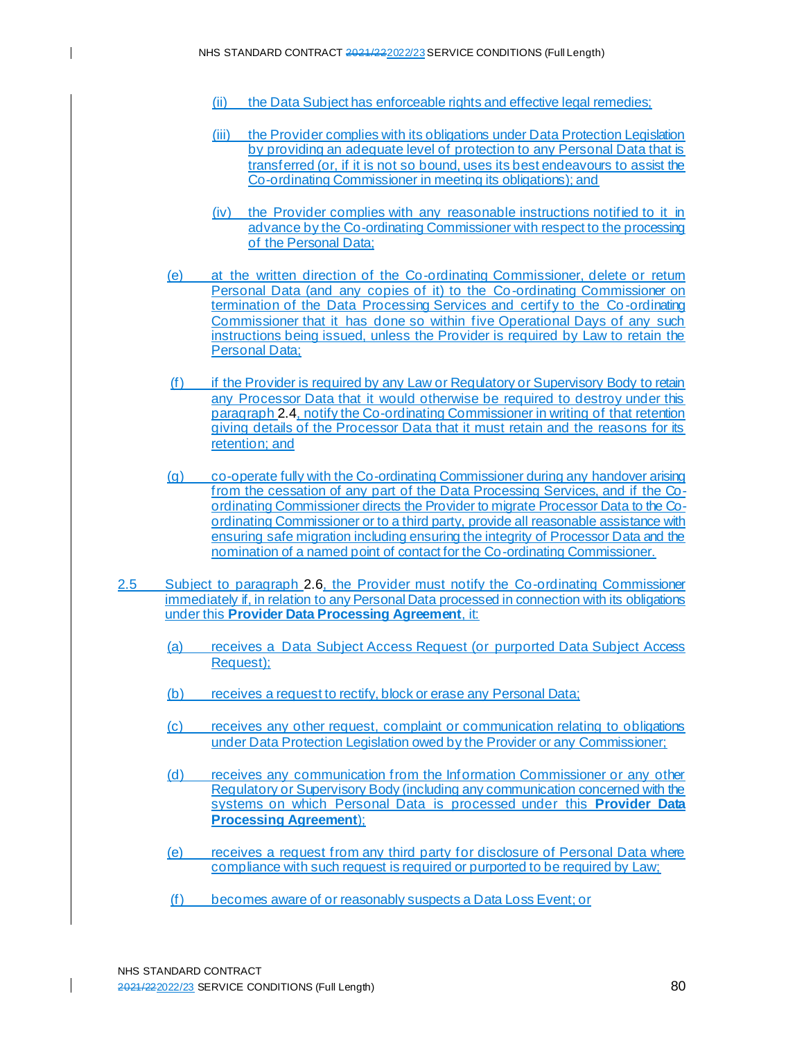(ii) the Data Subject has enforceable rights and effective legal remedies;

(iii) the Provider complies with its obligations under Data Protection Legislation by providing an adequate level of protection to any Personal Data that is transferred (or, if it is not so bound, uses its best endeavours to assist the Co-ordinating Commissioner in meeting its obligations); and

(iv) the Provider complies with any reasonable instructions notified to it in advance by the Co-ordinating Commissioner with respect to the processing of the Personal Data;

(e) at the written direction of the Co-ordinating Commissioner, delete or return Personal Data (and any copies of it) to the Co-ordinating Commissioner on termination of the Data Processing Services and certify to the Co-ordinating Commissioner that it has done so within five Operational Days of any such instructions being issued, unless the Provider is required by Law to retain the Personal Data;

(f) if the Provider is required by any Law or Regulatory or Supervisory Body to retain any Processor Data that it would otherwise be required to destroy under this paragraph 2.4, notify the Co-ordinating Commissioner in writing of that retention giving details of the Processor Data that it must retain and the reasons for its retention; and

(g) co-operate fully with the Co-ordinating Commissioner during any handover arising from the cessation of any part of the Data Processing Services, and if the Co-ordinating Commissioner directs the Provider to migrate Processor Data to the Co-ordinating Commissioner or to a third party, provide all reasonable assistance with ensuring safe migration including ensuring the integrity of Processor Data and the nomination of a named point of contact for the Co-ordinating Commissioner.

2.5 Subject to paragraph 2.6, the Provider must notify the Co-ordinating Commissioner immediately if, in relation to any Personal Data processed in connection with its obligations under this **Provider Data Processing Agreement**, it:

(a) receives a Data Subject Access Request (or purported Data Subject Access Request);

(b) receives a request to rectify, block or erase any Personal Data;

(c) receives any other request, complaint or communication relating to obligations under Data Protection Legislation owed by the Provider or any Commissioner;

(d) receives any communication from the Information Commissioner or any other Regulatory or Supervisory Body (including any communication concerned with the systems on which Personal Data is processed under this **Provider Data Processing Agreement**);

(e) receives a request from any third party for disclosure of Personal Data where compliance with such request is required or purported to be required by Law;

(f) becomes aware of or reasonably suspects a Data Loss Event; or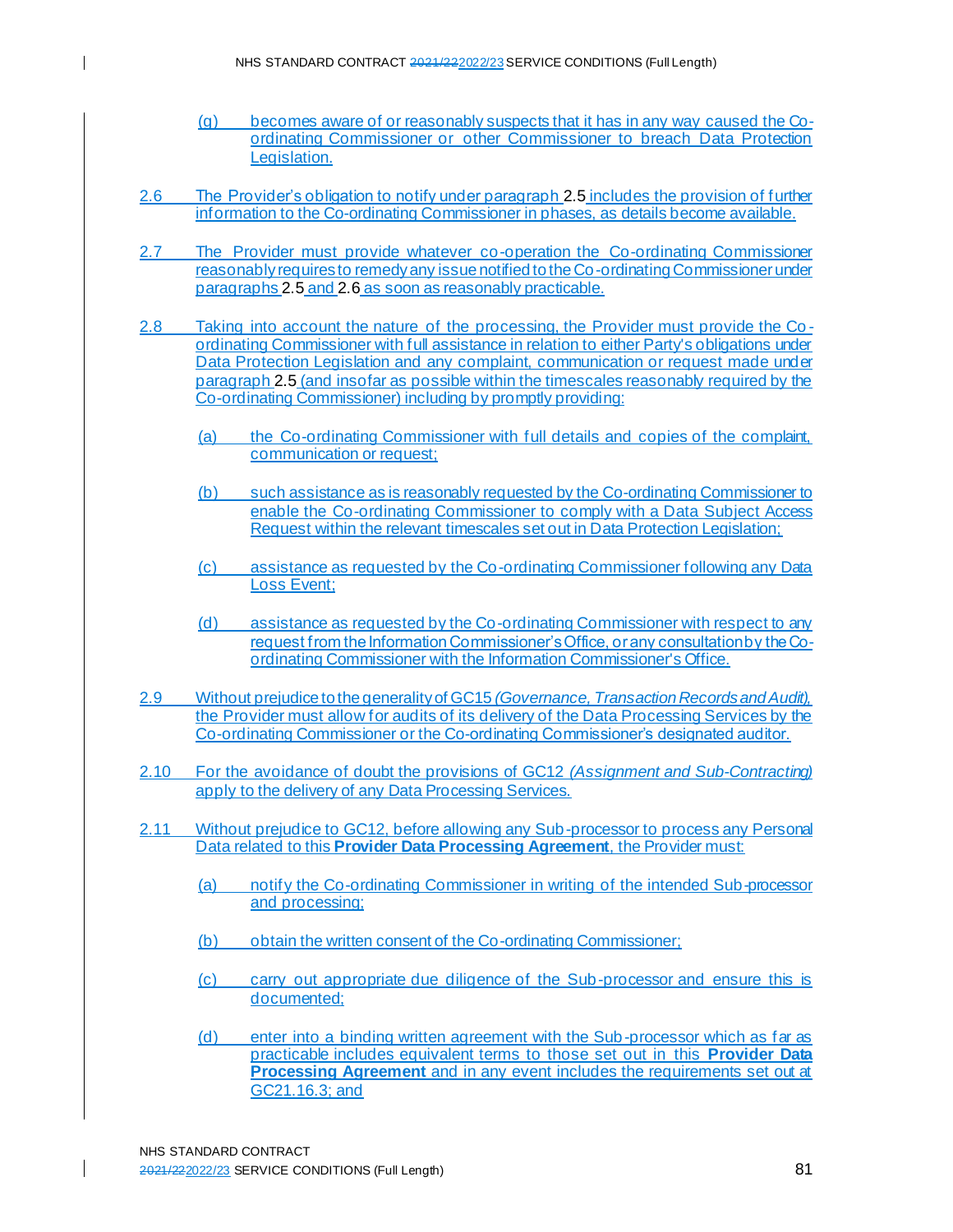(g) becomes aware of or reasonably suspects that it has in any way caused the Co-ordinating Commissioner or other Commissioner to breach Data Protection Legislation.

2.6 The Provider's obligation to notify under paragraph 2.5 includes the provision of further information to the Co-ordinating Commissioner in phases, as details become available.

2.7 The Provider must provide whatever co-operation the Co-ordinating Commissioner reasonably requires to remedy any issue notified to the Co-ordinating Commissioner under paragraphs 2.5 and 2.6 as soon as reasonably practicable.

2.8 Taking into account the nature of the processing, the Provider must provide the Co-ordinating Commissioner with full assistance in relation to either Party's obligations under Data Protection Legislation and any complaint, communication or request made under paragraph 2.5 (and insofar as possible within the timescales reasonably required by the Co-ordinating Commissioner) including by promptly providing:

(a) the Co-ordinating Commissioner with full details and copies of the complaint, communication or request;

(b) such assistance as is reasonably requested by the Co-ordinating Commissioner to enable the Co-ordinating Commissioner to comply with a Data Subject Access Request within the relevant timescales set out in Data Protection Legislation;

(c) assistance as requested by the Co-ordinating Commissioner following any Data Loss Event;

(d) assistance as requested by the Co-ordinating Commissioner with respect to any request from the Information Commissioner's Office, or any consultation by the Co-ordinating Commissioner with the Information Commissioner's Office.

2.9 Without prejudice to the generality of GC15 *(Governance, Transaction Records and Audit)*, the Provider must allow for audits of its delivery of the Data Processing Services by the Co-ordinating Commissioner or the Co-ordinating Commissioner's designated auditor.

2.10 For the avoidance of doubt the provisions of GC12 *(Assignment and Sub-Contracting)* apply to the delivery of any Data Processing Services.

2.11 Without prejudice to GC12, before allowing any Sub-processor to process any Personal Data related to this **Provider Data Processing Agreement**, the Provider must:

(a) notify the Co-ordinating Commissioner in writing of the intended Sub-processor and processing;

(b) obtain the written consent of the Co-ordinating Commissioner;

(c) carry out appropriate due diligence of the Sub-processor and ensure this is documented;

(d) enter into a binding written agreement with the Sub-processor which as far as practicable includes equivalent terms to those set out in this **Provider Data Processing Agreement** and in any event includes the requirements set out at GC21.16.3; and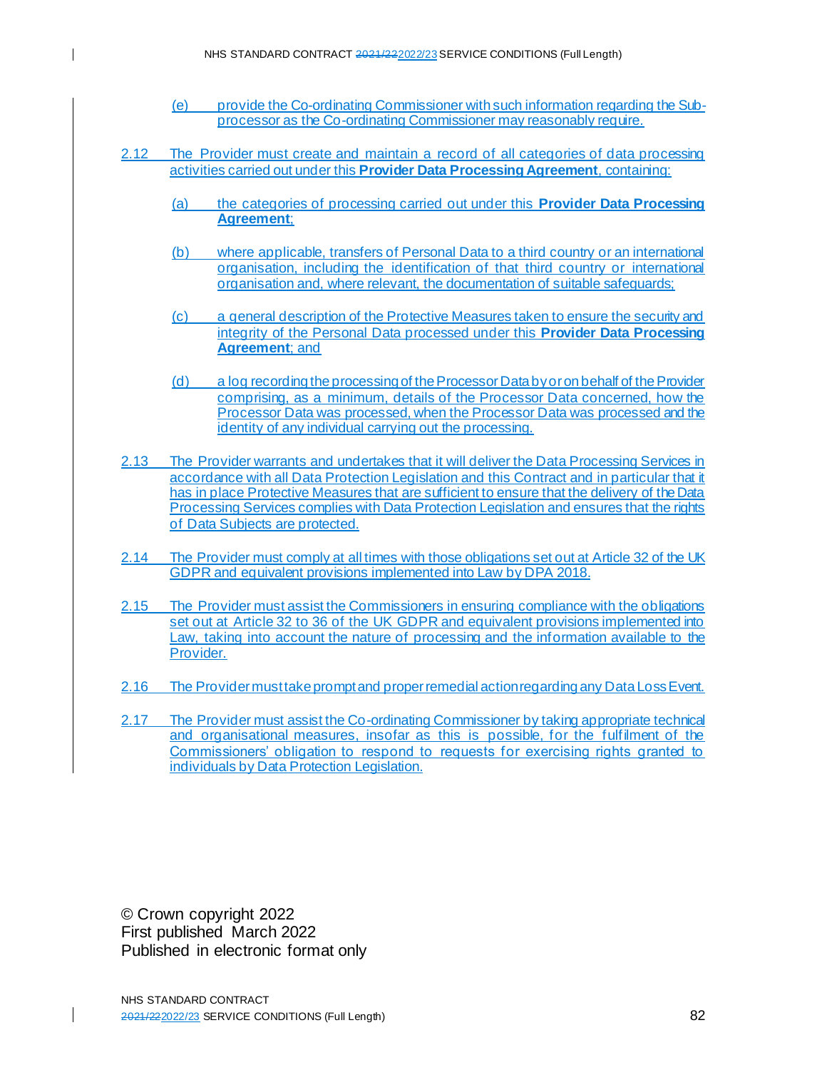(e) provide the Co-ordinating Commissioner with such information regarding the Sub-processor as the Co-ordinating Commissioner may reasonably require.

2.12 The Provider must create and maintain a record of all categories of data processing activities carried out under this **Provider Data Processing Agreement**, containing:

(a) the categories of processing carried out under this **Provider Data Processing Agreement**;

(b) where applicable, transfers of Personal Data to a third country or an international organisation, including the identification of that third country or international organisation and, where relevant, the documentation of suitable safeguards;

(c) a general description of the Protective Measures taken to ensure the security and integrity of the Personal Data processed under this **Provider Data Processing Agreement**; and

(d) a log recording the processing of the Processor Data by or on behalf of the Provider comprising, as a minimum, details of the Processor Data concerned, how the Processor Data was processed, when the Processor Data was processed and the identity of any individual carrying out the processing.

2.13 The Provider warrants and undertakes that it will deliver the Data Processing Services in accordance with all Data Protection Legislation and this Contract and in particular that it has in place Protective Measures that are sufficient to ensure that the delivery of the Data Processing Services complies with Data Protection Legislation and ensures that the rights of Data Subjects are protected.

2.14 The Provider must comply at all times with those obligations set out at Article 32 of the UK GDPR and equivalent provisions implemented into Law by DPA 2018.

2.15 The Provider must assist the Commissioners in ensuring compliance with the obligations set out at Article 32 to 36 of the UK GDPR and equivalent provisions implemented into Law, taking into account the nature of processing and the information available to the Provider.

2.16 The Provider must take prompt and proper remedial action regarding any Data Loss Event.

2.17 The Provider must assist the Co-ordinating Commissioner by taking appropriate technical and organisational measures, insofar as this is possible, for the fulfilment of the Commissioners' obligation to respond to requests for exercising rights granted to individuals by Data Protection Legislation.

© Crown copyright 2022
First published March 2022
Published in electronic format only